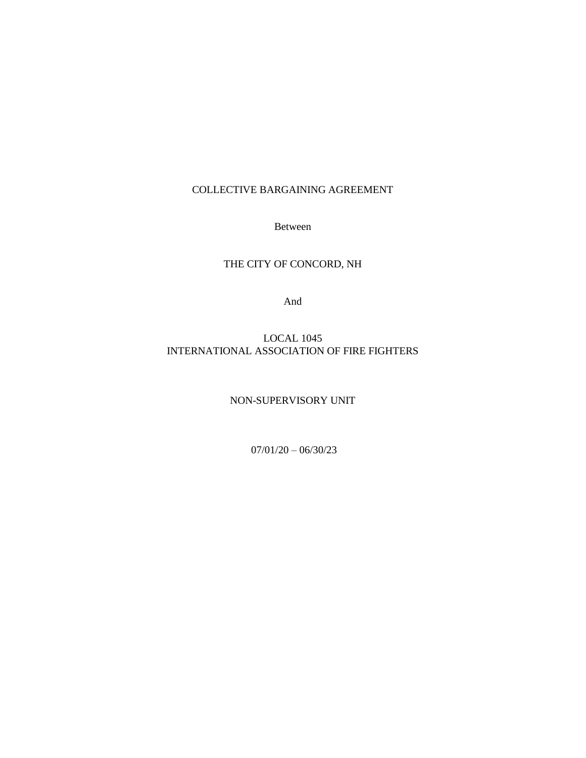COLLECTIVE BARGAINING AGREEMENT

Between

THE CITY OF CONCORD, NH

And

LOCAL 1045
INTERNATIONAL ASSOCIATION OF FIRE FIGHTERS

NON-SUPERVISORY UNIT

07/01/20 – 06/30/23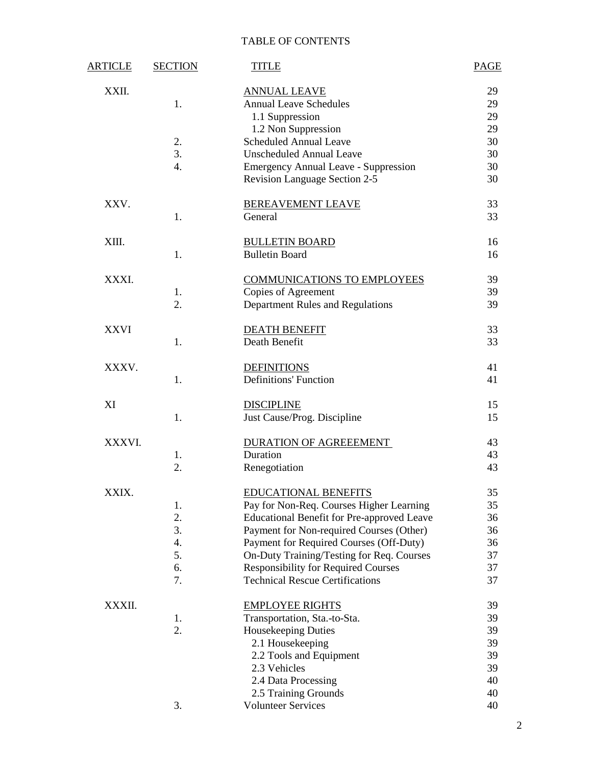# TABLE OF CONTENTS

| ARTICLE | SECTION | TITLE | PAGE |
|---|---|---|---|
| XXII. | | ANNUAL LEAVE | 29 |
| | 1. | Annual Leave Schedules | 29 |
| | | 1.1 Suppression | 29 |
| | | 1.2 Non Suppression | 29 |
| | 2. | Scheduled Annual Leave | 30 |
| | 3. | Unscheduled Annual Leave | 30 |
| | 4. | Emergency Annual Leave - Suppression | 30 |
| | | Revision Language Section 2-5 | 30 |
| XXV. | | BEREAVEMENT LEAVE | 33 |
| | 1. | General | 33 |
| XIII. | | BULLETIN BOARD | 16 |
| | 1. | Bulletin Board | 16 |
| XXXI. | | COMMUNICATIONS TO EMPLOYEES | 39 |
| | 1. | Copies of Agreement | 39 |
| | 2. | Department Rules and Regulations | 39 |
| XXVI | | DEATH BENEFIT | 33 |
| | 1. | Death Benefit | 33 |
| XXXV. | | DEFINITIONS | 41 |
| | 1. | Definitions' Function | 41 |
| XI | | DISCIPLINE | 15 |
| | 1. | Just Cause/Prog. Discipline | 15 |
| XXXVI. | | DURATION OF AGREEEMENT | 43 |
| | 1. | Duration | 43 |
| | 2. | Renegotiation | 43 |
| XXIX. | | EDUCATIONAL BENEFITS | 35 |
| | 1. | Pay for Non-Req. Courses Higher Learning | 35 |
| | 2. | Educational Benefit for Pre-approved Leave | 36 |
| | 3. | Payment for Non-required Courses (Other) | 36 |
| | 4. | Payment for Required Courses (Off-Duty) | 36 |
| | 5. | On-Duty Training/Testing for Req. Courses | 37 |
| | 6. | Responsibility for Required Courses | 37 |
| | 7. | Technical Rescue Certifications | 37 |
| XXXII. | | EMPLOYEE RIGHTS | 39 |
| | 1. | Transportation, Sta.-to-Sta. | 39 |
| | 2. | Housekeeping Duties | 39 |
| | | 2.1 Housekeeping | 39 |
| | | 2.2 Tools and Equipment | 39 |
| | | 2.3 Vehicles | 39 |
| | | 2.4 Data Processing | 40 |
| | | 2.5 Training Grounds | 40 |
| | 3. | Volunteer Services | 40 |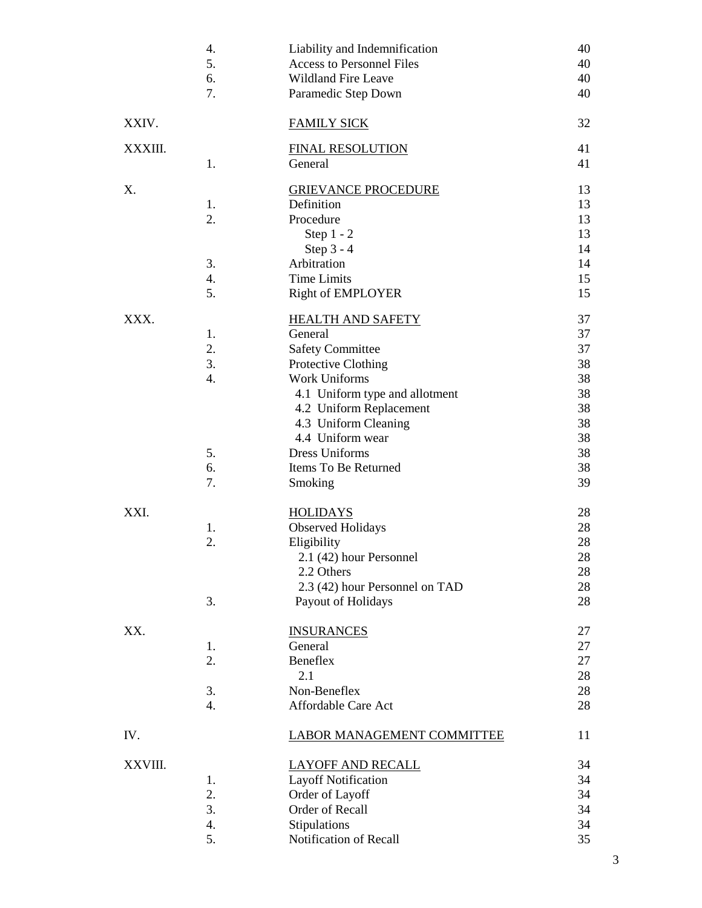| | | | |
|---|---|---|---|
| | 4. | Liability and Indemnification | 40 |
| | 5. | Access to Personnel Files | 40 |
| | 6. | Wildland Fire Leave | 40 |
| | 7. | Paramedic Step Down | 40 |
| XXIV. | | FAMILY SICK | 32 |
| XXXIII. | | FINAL RESOLUTION | 41 |
| | 1. | General | 41 |
| X. | | GRIEVANCE PROCEDURE | 13 |
| | 1. | Definition | 13 |
| | 2. | Procedure | 13 |
| | | Step 1 - 2 | 13 |
| | | Step 3 - 4 | 14 |
| | 3. | Arbitration | 14 |
| | 4. | Time Limits | 15 |
| | 5. | Right of EMPLOYER | 15 |
| XXX. | | HEALTH AND SAFETY | 37 |
| | 1. | General | 37 |
| | 2. | Safety Committee | 37 |
| | 3. | Protective Clothing | 38 |
| | 4. | Work Uniforms | 38 |
| | | 4.1 Uniform type and allotment | 38 |
| | | 4.2 Uniform Replacement | 38 |
| | | 4.3 Uniform Cleaning | 38 |
| | | 4.4 Uniform wear | 38 |
| | 5. | Dress Uniforms | 38 |
| | 6. | Items To Be Returned | 38 |
| | 7. | Smoking | 39 |
| XXI. | | HOLIDAYS | 28 |
| | 1. | Observed Holidays | 28 |
| | 2. | Eligibility | 28 |
| | | 2.1 (42) hour Personnel | 28 |
| | | 2.2 Others | 28 |
| | | 2.3 (42) hour Personnel on TAD | 28 |
| | 3. | Payout of Holidays | 28 |
| XX. | | INSURANCES | 27 |
| | 1. | General | 27 |
| | 2. | Beneflex | 27 |
| | | 2.1 | 28 |
| | 3. | Non-Beneflex | 28 |
| | 4. | Affordable Care Act | 28 |
| IV. | | LABOR MANAGEMENT COMMITTEE | 11 |
| XXVIII. | | LAYOFF AND RECALL | 34 |
| | 1. | Layoff Notification | 34 |
| | 2. | Order of Layoff | 34 |
| | 3. | Order of Recall | 34 |
| | 4. | Stipulations | 34 |
| | 5. | Notification of Recall | 35 |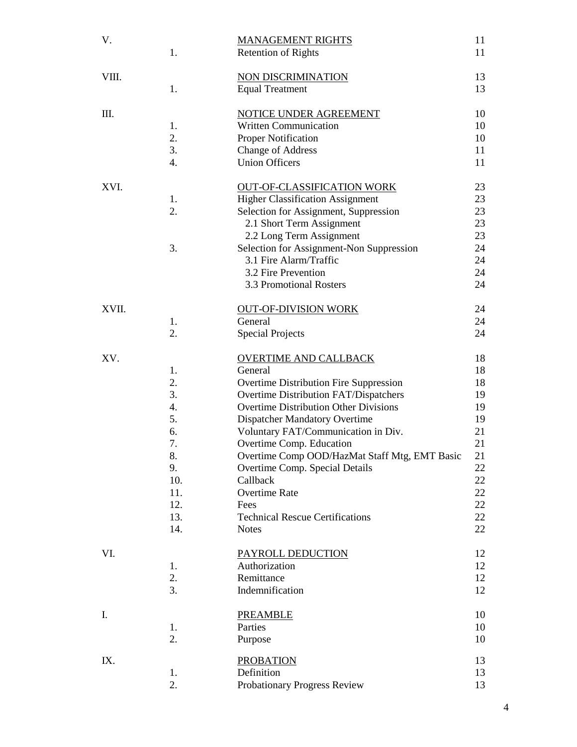| | | | |
|---|---|---|---|
| V. | | MANAGEMENT RIGHTS | 11 |
| | 1. | Retention of Rights | 11 |
| VIII. | | NON DISCRIMINATION | 13 |
| | 1. | Equal Treatment | 13 |
| III. | | NOTICE UNDER AGREEMENT | 10 |
| | 1. | Written Communication | 10 |
| | 2. | Proper Notification | 10 |
| | 3. | Change of Address | 11 |
| | 4. | Union Officers | 11 |
| XVI. | | OUT-OF-CLASSIFICATION WORK | 23 |
| | 1. | Higher Classification Assignment | 23 |
| | 2. | Selection for Assignment, Suppression | 23 |
| | | 2.1 Short Term Assignment | 23 |
| | | 2.2 Long Term Assignment | 23 |
| | 3. | Selection for Assignment-Non Suppression | 24 |
| | | 3.1 Fire Alarm/Traffic | 24 |
| | | 3.2 Fire Prevention | 24 |
| | | 3.3 Promotional Rosters | 24 |
| XVII. | | OUT-OF-DIVISION WORK | 24 |
| | 1. | General | 24 |
| | 2. | Special Projects | 24 |
| XV. | | OVERTIME AND CALLBACK | 18 |
| | 1. | General | 18 |
| | 2. | Overtime Distribution Fire Suppression | 18 |
| | 3. | Overtime Distribution FAT/Dispatchers | 19 |
| | 4. | Overtime Distribution Other Divisions | 19 |
| | 5. | Dispatcher Mandatory Overtime | 19 |
| | 6. | Voluntary FAT/Communication in Div. | 21 |
| | 7. | Overtime Comp. Education | 21 |
| | 8. | Overtime Comp OOD/HazMat Staff Mtg, EMT Basic | 21 |
| | 9. | Overtime Comp. Special Details | 22 |
| | 10. | Callback | 22 |
| | 11. | Overtime Rate | 22 |
| | 12. | Fees | 22 |
| | 13. | Technical Rescue Certifications | 22 |
| | 14. | Notes | 22 |
| VI. | | PAYROLL DEDUCTION | 12 |
| | 1. | Authorization | 12 |
| | 2. | Remittance | 12 |
| | 3. | Indemnification | 12 |
| I. | | PREAMBLE | 10 |
| | 1. | Parties | 10 |
| | 2. | Purpose | 10 |
| IX. | | PROBATION | 13 |
| | 1. | Definition | 13 |
| | 2. | Probationary Progress Review | 13 |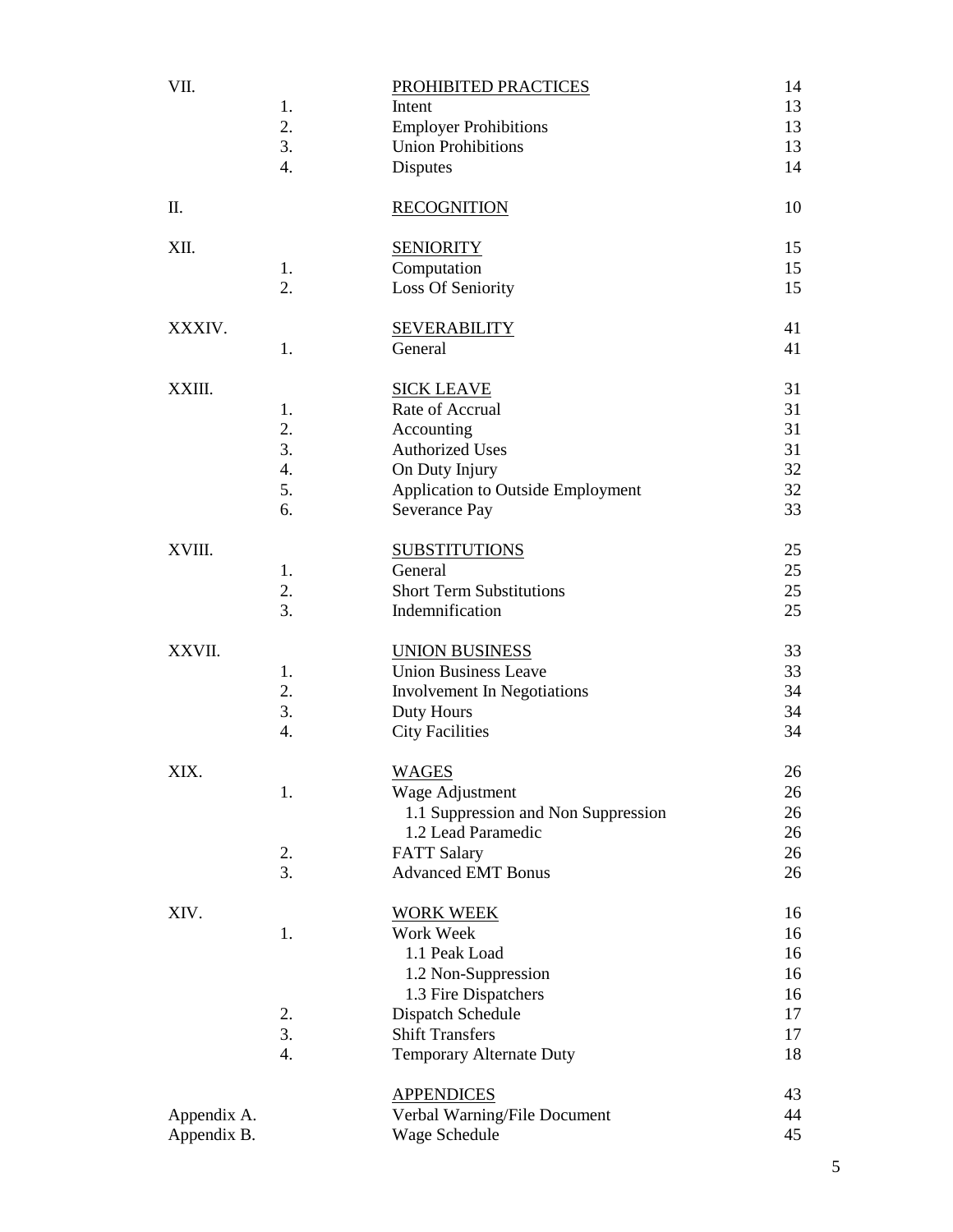| | | | |
|---|---|---|---|
| VII. | | PROHIBITED PRACTICES | 14 |
| | 1. | Intent | 13 |
| | 2. | Employer Prohibitions | 13 |
| | 3. | Union Prohibitions | 13 |
| | 4. | Disputes | 14 |
| II. | | RECOGNITION | 10 |
| XII. | | SENIORITY | 15 |
| | 1. | Computation | 15 |
| | 2. | Loss Of Seniority | 15 |
| XXXIV. | | SEVERABILITY | 41 |
| | 1. | General | 41 |
| XXIII. | | SICK LEAVE | 31 |
| | 1. | Rate of Accrual | 31 |
| | 2. | Accounting | 31 |
| | 3. | Authorized Uses | 31 |
| | 4. | On Duty Injury | 32 |
| | 5. | Application to Outside Employment | 32 |
| | 6. | Severance Pay | 33 |
| XVIII. | | SUBSTITUTIONS | 25 |
| | 1. | General | 25 |
| | 2. | Short Term Substitutions | 25 |
| | 3. | Indemnification | 25 |
| XXVII. | | UNION BUSINESS | 33 |
| | 1. | Union Business Leave | 33 |
| | 2. | Involvement In Negotiations | 34 |
| | 3. | Duty Hours | 34 |
| | 4. | City Facilities | 34 |
| XIX. | | WAGES | 26 |
| | 1. | Wage Adjustment | 26 |
| | | 1.1 Suppression and Non Suppression | 26 |
| | | 1.2 Lead Paramedic | 26 |
| | 2. | FATT Salary | 26 |
| | 3. | Advanced EMT Bonus | 26 |
| XIV. | | WORK WEEK | 16 |
| | 1. | Work Week | 16 |
| | | 1.1 Peak Load | 16 |
| | | 1.2 Non-Suppression | 16 |
| | | 1.3 Fire Dispatchers | 16 |
| | 2. | Dispatch Schedule | 17 |
| | 3. | Shift Transfers | 17 |
| | 4. | Temporary Alternate Duty | 18 |
| | | APPENDICES | 43 |
| Appendix A. | | Verbal Warning/File Document | 44 |
| Appendix B. | | Wage Schedule | 45 |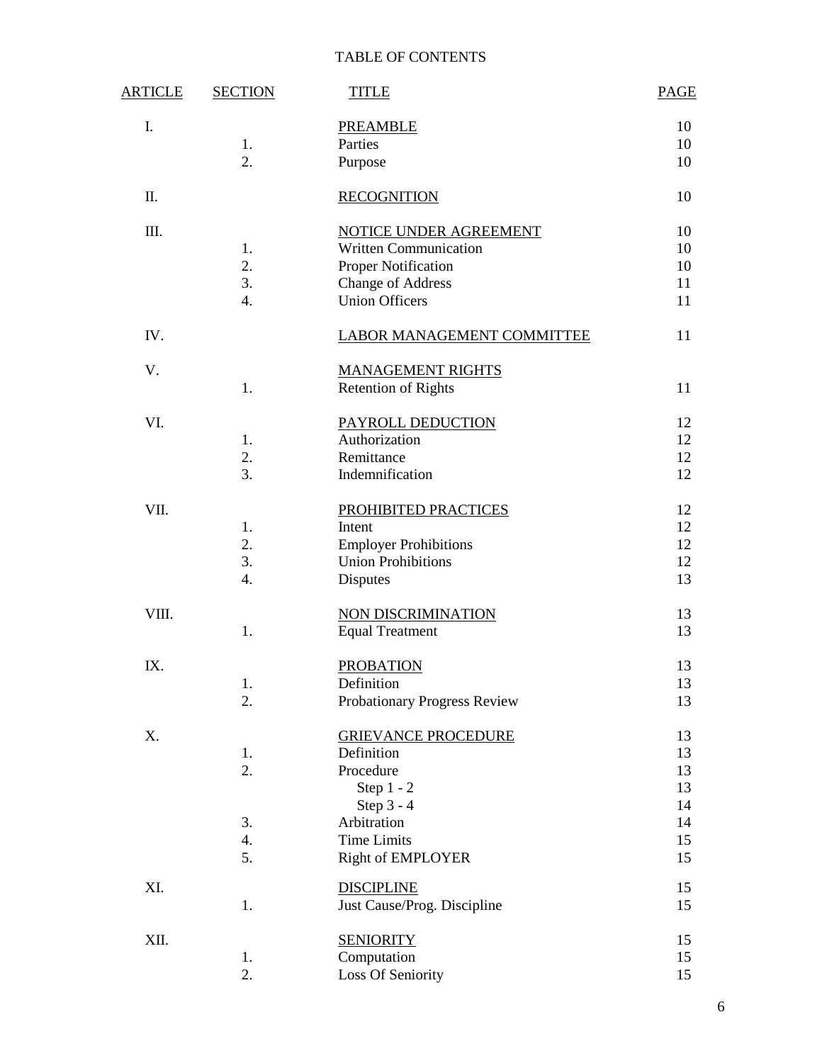TABLE OF CONTENTS

| ARTICLE | SECTION | TITLE | PAGE |
|---|---|---|---|
| I. | | PREAMBLE | 10 |
| | 1. | Parties | 10 |
| | 2. | Purpose | 10 |
| II. | | RECOGNITION | 10 |
| III. | | NOTICE UNDER AGREEMENT | 10 |
| | 1. | Written Communication | 10 |
| | 2. | Proper Notification | 10 |
| | 3. | Change of Address | 11 |
| | 4. | Union Officers | 11 |
| IV. | | LABOR MANAGEMENT COMMITTEE | 11 |
| V. | | MANAGEMENT RIGHTS | |
| | 1. | Retention of Rights | 11 |
| VI. | | PAYROLL DEDUCTION | 12 |
| | 1. | Authorization | 12 |
| | 2. | Remittance | 12 |
| | 3. | Indemnification | 12 |
| VII. | | PROHIBITED PRACTICES | 12 |
| | 1. | Intent | 12 |
| | 2. | Employer Prohibitions | 12 |
| | 3. | Union Prohibitions | 12 |
| | 4. | Disputes | 13 |
| VIII. | | NON DISCRIMINATION | 13 |
| | 1. | Equal Treatment | 13 |
| IX. | | PROBATION | 13 |
| | 1. | Definition | 13 |
| | 2. | Probationary Progress Review | 13 |
| X. | | GRIEVANCE PROCEDURE | 13 |
| | 1. | Definition | 13 |
| | 2. | Procedure | 13 |
| | | Step 1 - 2 | 13 |
| | | Step 3 - 4 | 14 |
| | 3. | Arbitration | 14 |
| | 4. | Time Limits | 15 |
| | 5. | Right of EMPLOYER | 15 |
| XI. | | DISCIPLINE | 15 |
| | 1. | Just Cause/Prog. Discipline | 15 |
| XII. | | SENIORITY | 15 |
| | 1. | Computation | 15 |
| | 2. | Loss Of Seniority | 15 |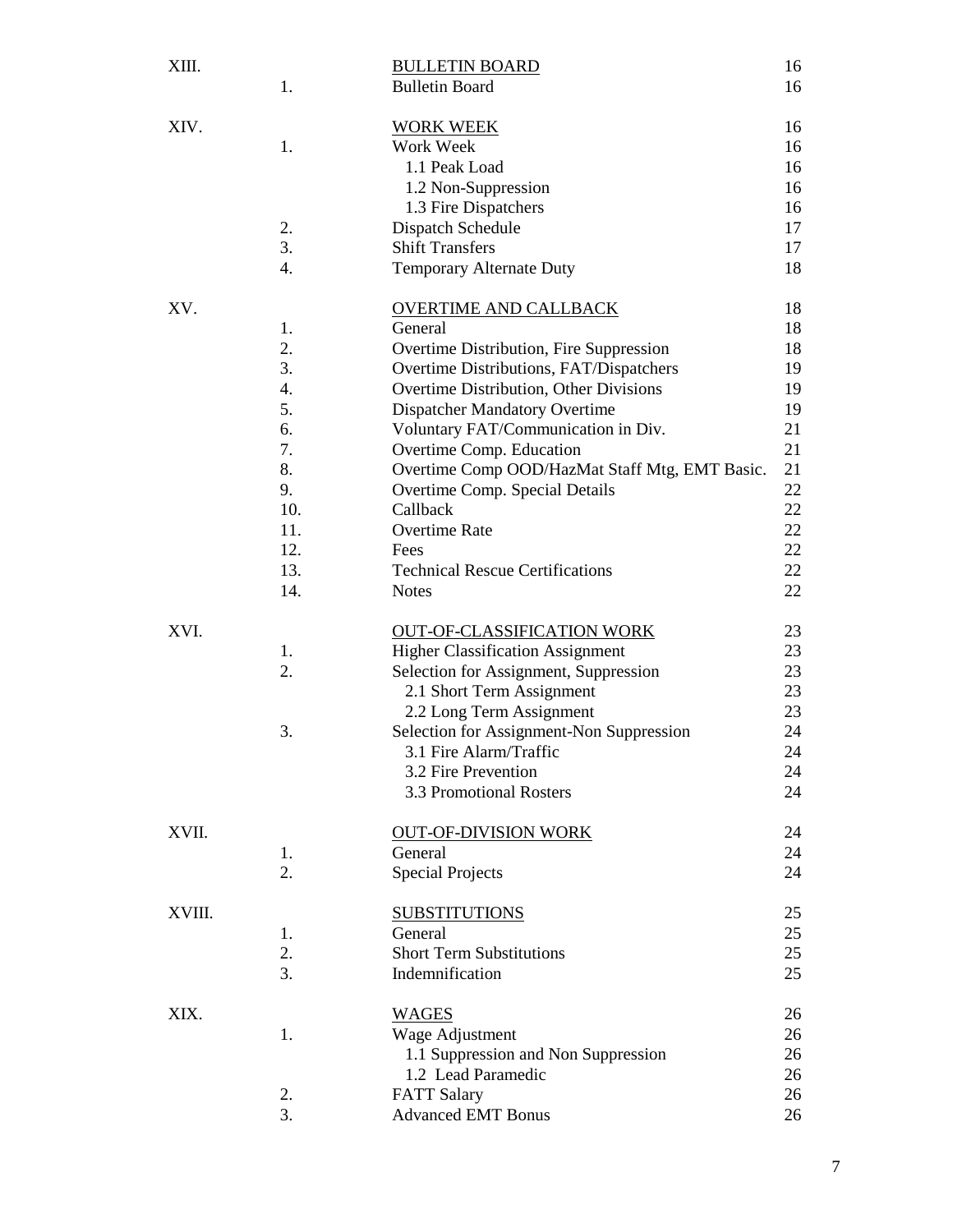| | | | |
|---|---|---|---|
| XIII. | | BULLETIN BOARD | 16 |
| | 1. | Bulletin Board | 16 |
| XIV. | | WORK WEEK | 16 |
| | 1. | Work Week | 16 |
| | | 1.1 Peak Load | 16 |
| | | 1.2 Non-Suppression | 16 |
| | | 1.3 Fire Dispatchers | 16 |
| | 2. | Dispatch Schedule | 17 |
| | 3. | Shift Transfers | 17 |
| | 4. | Temporary Alternate Duty | 18 |
| XV. | | OVERTIME AND CALLBACK | 18 |
| | 1. | General | 18 |
| | 2. | Overtime Distribution, Fire Suppression | 18 |
| | 3. | Overtime Distributions, FAT/Dispatchers | 19 |
| | 4. | Overtime Distribution, Other Divisions | 19 |
| | 5. | Dispatcher Mandatory Overtime | 19 |
| | 6. | Voluntary FAT/Communication in Div. | 21 |
| | 7. | Overtime Comp. Education | 21 |
| | 8. | Overtime Comp OOD/HazMat Staff Mtg, EMT Basic. | 21 |
| | 9. | Overtime Comp. Special Details | 22 |
| | 10. | Callback | 22 |
| | 11. | Overtime Rate | 22 |
| | 12. | Fees | 22 |
| | 13. | Technical Rescue Certifications | 22 |
| | 14. | Notes | 22 |
| XVI. | | OUT-OF-CLASSIFICATION WORK | 23 |
| | 1. | Higher Classification Assignment | 23 |
| | 2. | Selection for Assignment, Suppression | 23 |
| | | 2.1 Short Term Assignment | 23 |
| | | 2.2 Long Term Assignment | 23 |
| | 3. | Selection for Assignment-Non Suppression | 24 |
| | | 3.1 Fire Alarm/Traffic | 24 |
| | | 3.2 Fire Prevention | 24 |
| | | 3.3 Promotional Rosters | 24 |
| XVII. | | OUT-OF-DIVISION WORK | 24 |
| | 1. | General | 24 |
| | 2. | Special Projects | 24 |
| XVIII. | | SUBSTITUTIONS | 25 |
| | 1. | General | 25 |
| | 2. | Short Term Substitutions | 25 |
| | 3. | Indemnification | 25 |
| XIX. | | WAGES | 26 |
| | 1. | Wage Adjustment | 26 |
| | | 1.1 Suppression and Non Suppression | 26 |
| | | 1.2 Lead Paramedic | 26 |
| | 2. | FATT Salary | 26 |
| | 3. | Advanced EMT Bonus | 26 |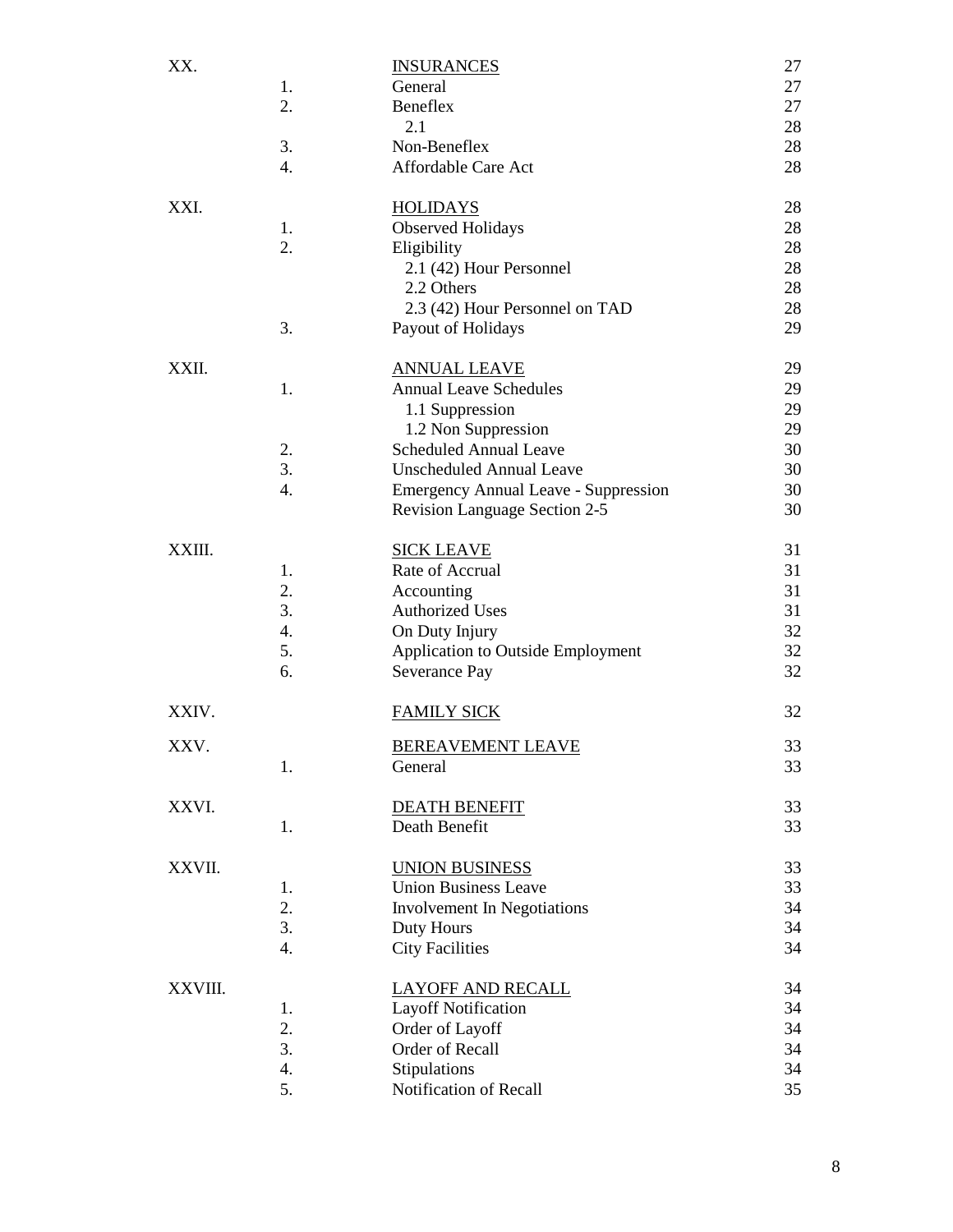| | | | |
|---|---|---|---|
| XX. | | INSURANCES | 27 |
| | 1. | General | 27 |
| | 2. | Beneflex | 27 |
| | | 2.1 | 28 |
| | 3. | Non-Beneflex | 28 |
| | 4. | Affordable Care Act | 28 |
| XXI. | | HOLIDAYS | 28 |
| | 1. | Observed Holidays | 28 |
| | 2. | Eligibility | 28 |
| | | 2.1 (42) Hour Personnel | 28 |
| | | 2.2 Others | 28 |
| | | 2.3 (42) Hour Personnel on TAD | 28 |
| | 3. | Payout of Holidays | 29 |
| XXII. | | ANNUAL LEAVE | 29 |
| | 1. | Annual Leave Schedules | 29 |
| | | 1.1 Suppression | 29 |
| | | 1.2 Non Suppression | 29 |
| | 2. | Scheduled Annual Leave | 30 |
| | 3. | Unscheduled Annual Leave | 30 |
| | 4. | Emergency Annual Leave - Suppression | 30 |
| | | Revision Language Section 2-5 | 30 |
| XXIII. | | SICK LEAVE | 31 |
| | 1. | Rate of Accrual | 31 |
| | 2. | Accounting | 31 |
| | 3. | Authorized Uses | 31 |
| | 4. | On Duty Injury | 32 |
| | 5. | Application to Outside Employment | 32 |
| | 6. | Severance Pay | 32 |
| XXIV. | | FAMILY SICK | 32 |
| XXV. | | BEREAVEMENT LEAVE | 33 |
| | 1. | General | 33 |
| XXVI. | | DEATH BENEFIT | 33 |
| | 1. | Death Benefit | 33 |
| XXVII. | | UNION BUSINESS | 33 |
| | 1. | Union Business Leave | 33 |
| | 2. | Involvement In Negotiations | 34 |
| | 3. | Duty Hours | 34 |
| | 4. | City Facilities | 34 |
| XXVIII. | | LAYOFF AND RECALL | 34 |
| | 1. | Layoff Notification | 34 |
| | 2. | Order of Layoff | 34 |
| | 3. | Order of Recall | 34 |
| | 4. | Stipulations | 34 |
| | 5. | Notification of Recall | 35 |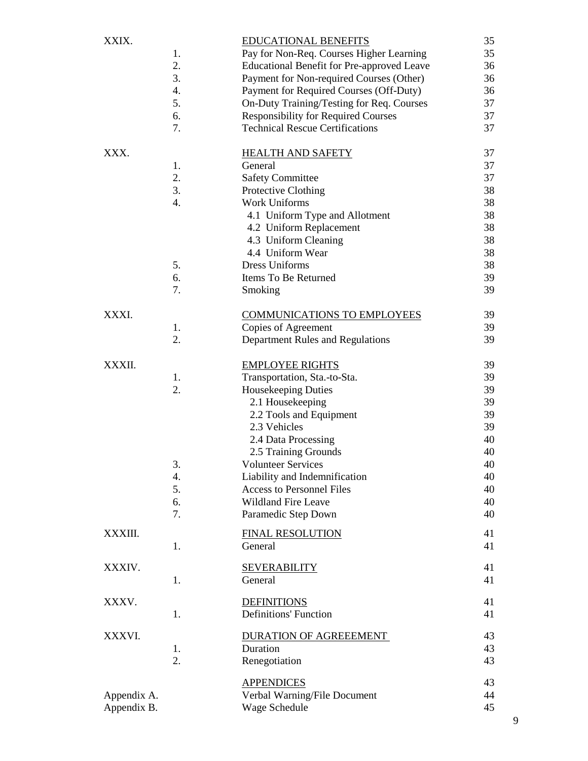| | | | |
|---|---|---|---|
| XXIX. | | EDUCATIONAL BENEFITS | 35 |
| | 1. | Pay for Non-Req. Courses Higher Learning | 35 |
| | 2. | Educational Benefit for Pre-approved Leave | 36 |
| | 3. | Payment for Non-required Courses (Other) | 36 |
| | 4. | Payment for Required Courses (Off-Duty) | 36 |
| | 5. | On-Duty Training/Testing for Req. Courses | 37 |
| | 6. | Responsibility for Required Courses | 37 |
| | 7. | Technical Rescue Certifications | 37 |
| XXX. | | HEALTH AND SAFETY | 37 |
| | 1. | General | 37 |
| | 2. | Safety Committee | 37 |
| | 3. | Protective Clothing | 38 |
| | 4. | Work Uniforms | 38 |
| | | 4.1 Uniform Type and Allotment | 38 |
| | | 4.2 Uniform Replacement | 38 |
| | | 4.3 Uniform Cleaning | 38 |
| | | 4.4 Uniform Wear | 38 |
| | 5. | Dress Uniforms | 38 |
| | 6. | Items To Be Returned | 39 |
| | 7. | Smoking | 39 |
| XXXI. | | COMMUNICATIONS TO EMPLOYEES | 39 |
| | 1. | Copies of Agreement | 39 |
| | 2. | Department Rules and Regulations | 39 |
| XXXII. | | EMPLOYEE RIGHTS | 39 |
| | 1. | Transportation, Sta.-to-Sta. | 39 |
| | 2. | Housekeeping Duties | 39 |
| | | 2.1 Housekeeping | 39 |
| | | 2.2 Tools and Equipment | 39 |
| | | 2.3 Vehicles | 39 |
| | | 2.4 Data Processing | 40 |
| | | 2.5 Training Grounds | 40 |
| | 3. | Volunteer Services | 40 |
| | 4. | Liability and Indemnification | 40 |
| | 5. | Access to Personnel Files | 40 |
| | 6. | Wildland Fire Leave | 40 |
| | 7. | Paramedic Step Down | 40 |
| XXXIII. | | FINAL RESOLUTION | 41 |
| | 1. | General | 41 |
| XXXIV. | | SEVERABILITY | 41 |
| | 1. | General | 41 |
| XXXV. | | DEFINITIONS | 41 |
| | 1. | Definitions' Function | 41 |
| XXXVI. | | DURATION OF AGREEEMENT | 43 |
| | 1. | Duration | 43 |
| | 2. | Renegotiation | 43 |
| | | APPENDICES | 43 |
| Appendix A. | | Verbal Warning/File Document | 44 |
| Appendix B. | | Wage Schedule | 45 |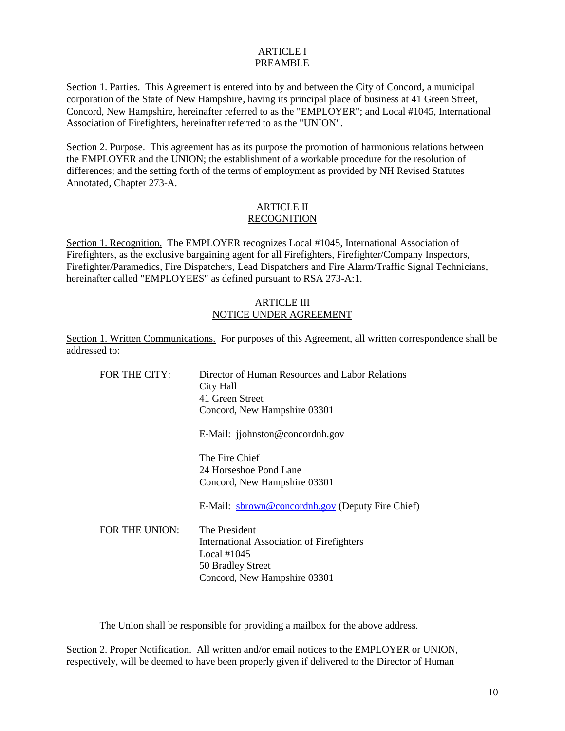# ARTICLE I
## PREAMBLE

Section 1. Parties. This Agreement is entered into by and between the City of Concord, a municipal corporation of the State of New Hampshire, having its principal place of business at 41 Green Street, Concord, New Hampshire, hereinafter referred to as the "EMPLOYER"; and Local #1045, International Association of Firefighters, hereinafter referred to as the "UNION".

Section 2. Purpose. This agreement has as its purpose the promotion of harmonious relations between the EMPLOYER and the UNION; the establishment of a workable procedure for the resolution of differences; and the setting forth of the terms of employment as provided by NH Revised Statutes Annotated, Chapter 273-A.

# ARTICLE II
## RECOGNITION

Section 1. Recognition. The EMPLOYER recognizes Local #1045, International Association of Firefighters, as the exclusive bargaining agent for all Firefighters, Firefighter/Company Inspectors, Firefighter/Paramedics, Fire Dispatchers, Lead Dispatchers and Fire Alarm/Traffic Signal Technicians, hereinafter called "EMPLOYEES" as defined pursuant to RSA 273-A:1.

# ARTICLE III
## NOTICE UNDER AGREEMENT

Section 1. Written Communications. For purposes of this Agreement, all written correspondence shall be addressed to:

FOR THE CITY:

Director of Human Resources and Labor Relations
City Hall
41 Green Street
Concord, New Hampshire 03301

E-Mail: jjohnston@concordnh.gov

The Fire Chief
24 Horseshoe Pond Lane
Concord, New Hampshire 03301

E-Mail: sbrown@concordnh.gov (Deputy Fire Chief)

FOR THE UNION:

The President
International Association of Firefighters
Local #1045
50 Bradley Street
Concord, New Hampshire 03301

The Union shall be responsible for providing a mailbox for the above address.

Section 2. Proper Notification. All written and/or email notices to the EMPLOYER or UNION, respectively, will be deemed to have been properly given if delivered to the Director of Human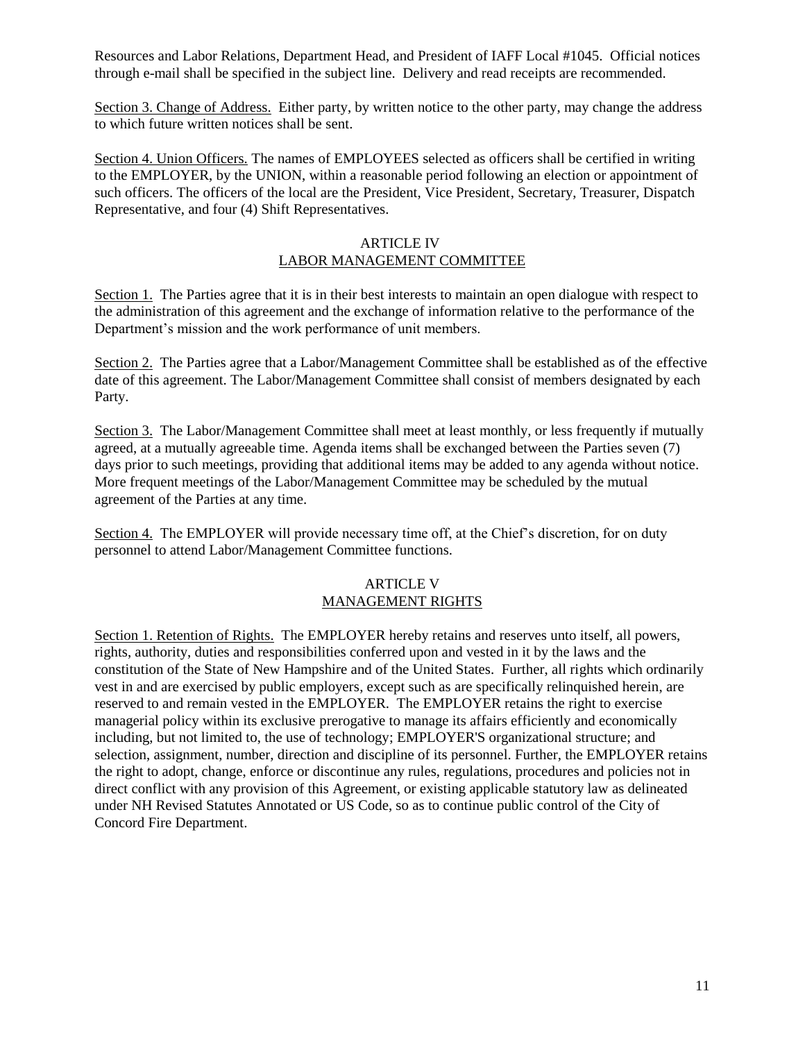Resources and Labor Relations, Department Head, and President of IAFF Local #1045. Official notices through e-mail shall be specified in the subject line. Delivery and read receipts are recommended.

Section 3. Change of Address. Either party, by written notice to the other party, may change the address to which future written notices shall be sent.

Section 4. Union Officers. The names of EMPLOYEES selected as officers shall be certified in writing to the EMPLOYER, by the UNION, within a reasonable period following an election or appointment of such officers. The officers of the local are the President, Vice President, Secretary, Treasurer, Dispatch Representative, and four (4) Shift Representatives.

## ARTICLE IV
## LABOR MANAGEMENT COMMITTEE

Section 1. The Parties agree that it is in their best interests to maintain an open dialogue with respect to the administration of this agreement and the exchange of information relative to the performance of the Department's mission and the work performance of unit members.

Section 2. The Parties agree that a Labor/Management Committee shall be established as of the effective date of this agreement. The Labor/Management Committee shall consist of members designated by each Party.

Section 3. The Labor/Management Committee shall meet at least monthly, or less frequently if mutually agreed, at a mutually agreeable time. Agenda items shall be exchanged between the Parties seven (7) days prior to such meetings, providing that additional items may be added to any agenda without notice. More frequent meetings of the Labor/Management Committee may be scheduled by the mutual agreement of the Parties at any time.

Section 4. The EMPLOYER will provide necessary time off, at the Chief's discretion, for on duty personnel to attend Labor/Management Committee functions.

## ARTICLE V
## MANAGEMENT RIGHTS

Section 1. Retention of Rights. The EMPLOYER hereby retains and reserves unto itself, all powers, rights, authority, duties and responsibilities conferred upon and vested in it by the laws and the constitution of the State of New Hampshire and of the United States. Further, all rights which ordinarily vest in and are exercised by public employers, except such as are specifically relinquished herein, are reserved to and remain vested in the EMPLOYER. The EMPLOYER retains the right to exercise managerial policy within its exclusive prerogative to manage its affairs efficiently and economically including, but not limited to, the use of technology; EMPLOYER'S organizational structure; and selection, assignment, number, direction and discipline of its personnel. Further, the EMPLOYER retains the right to adopt, change, enforce or discontinue any rules, regulations, procedures and policies not in direct conflict with any provision of this Agreement, or existing applicable statutory law as delineated under NH Revised Statutes Annotated or US Code, so as to continue public control of the City of Concord Fire Department.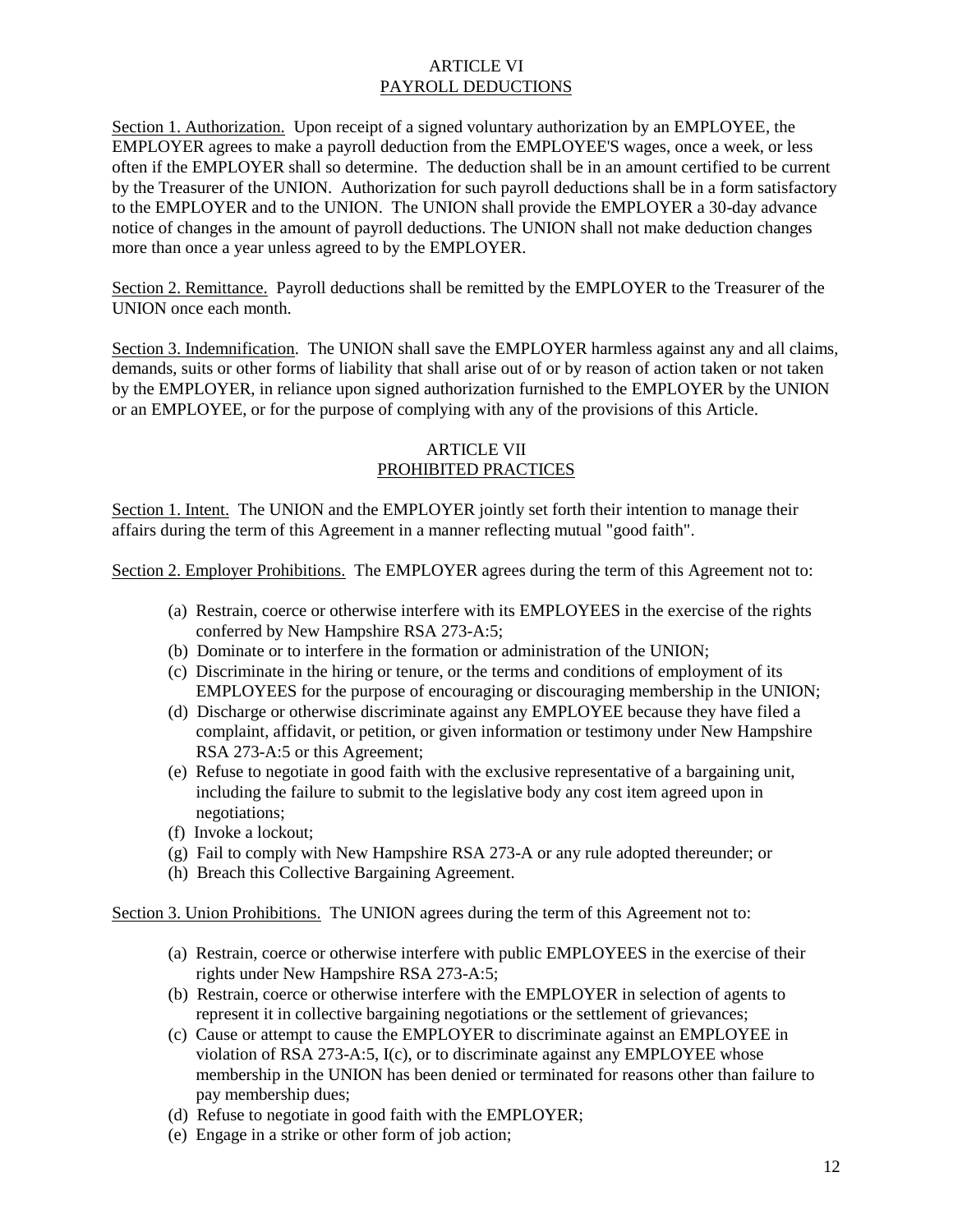## ARTICLE VI
## PAYROLL DEDUCTIONS

Section 1. Authorization. Upon receipt of a signed voluntary authorization by an EMPLOYEE, the EMPLOYER agrees to make a payroll deduction from the EMPLOYEE'S wages, once a week, or less often if the EMPLOYER shall so determine. The deduction shall be in an amount certified to be current by the Treasurer of the UNION. Authorization for such payroll deductions shall be in a form satisfactory to the EMPLOYER and to the UNION. The UNION shall provide the EMPLOYER a 30-day advance notice of changes in the amount of payroll deductions. The UNION shall not make deduction changes more than once a year unless agreed to by the EMPLOYER.

Section 2. Remittance. Payroll deductions shall be remitted by the EMPLOYER to the Treasurer of the UNION once each month.

Section 3. Indemnification. The UNION shall save the EMPLOYER harmless against any and all claims, demands, suits or other forms of liability that shall arise out of or by reason of action taken or not taken by the EMPLOYER, in reliance upon signed authorization furnished to the EMPLOYER by the UNION or an EMPLOYEE, or for the purpose of complying with any of the provisions of this Article.

## ARTICLE VII
## PROHIBITED PRACTICES

Section 1. Intent. The UNION and the EMPLOYER jointly set forth their intention to manage their affairs during the term of this Agreement in a manner reflecting mutual "good faith".

Section 2. Employer Prohibitions. The EMPLOYER agrees during the term of this Agreement not to:

(a) Restrain, coerce or otherwise interfere with its EMPLOYEES in the exercise of the rights conferred by New Hampshire RSA 273-A:5;
(b) Dominate or to interfere in the formation or administration of the UNION;
(c) Discriminate in the hiring or tenure, or the terms and conditions of employment of its EMPLOYEES for the purpose of encouraging or discouraging membership in the UNION;
(d) Discharge or otherwise discriminate against any EMPLOYEE because they have filed a complaint, affidavit, or petition, or given information or testimony under New Hampshire RSA 273-A:5 or this Agreement;
(e) Refuse to negotiate in good faith with the exclusive representative of a bargaining unit, including the failure to submit to the legislative body any cost item agreed upon in negotiations;
(f) Invoke a lockout;
(g) Fail to comply with New Hampshire RSA 273-A or any rule adopted thereunder; or
(h) Breach this Collective Bargaining Agreement.

Section 3. Union Prohibitions. The UNION agrees during the term of this Agreement not to:

(a) Restrain, coerce or otherwise interfere with public EMPLOYEES in the exercise of their rights under New Hampshire RSA 273-A:5;
(b) Restrain, coerce or otherwise interfere with the EMPLOYER in selection of agents to represent it in collective bargaining negotiations or the settlement of grievances;
(c) Cause or attempt to cause the EMPLOYER to discriminate against an EMPLOYEE in violation of RSA 273-A:5, I(c), or to discriminate against any EMPLOYEE whose membership in the UNION has been denied or terminated for reasons other than failure to pay membership dues;
(d) Refuse to negotiate in good faith with the EMPLOYER;
(e) Engage in a strike or other form of job action;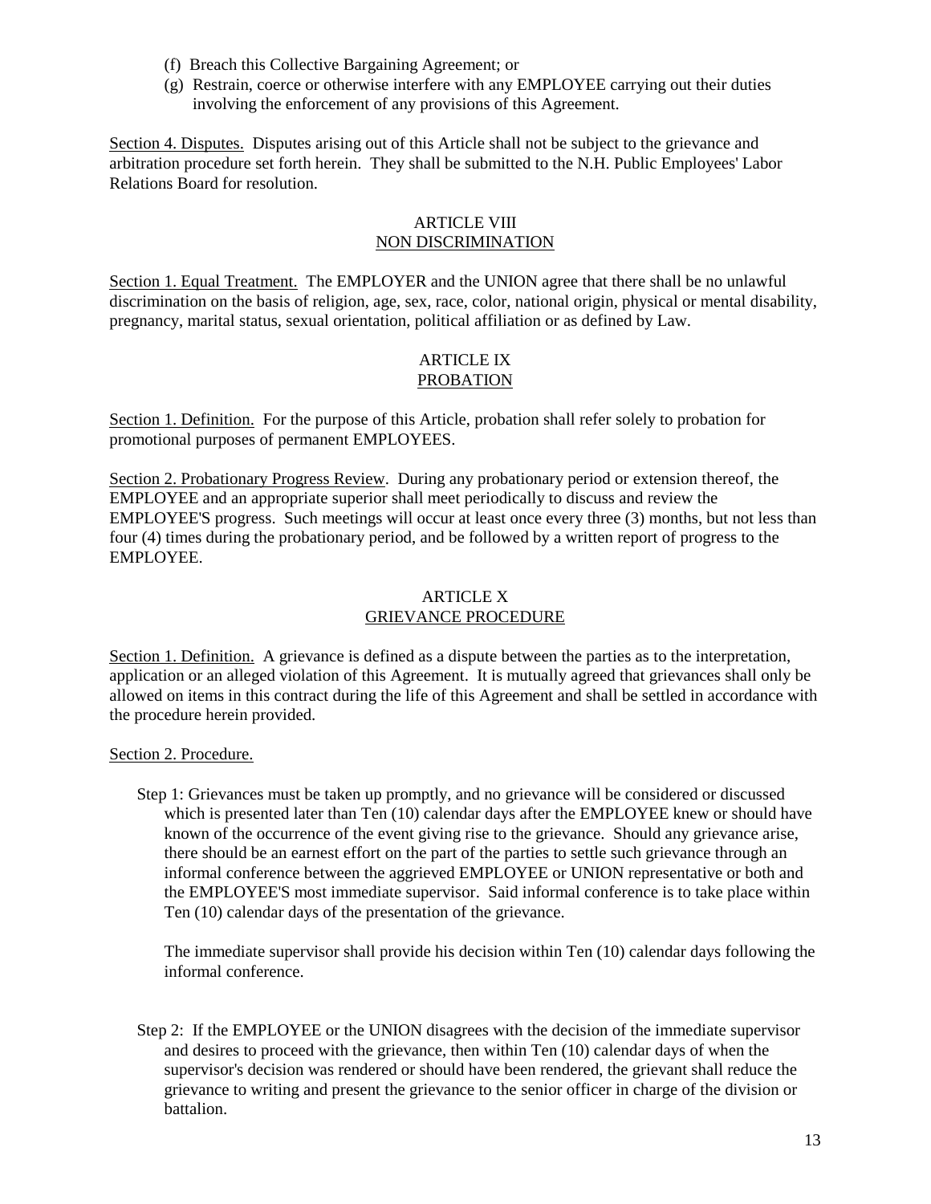(f) Breach this Collective Bargaining Agreement; or

(g) Restrain, coerce or otherwise interfere with any EMPLOYEE carrying out their duties involving the enforcement of any provisions of this Agreement.

Section 4. Disputes. Disputes arising out of this Article shall not be subject to the grievance and arbitration procedure set forth herein. They shall be submitted to the N.H. Public Employees' Labor Relations Board for resolution.

## ARTICLE VIII
## NON DISCRIMINATION

Section 1. Equal Treatment. The EMPLOYER and the UNION agree that there shall be no unlawful discrimination on the basis of religion, age, sex, race, color, national origin, physical or mental disability, pregnancy, marital status, sexual orientation, political affiliation or as defined by Law.

## ARTICLE IX
## PROBATION

Section 1. Definition. For the purpose of this Article, probation shall refer solely to probation for promotional purposes of permanent EMPLOYEES.

Section 2. Probationary Progress Review. During any probationary period or extension thereof, the EMPLOYEE and an appropriate superior shall meet periodically to discuss and review the EMPLOYEE'S progress. Such meetings will occur at least once every three (3) months, but not less than four (4) times during the probationary period, and be followed by a written report of progress to the EMPLOYEE.

## ARTICLE X
## GRIEVANCE PROCEDURE

Section 1. Definition. A grievance is defined as a dispute between the parties as to the interpretation, application or an alleged violation of this Agreement. It is mutually agreed that grievances shall only be allowed on items in this contract during the life of this Agreement and shall be settled in accordance with the procedure herein provided.

Section 2. Procedure.

Step 1: Grievances must be taken up promptly, and no grievance will be considered or discussed which is presented later than Ten (10) calendar days after the EMPLOYEE knew or should have known of the occurrence of the event giving rise to the grievance. Should any grievance arise, there should be an earnest effort on the part of the parties to settle such grievance through an informal conference between the aggrieved EMPLOYEE or UNION representative or both and the EMPLOYEE'S most immediate supervisor. Said informal conference is to take place within Ten (10) calendar days of the presentation of the grievance.

The immediate supervisor shall provide his decision within Ten (10) calendar days following the informal conference.

Step 2: If the EMPLOYEE or the UNION disagrees with the decision of the immediate supervisor and desires to proceed with the grievance, then within Ten (10) calendar days of when the supervisor's decision was rendered or should have been rendered, the grievant shall reduce the grievance to writing and present the grievance to the senior officer in charge of the division or battalion.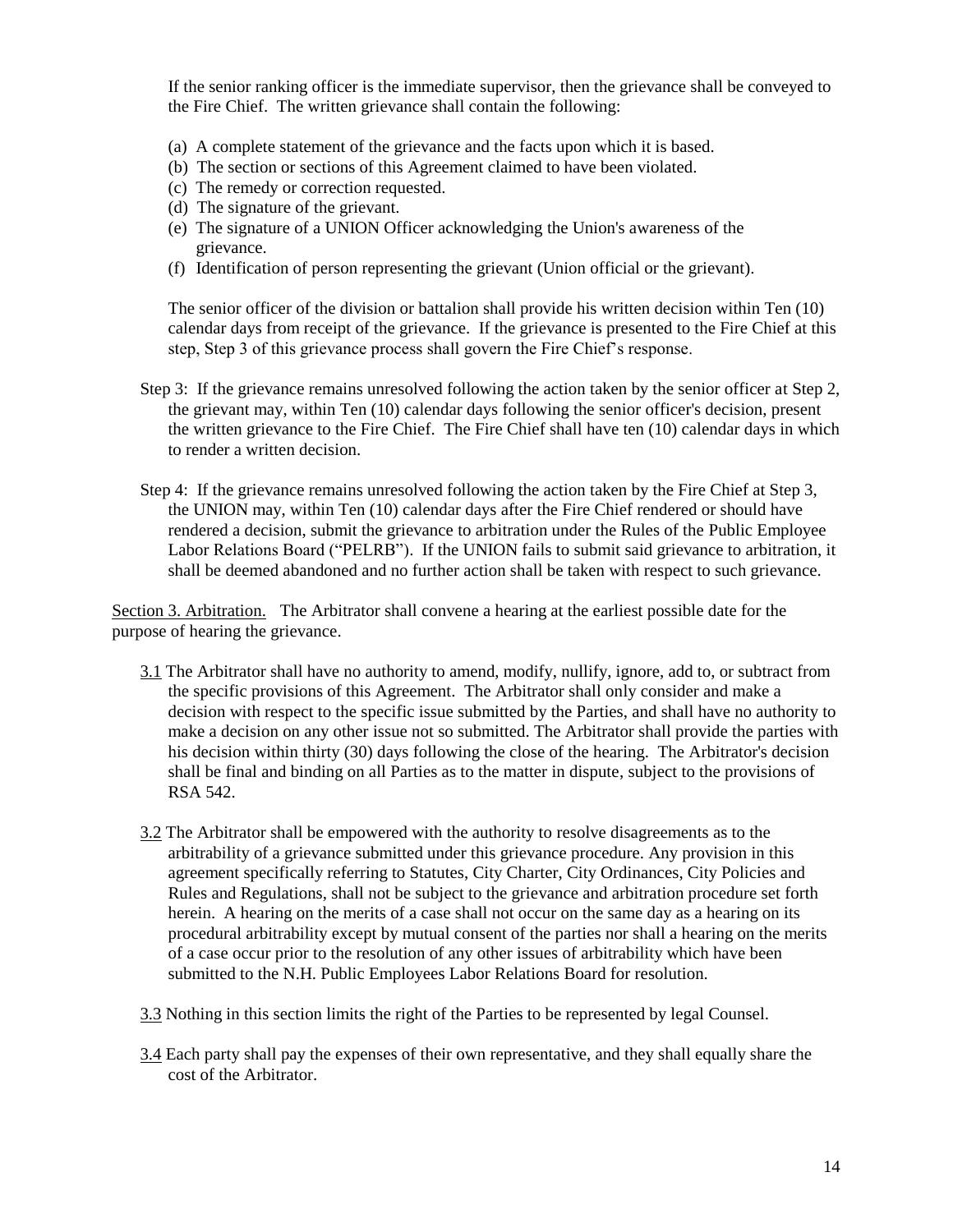If the senior ranking officer is the immediate supervisor, then the grievance shall be conveyed to the Fire Chief. The written grievance shall contain the following:

(a) A complete statement of the grievance and the facts upon which it is based.
(b) The section or sections of this Agreement claimed to have been violated.
(c) The remedy or correction requested.
(d) The signature of the grievant.
(e) The signature of a UNION Officer acknowledging the Union's awareness of the grievance.
(f) Identification of person representing the grievant (Union official or the grievant).

The senior officer of the division or battalion shall provide his written decision within Ten (10) calendar days from receipt of the grievance. If the grievance is presented to the Fire Chief at this step, Step 3 of this grievance process shall govern the Fire Chief's response.

Step 3: If the grievance remains unresolved following the action taken by the senior officer at Step 2, the grievant may, within Ten (10) calendar days following the senior officer's decision, present the written grievance to the Fire Chief. The Fire Chief shall have ten (10) calendar days in which to render a written decision.

Step 4: If the grievance remains unresolved following the action taken by the Fire Chief at Step 3, the UNION may, within Ten (10) calendar days after the Fire Chief rendered or should have rendered a decision, submit the grievance to arbitration under the Rules of the Public Employee Labor Relations Board ("PELRB"). If the UNION fails to submit said grievance to arbitration, it shall be deemed abandoned and no further action shall be taken with respect to such grievance.

Section 3. Arbitration. The Arbitrator shall convene a hearing at the earliest possible date for the purpose of hearing the grievance.

3.1 The Arbitrator shall have no authority to amend, modify, nullify, ignore, add to, or subtract from the specific provisions of this Agreement. The Arbitrator shall only consider and make a decision with respect to the specific issue submitted by the Parties, and shall have no authority to make a decision on any other issue not so submitted. The Arbitrator shall provide the parties with his decision within thirty (30) days following the close of the hearing. The Arbitrator's decision shall be final and binding on all Parties as to the matter in dispute, subject to the provisions of RSA 542.

3.2 The Arbitrator shall be empowered with the authority to resolve disagreements as to the arbitrability of a grievance submitted under this grievance procedure. Any provision in this agreement specifically referring to Statutes, City Charter, City Ordinances, City Policies and Rules and Regulations, shall not be subject to the grievance and arbitration procedure set forth herein. A hearing on the merits of a case shall not occur on the same day as a hearing on its procedural arbitrability except by mutual consent of the parties nor shall a hearing on the merits of a case occur prior to the resolution of any other issues of arbitrability which have been submitted to the N.H. Public Employees Labor Relations Board for resolution.

3.3 Nothing in this section limits the right of the Parties to be represented by legal Counsel.

3.4 Each party shall pay the expenses of their own representative, and they shall equally share the cost of the Arbitrator.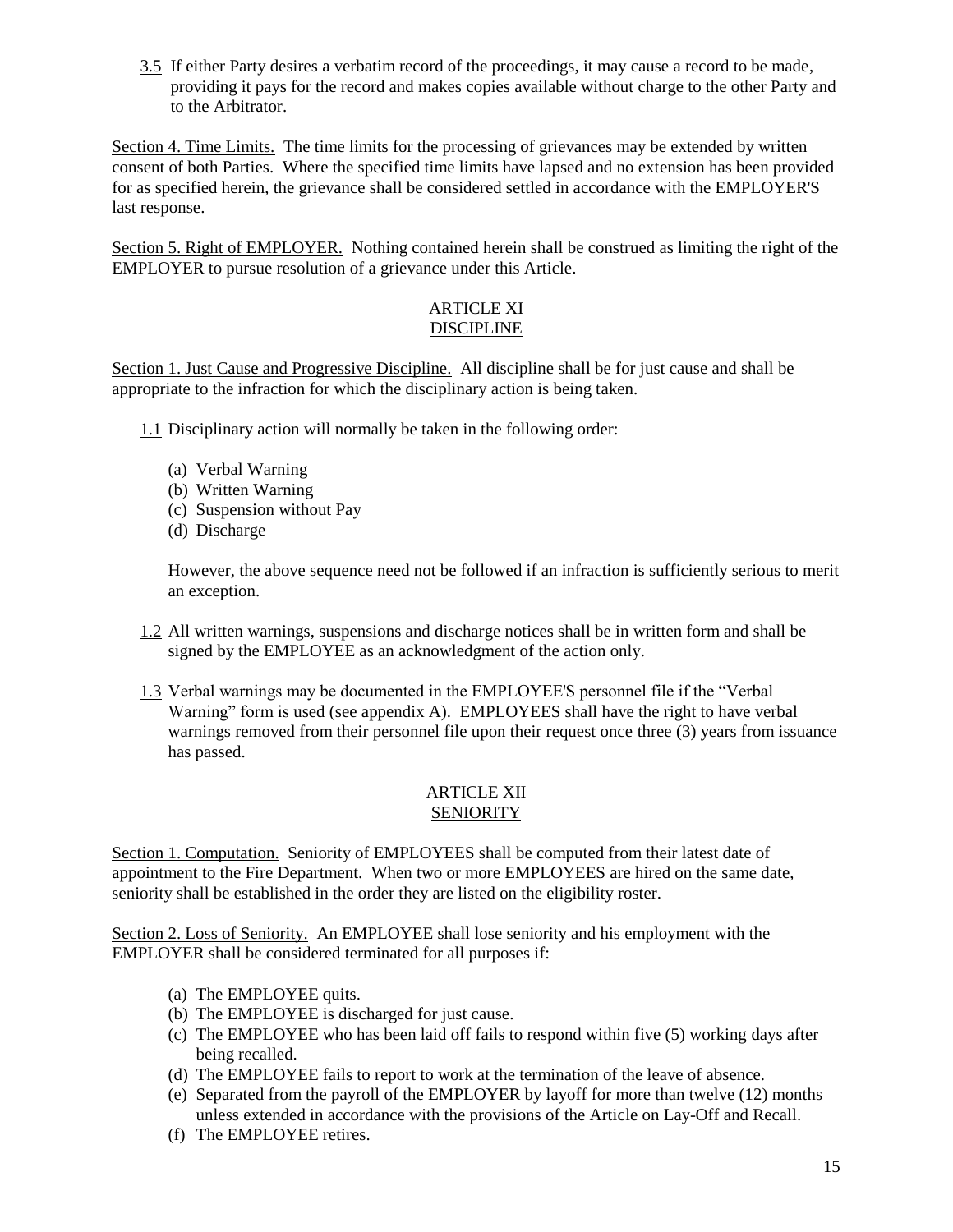3.5 If either Party desires a verbatim record of the proceedings, it may cause a record to be made, providing it pays for the record and makes copies available without charge to the other Party and to the Arbitrator.

Section 4. Time Limits. The time limits for the processing of grievances may be extended by written consent of both Parties. Where the specified time limits have lapsed and no extension has been provided for as specified herein, the grievance shall be considered settled in accordance with the EMPLOYER'S last response.

Section 5. Right of EMPLOYER. Nothing contained herein shall be construed as limiting the right of the EMPLOYER to pursue resolution of a grievance under this Article.

## ARTICLE XI
## DISCIPLINE

Section 1. Just Cause and Progressive Discipline. All discipline shall be for just cause and shall be appropriate to the infraction for which the disciplinary action is being taken.

1.1 Disciplinary action will normally be taken in the following order:

(a) Verbal Warning
(b) Written Warning
(c) Suspension without Pay
(d) Discharge

However, the above sequence need not be followed if an infraction is sufficiently serious to merit an exception.

1.2 All written warnings, suspensions and discharge notices shall be in written form and shall be signed by the EMPLOYEE as an acknowledgment of the action only.

1.3 Verbal warnings may be documented in the EMPLOYEE'S personnel file if the "Verbal Warning" form is used (see appendix A). EMPLOYEES shall have the right to have verbal warnings removed from their personnel file upon their request once three (3) years from issuance has passed.

## ARTICLE XII
## SENIORITY

Section 1. Computation. Seniority of EMPLOYEES shall be computed from their latest date of appointment to the Fire Department. When two or more EMPLOYEES are hired on the same date, seniority shall be established in the order they are listed on the eligibility roster.

Section 2. Loss of Seniority. An EMPLOYEE shall lose seniority and his employment with the EMPLOYER shall be considered terminated for all purposes if:

(a) The EMPLOYEE quits.
(b) The EMPLOYEE is discharged for just cause.
(c) The EMPLOYEE who has been laid off fails to respond within five (5) working days after being recalled.
(d) The EMPLOYEE fails to report to work at the termination of the leave of absence.
(e) Separated from the payroll of the EMPLOYER by layoff for more than twelve (12) months unless extended in accordance with the provisions of the Article on Lay-Off and Recall.
(f) The EMPLOYEE retires.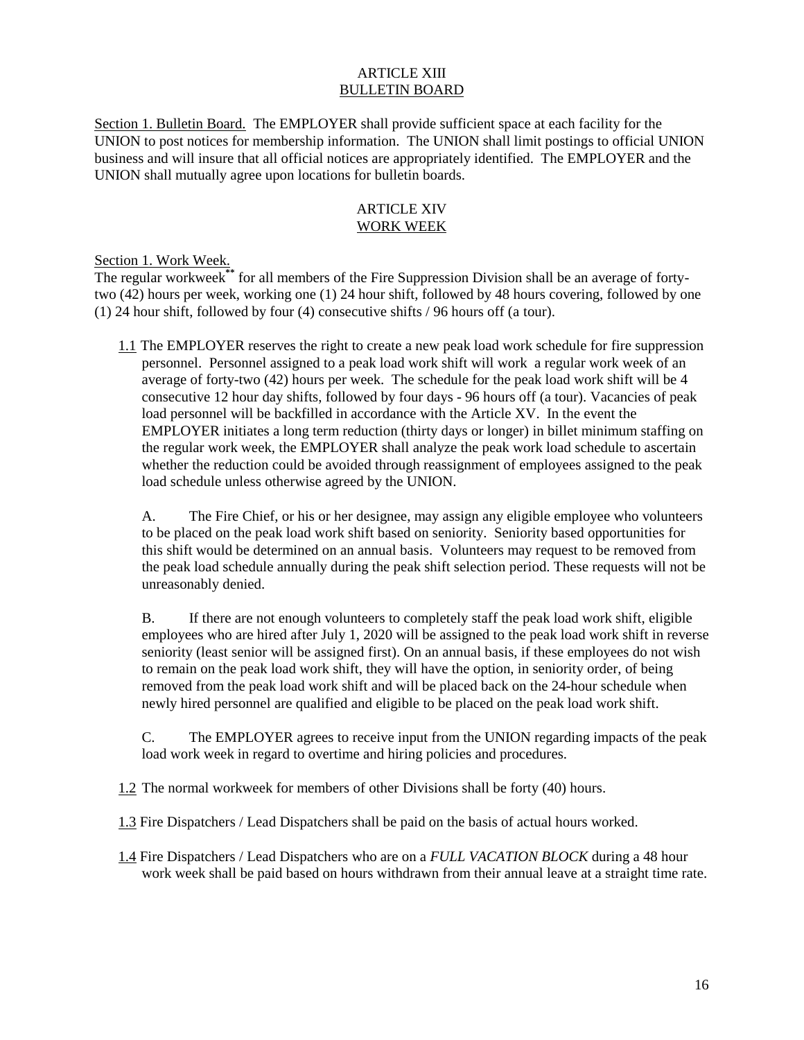## ARTICLE XIII
## BULLETIN BOARD

<u>Section 1. Bulletin Board.</u> The EMPLOYER shall provide sufficient space at each facility for the UNION to post notices for membership information. The UNION shall limit postings to official UNION business and will insure that all official notices are appropriately identified. The EMPLOYER and the UNION shall mutually agree upon locations for bulletin boards.

## ARTICLE XIV
## WORK WEEK

<u>Section 1. Work Week.</u>
The regular workweek** for all members of the Fire Suppression Division shall be an average of forty-two (42) hours per week, working one (1) 24 hour shift, followed by 48 hours covering, followed by one (1) 24 hour shift, followed by four (4) consecutive shifts / 96 hours off (a tour).

<u>1.1</u> The EMPLOYER reserves the right to create a new peak load work schedule for fire suppression personnel. Personnel assigned to a peak load work shift will work a regular work week of an average of forty-two (42) hours per week. The schedule for the peak load work shift will be 4 consecutive 12 hour day shifts, followed by four days - 96 hours off (a tour). Vacancies of peak load personnel will be backfilled in accordance with the Article XV. In the event the EMPLOYER initiates a long term reduction (thirty days or longer) in billet minimum staffing on the regular work week, the EMPLOYER shall analyze the peak work load schedule to ascertain whether the reduction could be avoided through reassignment of employees assigned to the peak load schedule unless otherwise agreed by the UNION.

A. The Fire Chief, or his or her designee, may assign any eligible employee who volunteers to be placed on the peak load work shift based on seniority. Seniority based opportunities for this shift would be determined on an annual basis. Volunteers may request to be removed from the peak load schedule annually during the peak shift selection period. These requests will not be unreasonably denied.

B. If there are not enough volunteers to completely staff the peak load work shift, eligible employees who are hired after July 1, 2020 will be assigned to the peak load work shift in reverse seniority (least senior will be assigned first). On an annual basis, if these employees do not wish to remain on the peak load work shift, they will have the option, in seniority order, of being removed from the peak load work shift and will be placed back on the 24-hour schedule when newly hired personnel are qualified and eligible to be placed on the peak load work shift.

C. The EMPLOYER agrees to receive input from the UNION regarding impacts of the peak load work week in regard to overtime and hiring policies and procedures.

<u>1.2</u> The normal workweek for members of other Divisions shall be forty (40) hours.

<u>1.3</u> Fire Dispatchers / Lead Dispatchers shall be paid on the basis of actual hours worked.

<u>1.4</u> Fire Dispatchers / Lead Dispatchers who are on a *FULL VACATION BLOCK* during a 48 hour work week shall be paid based on hours withdrawn from their annual leave at a straight time rate.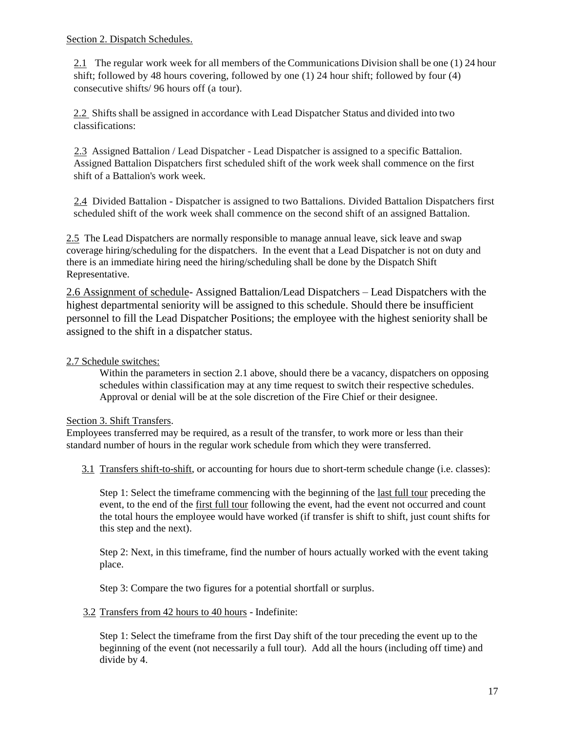Section 2. Dispatch Schedules.

2.1 The regular work week for all members of the Communications Division shall be one (1) 24 hour shift; followed by 48 hours covering, followed by one (1) 24 hour shift; followed by four (4) consecutive shifts/ 96 hours off (a tour).

2.2 Shifts shall be assigned in accordance with Lead Dispatcher Status and divided into two classifications:

2.3 Assigned Battalion / Lead Dispatcher - Lead Dispatcher is assigned to a specific Battalion. Assigned Battalion Dispatchers first scheduled shift of the work week shall commence on the first shift of a Battalion's work week.

2.4 Divided Battalion - Dispatcher is assigned to two Battalions. Divided Battalion Dispatchers first scheduled shift of the work week shall commence on the second shift of an assigned Battalion.

2.5 The Lead Dispatchers are normally responsible to manage annual leave, sick leave and swap coverage hiring/scheduling for the dispatchers. In the event that a Lead Dispatcher is not on duty and there is an immediate hiring need the hiring/scheduling shall be done by the Dispatch Shift Representative.

2.6 Assignment of schedule- Assigned Battalion/Lead Dispatchers – Lead Dispatchers with the highest departmental seniority will be assigned to this schedule. Should there be insufficient personnel to fill the Lead Dispatcher Positions; the employee with the highest seniority shall be assigned to the shift in a dispatcher status.

2.7 Schedule switches:

Within the parameters in section 2.1 above, should there be a vacancy, dispatchers on opposing schedules within classification may at any time request to switch their respective schedules. Approval or denial will be at the sole discretion of the Fire Chief or their designee.

Section 3. Shift Transfers.

Employees transferred may be required, as a result of the transfer, to work more or less than their standard number of hours in the regular work schedule from which they were transferred.

3.1 Transfers shift-to-shift, or accounting for hours due to short-term schedule change (i.e. classes):

Step 1: Select the timeframe commencing with the beginning of the last full tour preceding the event, to the end of the first full tour following the event, had the event not occurred and count the total hours the employee would have worked (if transfer is shift to shift, just count shifts for this step and the next).

Step 2: Next, in this timeframe, find the number of hours actually worked with the event taking place.

Step 3: Compare the two figures for a potential shortfall or surplus.

3.2 Transfers from 42 hours to 40 hours - Indefinite:

Step 1: Select the timeframe from the first Day shift of the tour preceding the event up to the beginning of the event (not necessarily a full tour). Add all the hours (including off time) and divide by 4.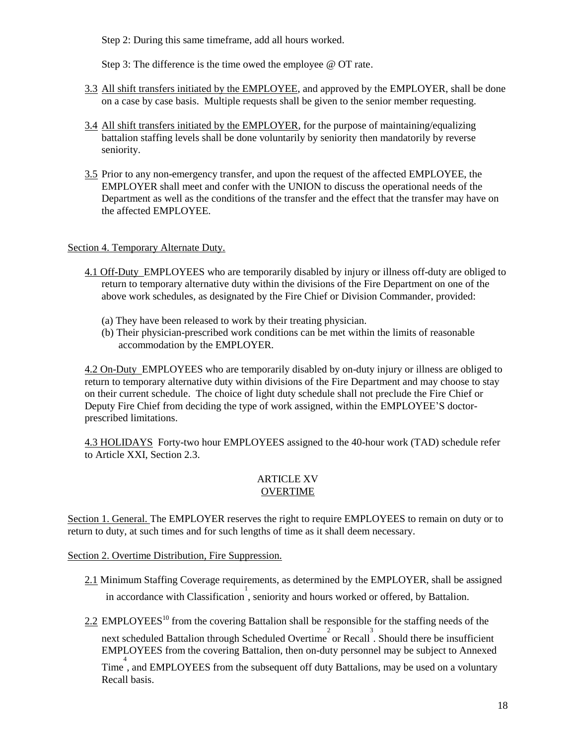Step 2: During this same timeframe, add all hours worked.

Step 3: The difference is the time owed the employee @ OT rate.

3.3 All shift transfers initiated by the EMPLOYEE, and approved by the EMPLOYER, shall be done on a case by case basis. Multiple requests shall be given to the senior member requesting.

3.4 All shift transfers initiated by the EMPLOYER, for the purpose of maintaining/equalizing battalion staffing levels shall be done voluntarily by seniority then mandatorily by reverse seniority.

3.5 Prior to any non-emergency transfer, and upon the request of the affected EMPLOYEE, the EMPLOYER shall meet and confer with the UNION to discuss the operational needs of the Department as well as the conditions of the transfer and the effect that the transfer may have on the affected EMPLOYEE.

Section 4. Temporary Alternate Duty.

4.1 Off-Duty EMPLOYEES who are temporarily disabled by injury or illness off-duty are obliged to return to temporary alternative duty within the divisions of the Fire Department on one of the above work schedules, as designated by the Fire Chief or Division Commander, provided:

(a) They have been released to work by their treating physician.
(b) Their physician-prescribed work conditions can be met within the limits of reasonable accommodation by the EMPLOYER.

4.2 On-Duty EMPLOYEES who are temporarily disabled by on-duty injury or illness are obliged to return to temporary alternative duty within divisions of the Fire Department and may choose to stay on their current schedule. The choice of light duty schedule shall not preclude the Fire Chief or Deputy Fire Chief from deciding the type of work assigned, within the EMPLOYEE'S doctor-prescribed limitations.

4.3 HOLIDAYS Forty-two hour EMPLOYEES assigned to the 40-hour work (TAD) schedule refer to Article XXI, Section 2.3.

## ARTICLE XV
## OVERTIME

Section 1. General. The EMPLOYER reserves the right to require EMPLOYEES to remain on duty or to return to duty, at such times and for such lengths of time as it shall deem necessary.

Section 2. Overtime Distribution, Fire Suppression.

2.1 Minimum Staffing Coverage requirements, as determined by the EMPLOYER, shall be assigned in accordance with Classification[1], seniority and hours worked or offered, by Battalion.

2.2 EMPLOYEES[10] from the covering Battalion shall be responsible for the staffing needs of the next scheduled Battalion through Scheduled Overtime[2] or Recall[3]. Should there be insufficient EMPLOYEES from the covering Battalion, then on-duty personnel may be subject to Annexed Time[4], and EMPLOYEES from the subsequent off duty Battalions, may be used on a voluntary Recall basis.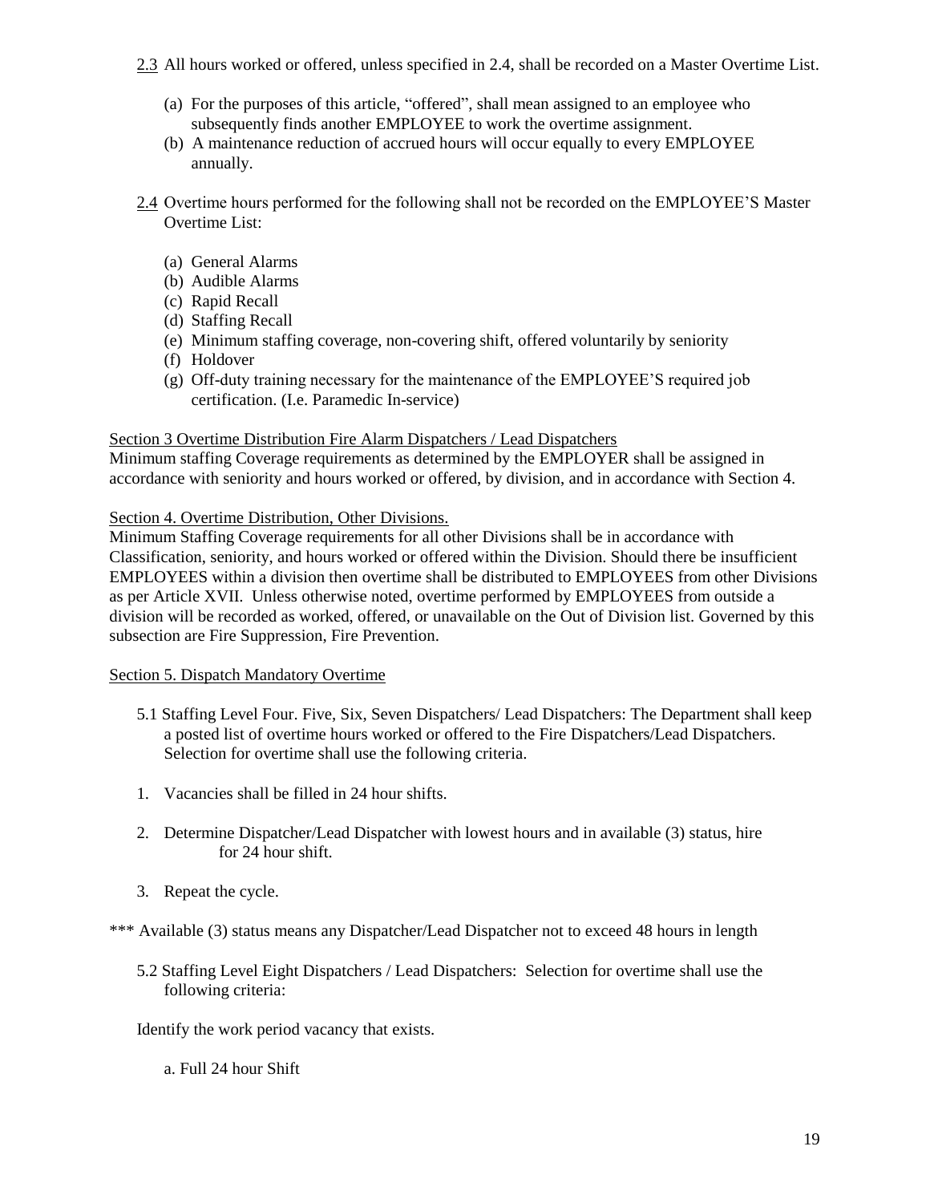2.3 All hours worked or offered, unless specified in 2.4, shall be recorded on a Master Overtime List.

(a) For the purposes of this article, "offered", shall mean assigned to an employee who subsequently finds another EMPLOYEE to work the overtime assignment.
(b) A maintenance reduction of accrued hours will occur equally to every EMPLOYEE annually.

2.4 Overtime hours performed for the following shall not be recorded on the EMPLOYEE'S Master Overtime List:

(a) General Alarms
(b) Audible Alarms
(c) Rapid Recall
(d) Staffing Recall
(e) Minimum staffing coverage, non-covering shift, offered voluntarily by seniority
(f) Holdover
(g) Off-duty training necessary for the maintenance of the EMPLOYEE'S required job certification. (I.e. Paramedic In-service)

Section 3 Overtime Distribution Fire Alarm Dispatchers / Lead Dispatchers

Minimum staffing Coverage requirements as determined by the EMPLOYER shall be assigned in accordance with seniority and hours worked or offered, by division, and in accordance with Section 4.

Section 4. Overtime Distribution, Other Divisions.

Minimum Staffing Coverage requirements for all other Divisions shall be in accordance with Classification, seniority, and hours worked or offered within the Division. Should there be insufficient EMPLOYEES within a division then overtime shall be distributed to EMPLOYEES from other Divisions as per Article XVII. Unless otherwise noted, overtime performed by EMPLOYEES from outside a division will be recorded as worked, offered, or unavailable on the Out of Division list. Governed by this subsection are Fire Suppression, Fire Prevention.

Section 5. Dispatch Mandatory Overtime

5.1 Staffing Level Four. Five, Six, Seven Dispatchers/ Lead Dispatchers: The Department shall keep a posted list of overtime hours worked or offered to the Fire Dispatchers/Lead Dispatchers. Selection for overtime shall use the following criteria.

1. Vacancies shall be filled in 24 hour shifts.

2. Determine Dispatcher/Lead Dispatcher with lowest hours and in available (3) status, hire for 24 hour shift.

3. Repeat the cycle.

*** Available (3) status means any Dispatcher/Lead Dispatcher not to exceed 48 hours in length

5.2 Staffing Level Eight Dispatchers / Lead Dispatchers: Selection for overtime shall use the following criteria:

Identify the work period vacancy that exists.

a. Full 24 hour Shift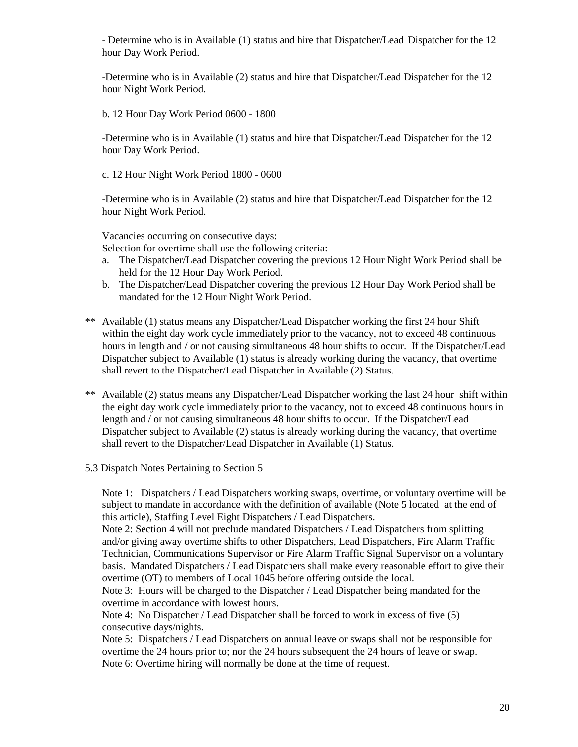- Determine who is in Available (1) status and hire that Dispatcher/Lead Dispatcher for the 12 hour Day Work Period.

-Determine who is in Available (2) status and hire that Dispatcher/Lead Dispatcher for the 12 hour Night Work Period.

b. 12 Hour Day Work Period 0600 - 1800

-Determine who is in Available (1) status and hire that Dispatcher/Lead Dispatcher for the 12 hour Day Work Period.

c. 12 Hour Night Work Period 1800 - 0600

-Determine who is in Available (2) status and hire that Dispatcher/Lead Dispatcher for the 12 hour Night Work Period.

Vacancies occurring on consecutive days:
Selection for overtime shall use the following criteria:

a. The Dispatcher/Lead Dispatcher covering the previous 12 Hour Night Work Period shall be held for the 12 Hour Day Work Period.
b. The Dispatcher/Lead Dispatcher covering the previous 12 Hour Day Work Period shall be mandated for the 12 Hour Night Work Period.

** Available (1) status means any Dispatcher/Lead Dispatcher working the first 24 hour Shift within the eight day work cycle immediately prior to the vacancy, not to exceed 48 continuous hours in length and / or not causing simultaneous 48 hour shifts to occur. If the Dispatcher/Lead Dispatcher subject to Available (1) status is already working during the vacancy, that overtime shall revert to the Dispatcher/Lead Dispatcher in Available (2) Status.

** Available (2) status means any Dispatcher/Lead Dispatcher working the last 24 hour shift within the eight day work cycle immediately prior to the vacancy, not to exceed 48 continuous hours in length and / or not causing simultaneous 48 hour shifts to occur. If the Dispatcher/Lead Dispatcher subject to Available (2) status is already working during the vacancy, that overtime shall revert to the Dispatcher/Lead Dispatcher in Available (1) Status.

5.3 Dispatch Notes Pertaining to Section 5

Note 1: Dispatchers / Lead Dispatchers working swaps, overtime, or voluntary overtime will be subject to mandate in accordance with the definition of available (Note 5 located at the end of this article), Staffing Level Eight Dispatchers / Lead Dispatchers.
Note 2: Section 4 will not preclude mandated Dispatchers / Lead Dispatchers from splitting and/or giving away overtime shifts to other Dispatchers, Lead Dispatchers, Fire Alarm Traffic Technician, Communications Supervisor or Fire Alarm Traffic Signal Supervisor on a voluntary basis. Mandated Dispatchers / Lead Dispatchers shall make every reasonable effort to give their overtime (OT) to members of Local 1045 before offering outside the local.
Note 3: Hours will be charged to the Dispatcher / Lead Dispatcher being mandated for the overtime in accordance with lowest hours.
Note 4: No Dispatcher / Lead Dispatcher shall be forced to work in excess of five (5) consecutive days/nights.
Note 5: Dispatchers / Lead Dispatchers on annual leave or swaps shall not be responsible for overtime the 24 hours prior to; nor the 24 hours subsequent the 24 hours of leave or swap.
Note 6: Overtime hiring will normally be done at the time of request.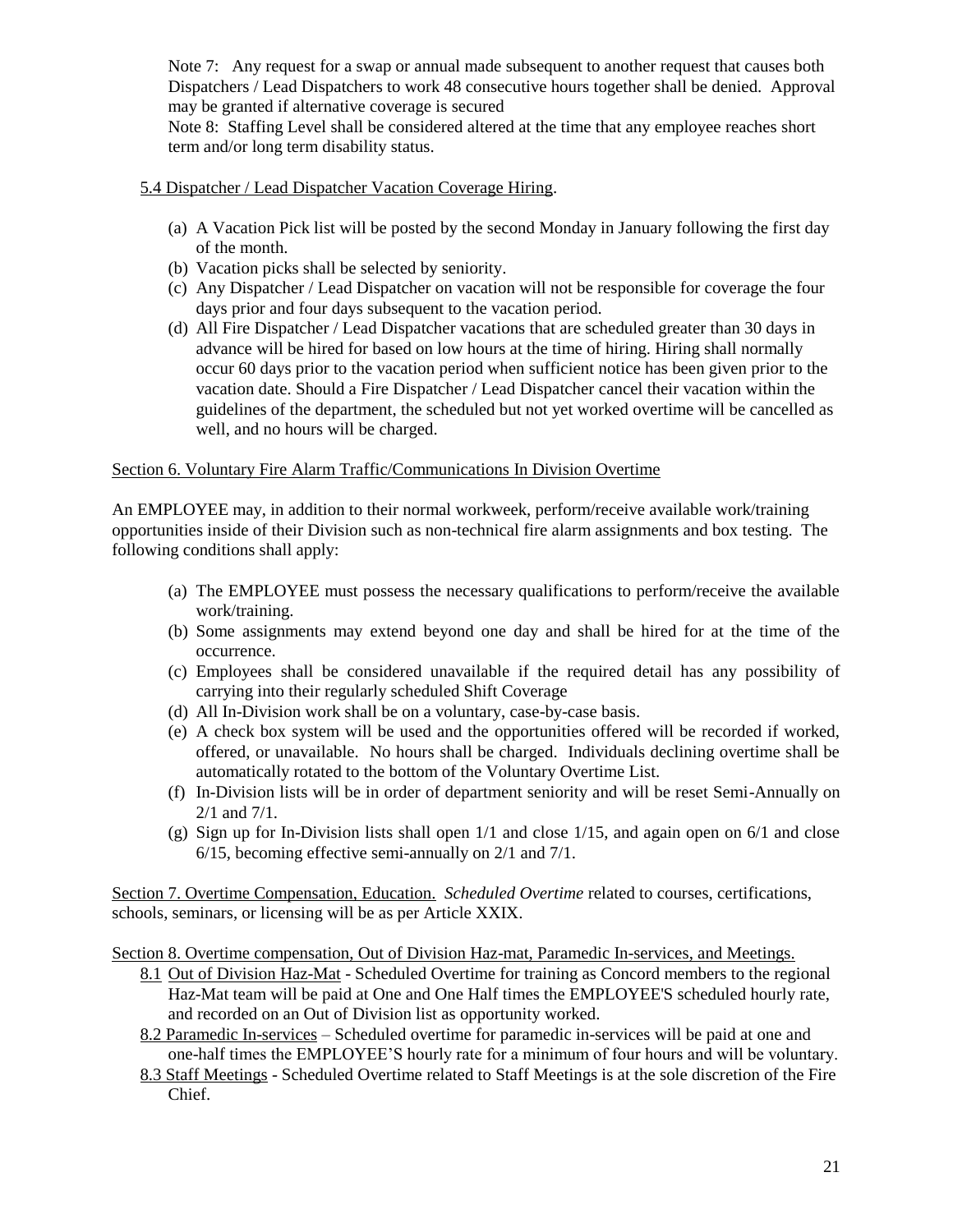Note 7: Any request for a swap or annual made subsequent to another request that causes both Dispatchers / Lead Dispatchers to work 48 consecutive hours together shall be denied. Approval may be granted if alternative coverage is secured

Note 8: Staffing Level shall be considered altered at the time that any employee reaches short term and/or long term disability status.

5.4 Dispatcher / Lead Dispatcher Vacation Coverage Hiring.

(a) A Vacation Pick list will be posted by the second Monday in January following the first day of the month.
(b) Vacation picks shall be selected by seniority.
(c) Any Dispatcher / Lead Dispatcher on vacation will not be responsible for coverage the four days prior and four days subsequent to the vacation period.
(d) All Fire Dispatcher / Lead Dispatcher vacations that are scheduled greater than 30 days in advance will be hired for based on low hours at the time of hiring. Hiring shall normally occur 60 days prior to the vacation period when sufficient notice has been given prior to the vacation date. Should a Fire Dispatcher / Lead Dispatcher cancel their vacation within the guidelines of the department, the scheduled but not yet worked overtime will be cancelled as well, and no hours will be charged.

Section 6. Voluntary Fire Alarm Traffic/Communications In Division Overtime

An EMPLOYEE may, in addition to their normal workweek, perform/receive available work/training opportunities inside of their Division such as non-technical fire alarm assignments and box testing. The following conditions shall apply:

(a) The EMPLOYEE must possess the necessary qualifications to perform/receive the available work/training.
(b) Some assignments may extend beyond one day and shall be hired for at the time of the occurrence.
(c) Employees shall be considered unavailable if the required detail has any possibility of carrying into their regularly scheduled Shift Coverage
(d) All In-Division work shall be on a voluntary, case-by-case basis.
(e) A check box system will be used and the opportunities offered will be recorded if worked, offered, or unavailable. No hours shall be charged. Individuals declining overtime shall be automatically rotated to the bottom of the Voluntary Overtime List.
(f) In-Division lists will be in order of department seniority and will be reset Semi-Annually on 2/1 and 7/1.
(g) Sign up for In-Division lists shall open 1/1 and close 1/15, and again open on 6/1 and close 6/15, becoming effective semi-annually on 2/1 and 7/1.

Section 7. Overtime Compensation, Education. *Scheduled Overtime* related to courses, certifications, schools, seminars, or licensing will be as per Article XXIX.

Section 8. Overtime compensation, Out of Division Haz-mat, Paramedic In-services, and Meetings.

8.1 Out of Division Haz-Mat - Scheduled Overtime for training as Concord members to the regional Haz-Mat team will be paid at One and One Half times the EMPLOYEE'S scheduled hourly rate, and recorded on an Out of Division list as opportunity worked.

8.2 Paramedic In-services – Scheduled overtime for paramedic in-services will be paid at one and one-half times the EMPLOYEE'S hourly rate for a minimum of four hours and will be voluntary.

8.3 Staff Meetings - Scheduled Overtime related to Staff Meetings is at the sole discretion of the Fire Chief.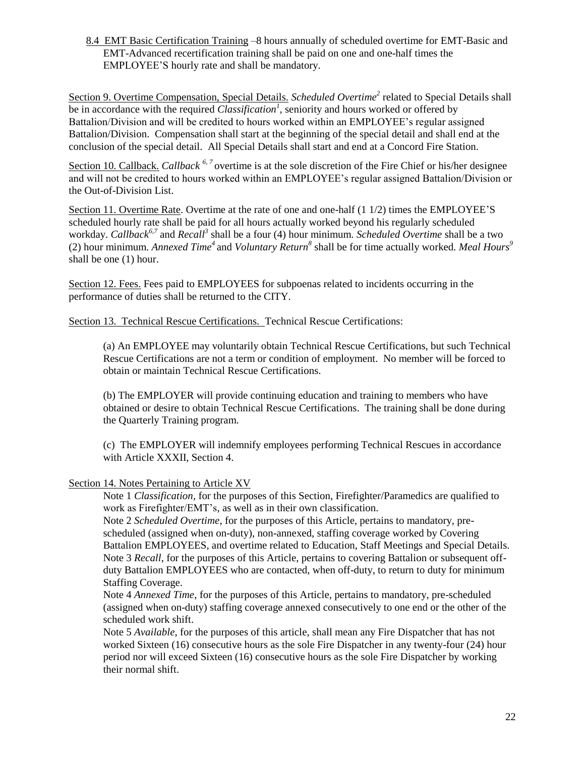8.4 EMT Basic Certification Training –8 hours annually of scheduled overtime for EMT-Basic and EMT-Advanced recertification training shall be paid on one and one-half times the EMPLOYEE'S hourly rate and shall be mandatory.

Section 9. Overtime Compensation, Special Details. *Scheduled Overtime*[2] related to Special Details shall be in accordance with the required *Classification*[1], seniority and hours worked or offered by Battalion/Division and will be credited to hours worked within an EMPLOYEE's regular assigned Battalion/Division. Compensation shall start at the beginning of the special detail and shall end at the conclusion of the special detail. All Special Details shall start and end at a Concord Fire Station.

Section 10. Callback. *Callback*[6,7] overtime is at the sole discretion of the Fire Chief or his/her designee and will not be credited to hours worked within an EMPLOYEE's regular assigned Battalion/Division or the Out-of-Division List.

Section 11. Overtime Rate. Overtime at the rate of one and one-half (1 1/2) times the EMPLOYEE'S scheduled hourly rate shall be paid for all hours actually worked beyond his regularly scheduled workday. *Callback*[6,7] and *Recall*[3] shall be a four (4) hour minimum. *Scheduled Overtime* shall be a two (2) hour minimum. *Annexed Time*[4] and *Voluntary Return*[8] shall be for time actually worked. *Meal Hours*[9] shall be one (1) hour.

Section 12. Fees. Fees paid to EMPLOYEES for subpoenas related to incidents occurring in the performance of duties shall be returned to the CITY.

Section 13. Technical Rescue Certifications. Technical Rescue Certifications:

(a) An EMPLOYEE may voluntarily obtain Technical Rescue Certifications, but such Technical Rescue Certifications are not a term or condition of employment. No member will be forced to obtain or maintain Technical Rescue Certifications.

(b) The EMPLOYER will provide continuing education and training to members who have obtained or desire to obtain Technical Rescue Certifications. The training shall be done during the Quarterly Training program.

(c) The EMPLOYER will indemnify employees performing Technical Rescues in accordance with Article XXXII, Section 4.

Section 14. Notes Pertaining to Article XV

Note 1 *Classification*, for the purposes of this Section, Firefighter/Paramedics are qualified to work as Firefighter/EMT's, as well as in their own classification.

Note 2 *Scheduled Overtime*, for the purposes of this Article, pertains to mandatory, pre-scheduled (assigned when on-duty), non-annexed, staffing coverage worked by Covering Battalion EMPLOYEES, and overtime related to Education, Staff Meetings and Special Details.

Note 3 *Recall*, for the purposes of this Article, pertains to covering Battalion or subsequent off-duty Battalion EMPLOYEES who are contacted, when off-duty, to return to duty for minimum Staffing Coverage.

Note 4 *Annexed Time*, for the purposes of this Article, pertains to mandatory, pre-scheduled (assigned when on-duty) staffing coverage annexed consecutively to one end or the other of the scheduled work shift.

Note 5 *Available*, for the purposes of this article, shall mean any Fire Dispatcher that has not worked Sixteen (16) consecutive hours as the sole Fire Dispatcher in any twenty-four (24) hour period nor will exceed Sixteen (16) consecutive hours as the sole Fire Dispatcher by working their normal shift.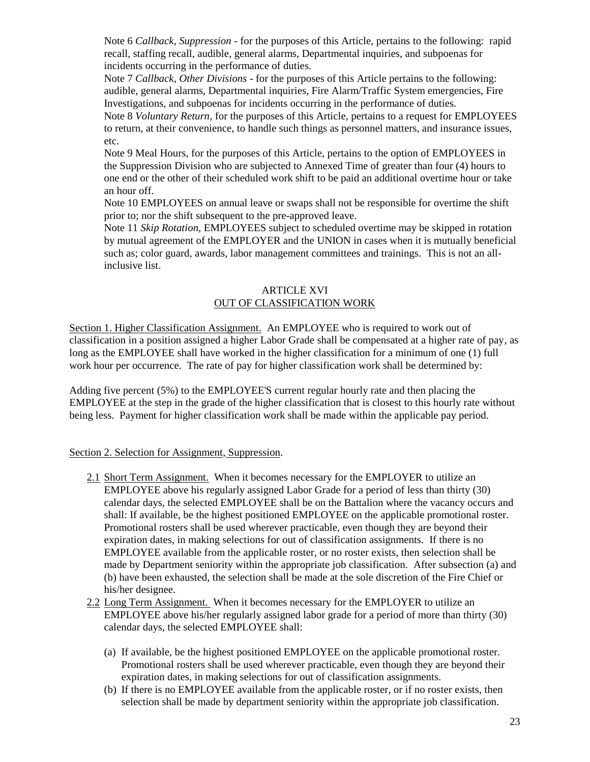Note 6 *Callback, Suppression* - for the purposes of this Article, pertains to the following: rapid recall, staffing recall, audible, general alarms, Departmental inquiries, and subpoenas for incidents occurring in the performance of duties.

Note 7 *Callback, Other Divisions* - for the purposes of this Article pertains to the following: audible, general alarms, Departmental inquiries, Fire Alarm/Traffic System emergencies, Fire Investigations, and subpoenas for incidents occurring in the performance of duties.

Note 8 *Voluntary Return*, for the purposes of this Article, pertains to a request for EMPLOYEES to return, at their convenience, to handle such things as personnel matters, and insurance issues, etc.

Note 9 Meal Hours, for the purposes of this Article, pertains to the option of EMPLOYEES in the Suppression Division who are subjected to Annexed Time of greater than four (4) hours to one end or the other of their scheduled work shift to be paid an additional overtime hour or take an hour off.

Note 10 EMPLOYEES on annual leave or swaps shall not be responsible for overtime the shift prior to; nor the shift subsequent to the pre-approved leave.

Note 11 *Skip Rotation,* EMPLOYEES subject to scheduled overtime may be skipped in rotation by mutual agreement of the EMPLOYER and the UNION in cases when it is mutually beneficial such as; color guard, awards, labor management committees and trainings. This is not an all-inclusive list.

## ARTICLE XVI
## OUT OF CLASSIFICATION WORK

Section 1. Higher Classification Assignment. An EMPLOYEE who is required to work out of classification in a position assigned a higher Labor Grade shall be compensated at a higher rate of pay, as long as the EMPLOYEE shall have worked in the higher classification for a minimum of one (1) full work hour per occurrence. The rate of pay for higher classification work shall be determined by:

Adding five percent (5%) to the EMPLOYEE'S current regular hourly rate and then placing the EMPLOYEE at the step in the grade of the higher classification that is closest to this hourly rate without being less. Payment for higher classification work shall be made within the applicable pay period.

Section 2. Selection for Assignment, Suppression.

2.1 Short Term Assignment. When it becomes necessary for the EMPLOYER to utilize an EMPLOYEE above his regularly assigned Labor Grade for a period of less than thirty (30) calendar days, the selected EMPLOYEE shall be on the Battalion where the vacancy occurs and shall: If available, be the highest positioned EMPLOYEE on the applicable promotional roster. Promotional rosters shall be used wherever practicable, even though they are beyond their expiration dates, in making selections for out of classification assignments. If there is no EMPLOYEE available from the applicable roster, or no roster exists, then selection shall be made by Department seniority within the appropriate job classification. After subsection (a) and (b) have been exhausted, the selection shall be made at the sole discretion of the Fire Chief or his/her designee.

2.2 Long Term Assignment. When it becomes necessary for the EMPLOYER to utilize an EMPLOYEE above his/her regularly assigned labor grade for a period of more than thirty (30) calendar days, the selected EMPLOYEE shall:

(a) If available, be the highest positioned EMPLOYEE on the applicable promotional roster. Promotional rosters shall be used wherever practicable, even though they are beyond their expiration dates, in making selections for out of classification assignments.

(b) If there is no EMPLOYEE available from the applicable roster, or if no roster exists, then selection shall be made by department seniority within the appropriate job classification.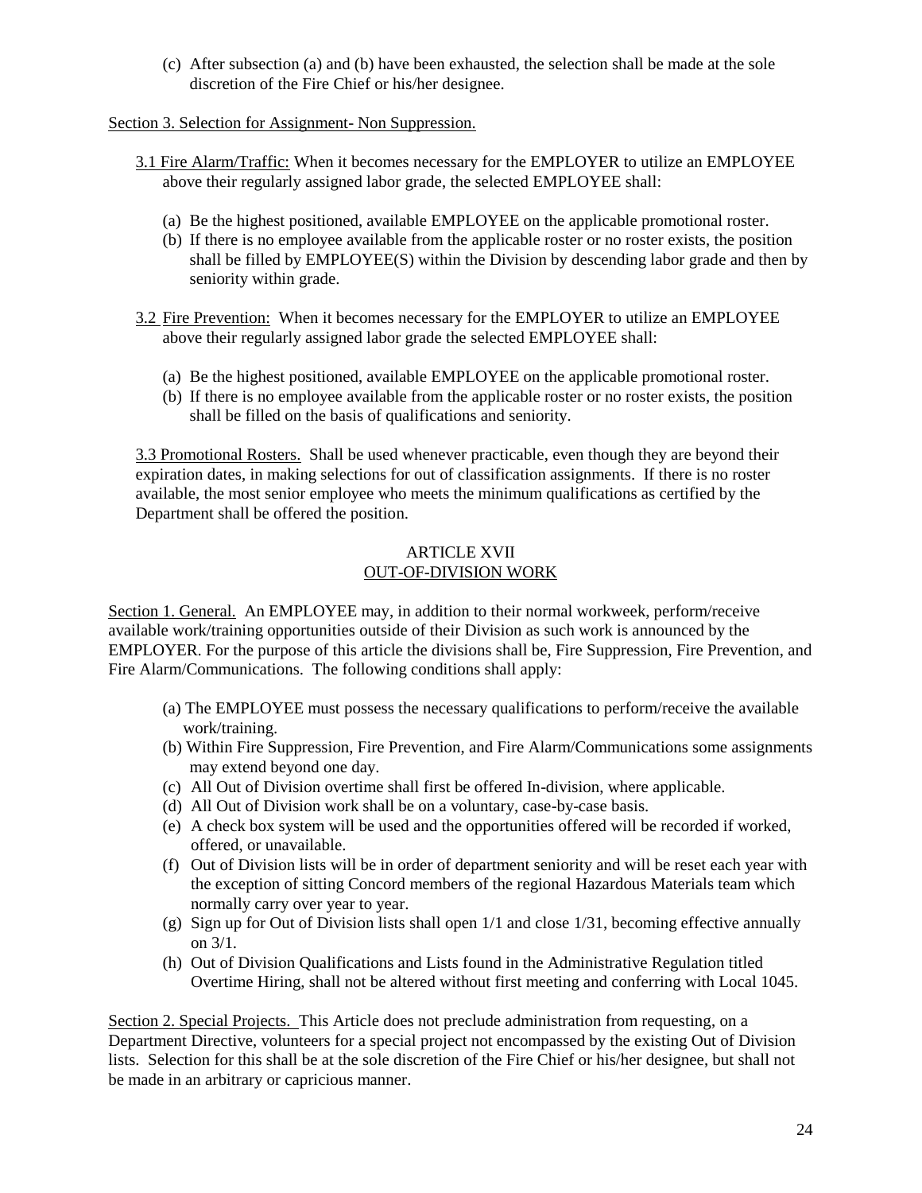(c) After subsection (a) and (b) have been exhausted, the selection shall be made at the sole discretion of the Fire Chief or his/her designee.

Section 3. Selection for Assignment- Non Suppression.

3.1 Fire Alarm/Traffic: When it becomes necessary for the EMPLOYER to utilize an EMPLOYEE above their regularly assigned labor grade, the selected EMPLOYEE shall:

(a) Be the highest positioned, available EMPLOYEE on the applicable promotional roster.
(b) If there is no employee available from the applicable roster or no roster exists, the position shall be filled by EMPLOYEE(S) within the Division by descending labor grade and then by seniority within grade.

3.2 Fire Prevention: When it becomes necessary for the EMPLOYER to utilize an EMPLOYEE above their regularly assigned labor grade the selected EMPLOYEE shall:

(a) Be the highest positioned, available EMPLOYEE on the applicable promotional roster.
(b) If there is no employee available from the applicable roster or no roster exists, the position shall be filled on the basis of qualifications and seniority.

3.3 Promotional Rosters. Shall be used whenever practicable, even though they are beyond their expiration dates, in making selections for out of classification assignments. If there is no roster available, the most senior employee who meets the minimum qualifications as certified by the Department shall be offered the position.

## ARTICLE XVII
## OUT-OF-DIVISION WORK

Section 1. General. An EMPLOYEE may, in addition to their normal workweek, perform/receive available work/training opportunities outside of their Division as such work is announced by the EMPLOYER. For the purpose of this article the divisions shall be, Fire Suppression, Fire Prevention, and Fire Alarm/Communications. The following conditions shall apply:

(a) The EMPLOYEE must possess the necessary qualifications to perform/receive the available work/training.
(b) Within Fire Suppression, Fire Prevention, and Fire Alarm/Communications some assignments may extend beyond one day.
(c) All Out of Division overtime shall first be offered In-division, where applicable.
(d) All Out of Division work shall be on a voluntary, case-by-case basis.
(e) A check box system will be used and the opportunities offered will be recorded if worked, offered, or unavailable.
(f) Out of Division lists will be in order of department seniority and will be reset each year with the exception of sitting Concord members of the regional Hazardous Materials team which normally carry over year to year.
(g) Sign up for Out of Division lists shall open 1/1 and close 1/31, becoming effective annually on 3/1.
(h) Out of Division Qualifications and Lists found in the Administrative Regulation titled Overtime Hiring, shall not be altered without first meeting and conferring with Local 1045.

Section 2. Special Projects. This Article does not preclude administration from requesting, on a Department Directive, volunteers for a special project not encompassed by the existing Out of Division lists. Selection for this shall be at the sole discretion of the Fire Chief or his/her designee, but shall not be made in an arbitrary or capricious manner.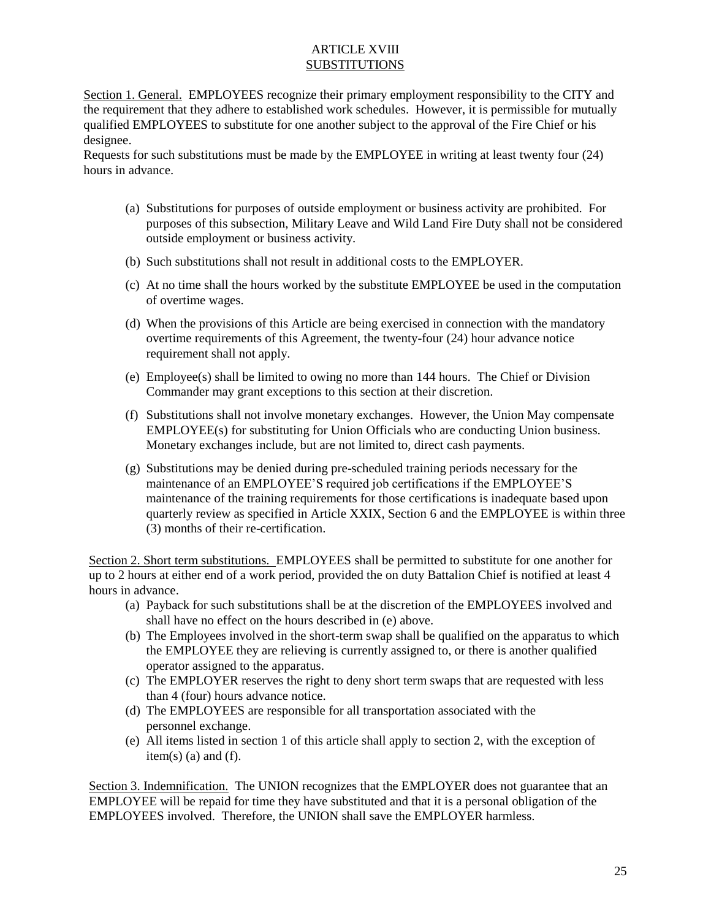# ARTICLE XVIII
## SUBSTITUTIONS

Section 1. General. EMPLOYEES recognize their primary employment responsibility to the CITY and the requirement that they adhere to established work schedules. However, it is permissible for mutually qualified EMPLOYEES to substitute for one another subject to the approval of the Fire Chief or his designee.

Requests for such substitutions must be made by the EMPLOYEE in writing at least twenty four (24) hours in advance.

(a) Substitutions for purposes of outside employment or business activity are prohibited. For purposes of this subsection, Military Leave and Wild Land Fire Duty shall not be considered outside employment or business activity.

(b) Such substitutions shall not result in additional costs to the EMPLOYER.

(c) At no time shall the hours worked by the substitute EMPLOYEE be used in the computation of overtime wages.

(d) When the provisions of this Article are being exercised in connection with the mandatory overtime requirements of this Agreement, the twenty-four (24) hour advance notice requirement shall not apply.

(e) Employee(s) shall be limited to owing no more than 144 hours. The Chief or Division Commander may grant exceptions to this section at their discretion.

(f) Substitutions shall not involve monetary exchanges. However, the Union May compensate EMPLOYEE(s) for substituting for Union Officials who are conducting Union business. Monetary exchanges include, but are not limited to, direct cash payments.

(g) Substitutions may be denied during pre-scheduled training periods necessary for the maintenance of an EMPLOYEE'S required job certifications if the EMPLOYEE'S maintenance of the training requirements for those certifications is inadequate based upon quarterly review as specified in Article XXIX, Section 6 and the EMPLOYEE is within three (3) months of their re-certification.

Section 2. Short term substitutions. EMPLOYEES shall be permitted to substitute for one another for up to 2 hours at either end of a work period, provided the on duty Battalion Chief is notified at least 4 hours in advance.

(a) Payback for such substitutions shall be at the discretion of the EMPLOYEES involved and shall have no effect on the hours described in (e) above.
(b) The Employees involved in the short-term swap shall be qualified on the apparatus to which the EMPLOYEE they are relieving is currently assigned to, or there is another qualified operator assigned to the apparatus.
(c) The EMPLOYER reserves the right to deny short term swaps that are requested with less than 4 (four) hours advance notice.
(d) The EMPLOYEES are responsible for all transportation associated with the personnel exchange.
(e) All items listed in section 1 of this article shall apply to section 2, with the exception of item(s) (a) and (f).

Section 3. Indemnification. The UNION recognizes that the EMPLOYER does not guarantee that an EMPLOYEE will be repaid for time they have substituted and that it is a personal obligation of the EMPLOYEES involved. Therefore, the UNION shall save the EMPLOYER harmless.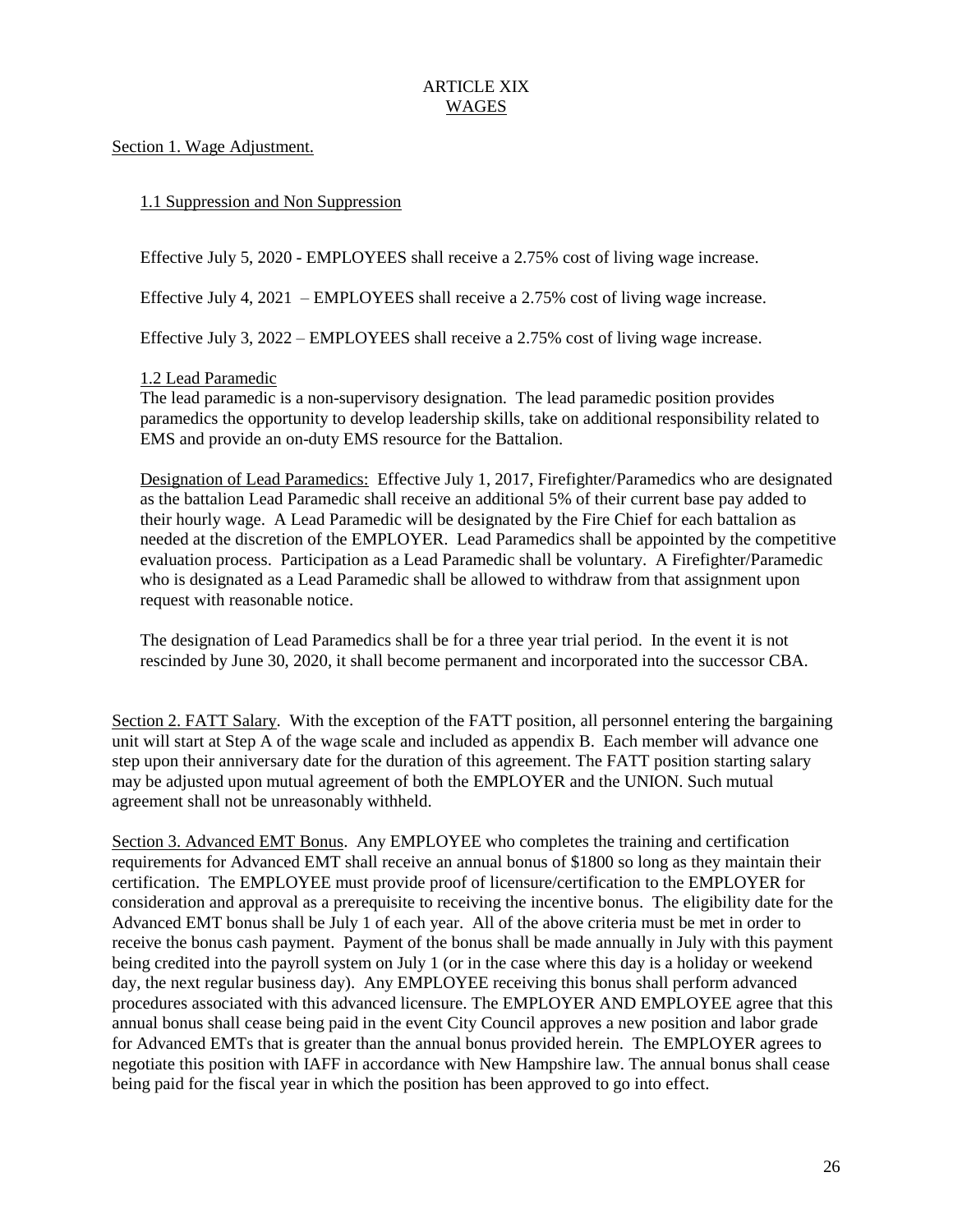# ARTICLE XIX
## WAGES

### Section 1. Wage Adjustment.

#### 1.1 Suppression and Non Suppression

Effective July 5, 2020 - EMPLOYEES shall receive a 2.75% cost of living wage increase.

Effective July 4, 2021 – EMPLOYEES shall receive a 2.75% cost of living wage increase.

Effective July 3, 2022 – EMPLOYEES shall receive a 2.75% cost of living wage increase.

#### 1.2 Lead Paramedic

The lead paramedic is a non-supervisory designation. The lead paramedic position provides paramedics the opportunity to develop leadership skills, take on additional responsibility related to EMS and provide an on-duty EMS resource for the Battalion.

Designation of Lead Paramedics: Effective July 1, 2017, Firefighter/Paramedics who are designated as the battalion Lead Paramedic shall receive an additional 5% of their current base pay added to their hourly wage. A Lead Paramedic will be designated by the Fire Chief for each battalion as needed at the discretion of the EMPLOYER. Lead Paramedics shall be appointed by the competitive evaluation process. Participation as a Lead Paramedic shall be voluntary. A Firefighter/Paramedic who is designated as a Lead Paramedic shall be allowed to withdraw from that assignment upon request with reasonable notice.

The designation of Lead Paramedics shall be for a three year trial period. In the event it is not rescinded by June 30, 2020, it shall become permanent and incorporated into the successor CBA.

Section 2. FATT Salary. With the exception of the FATT position, all personnel entering the bargaining unit will start at Step A of the wage scale and included as appendix B. Each member will advance one step upon their anniversary date for the duration of this agreement. The FATT position starting salary may be adjusted upon mutual agreement of both the EMPLOYER and the UNION. Such mutual agreement shall not be unreasonably withheld.

Section 3. Advanced EMT Bonus. Any EMPLOYEE who completes the training and certification requirements for Advanced EMT shall receive an annual bonus of $1800 so long as they maintain their certification. The EMPLOYEE must provide proof of licensure/certification to the EMPLOYER for consideration and approval as a prerequisite to receiving the incentive bonus. The eligibility date for the Advanced EMT bonus shall be July 1 of each year. All of the above criteria must be met in order to receive the bonus cash payment. Payment of the bonus shall be made annually in July with this payment being credited into the payroll system on July 1 (or in the case where this day is a holiday or weekend day, the next regular business day). Any EMPLOYEE receiving this bonus shall perform advanced procedures associated with this advanced licensure. The EMPLOYER AND EMPLOYEE agree that this annual bonus shall cease being paid in the event City Council approves a new position and labor grade for Advanced EMTs that is greater than the annual bonus provided herein. The EMPLOYER agrees to negotiate this position with IAFF in accordance with New Hampshire law. The annual bonus shall cease being paid for the fiscal year in which the position has been approved to go into effect.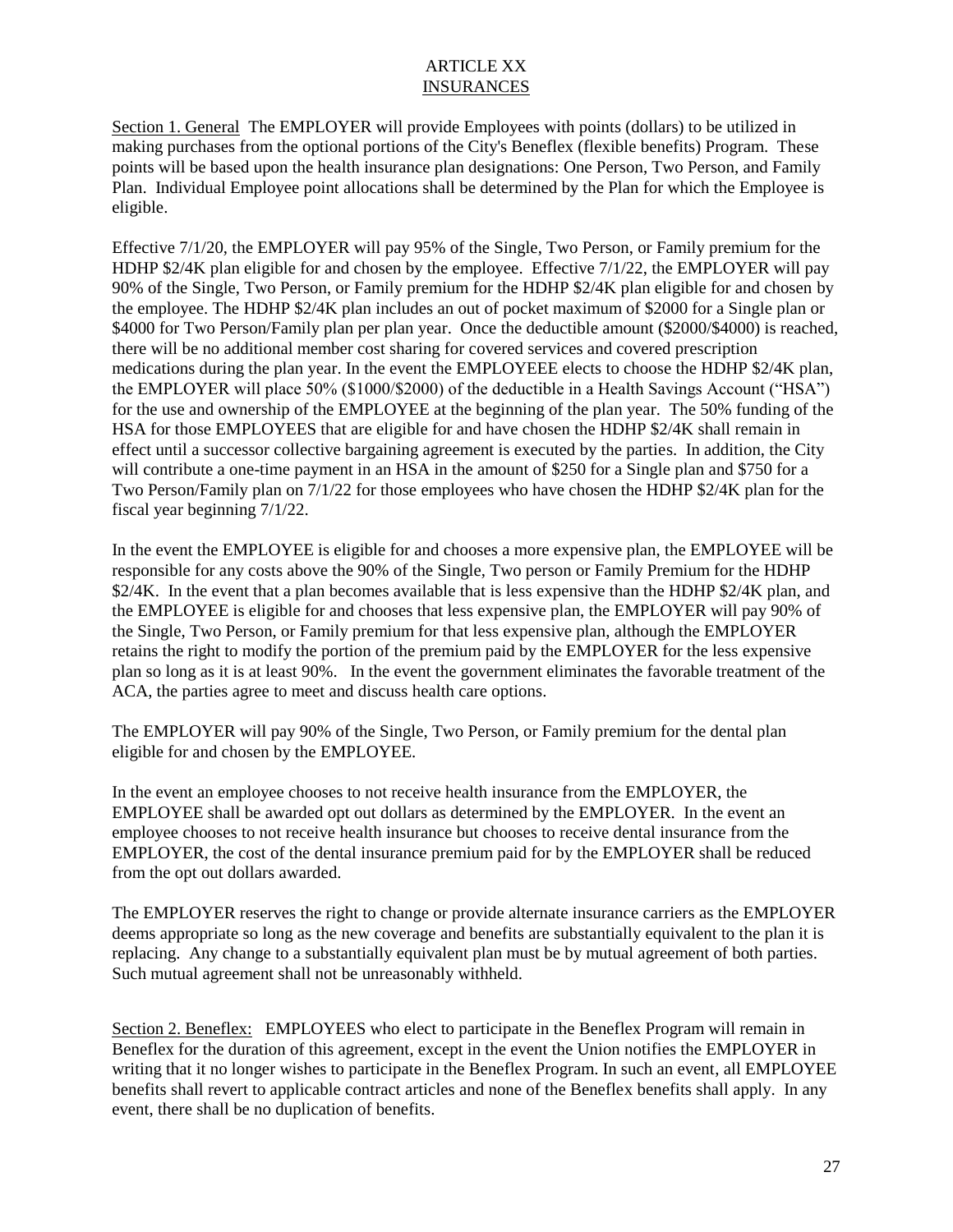# ARTICLE XX
## INSURANCES

Section 1. General The EMPLOYER will provide Employees with points (dollars) to be utilized in making purchases from the optional portions of the City's Beneflex (flexible benefits) Program. These points will be based upon the health insurance plan designations: One Person, Two Person, and Family Plan. Individual Employee point allocations shall be determined by the Plan for which the Employee is eligible.

Effective 7/1/20, the EMPLOYER will pay 95% of the Single, Two Person, or Family premium for the HDHP $2/4K plan eligible for and chosen by the employee. Effective 7/1/22, the EMPLOYER will pay 90% of the Single, Two Person, or Family premium for the HDHP $2/4K plan eligible for and chosen by the employee. The HDHP $2/4K plan includes an out of pocket maximum of $2000 for a Single plan or $4000 for Two Person/Family plan per plan year. Once the deductible amount ($2000/$4000) is reached, there will be no additional member cost sharing for covered services and covered prescription medications during the plan year. In the event the EMPLOYEEE elects to choose the HDHP $2/4K plan, the EMPLOYER will place 50% ($1000/$2000) of the deductible in a Health Savings Account ("HSA") for the use and ownership of the EMPLOYEE at the beginning of the plan year. The 50% funding of the HSA for those EMPLOYEES that are eligible for and have chosen the HDHP $2/4K shall remain in effect until a successor collective bargaining agreement is executed by the parties. In addition, the City will contribute a one-time payment in an HSA in the amount of $250 for a Single plan and $750 for a Two Person/Family plan on 7/1/22 for those employees who have chosen the HDHP $2/4K plan for the fiscal year beginning 7/1/22.

In the event the EMPLOYEE is eligible for and chooses a more expensive plan, the EMPLOYEE will be responsible for any costs above the 90% of the Single, Two person or Family Premium for the HDHP $2/4K. In the event that a plan becomes available that is less expensive than the HDHP $2/4K plan, and the EMPLOYEE is eligible for and chooses that less expensive plan, the EMPLOYER will pay 90% of the Single, Two Person, or Family premium for that less expensive plan, although the EMPLOYER retains the right to modify the portion of the premium paid by the EMPLOYER for the less expensive plan so long as it is at least 90%. In the event the government eliminates the favorable treatment of the ACA, the parties agree to meet and discuss health care options.

The EMPLOYER will pay 90% of the Single, Two Person, or Family premium for the dental plan eligible for and chosen by the EMPLOYEE.

In the event an employee chooses to not receive health insurance from the EMPLOYER, the EMPLOYEE shall be awarded opt out dollars as determined by the EMPLOYER. In the event an employee chooses to not receive health insurance but chooses to receive dental insurance from the EMPLOYER, the cost of the dental insurance premium paid for by the EMPLOYER shall be reduced from the opt out dollars awarded.

The EMPLOYER reserves the right to change or provide alternate insurance carriers as the EMPLOYER deems appropriate so long as the new coverage and benefits are substantially equivalent to the plan it is replacing. Any change to a substantially equivalent plan must be by mutual agreement of both parties. Such mutual agreement shall not be unreasonably withheld.

Section 2. Beneflex: EMPLOYEES who elect to participate in the Beneflex Program will remain in Beneflex for the duration of this agreement, except in the event the Union notifies the EMPLOYER in writing that it no longer wishes to participate in the Beneflex Program. In such an event, all EMPLOYEE benefits shall revert to applicable contract articles and none of the Beneflex benefits shall apply. In any event, there shall be no duplication of benefits.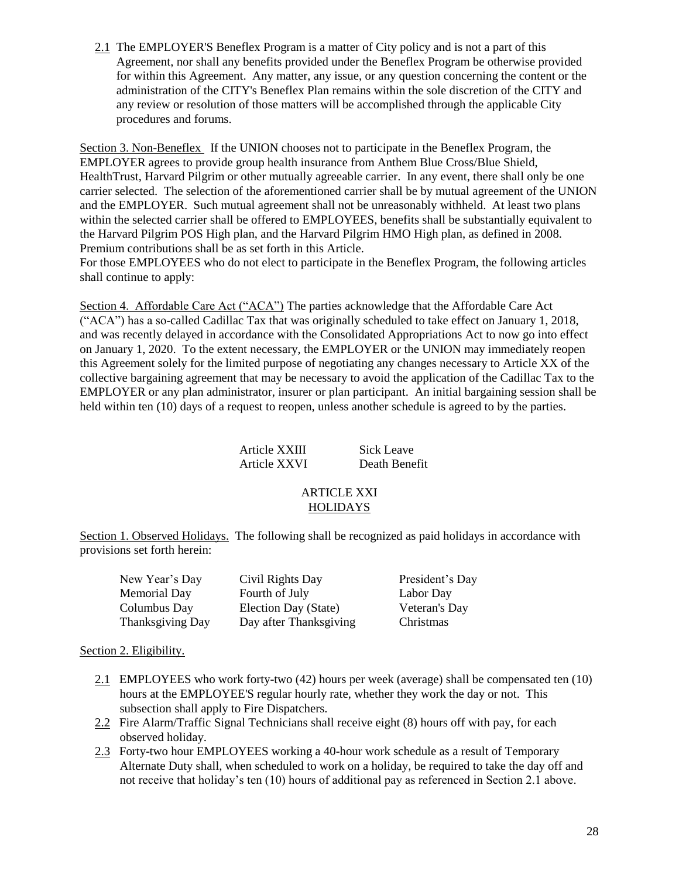2.1 The EMPLOYER'S Beneflex Program is a matter of City policy and is not a part of this Agreement, nor shall any benefits provided under the Beneflex Program be otherwise provided for within this Agreement. Any matter, any issue, or any question concerning the content or the administration of the CITY's Beneflex Plan remains within the sole discretion of the CITY and any review or resolution of those matters will be accomplished through the applicable City procedures and forums.

Section 3. Non-Beneflex If the UNION chooses not to participate in the Beneflex Program, the EMPLOYER agrees to provide group health insurance from Anthem Blue Cross/Blue Shield, HealthTrust, Harvard Pilgrim or other mutually agreeable carrier. In any event, there shall only be one carrier selected. The selection of the aforementioned carrier shall be by mutual agreement of the UNION and the EMPLOYER. Such mutual agreement shall not be unreasonably withheld. At least two plans within the selected carrier shall be offered to EMPLOYEES, benefits shall be substantially equivalent to the Harvard Pilgrim POS High plan, and the Harvard Pilgrim HMO High plan, as defined in 2008. Premium contributions shall be as set forth in this Article.

For those EMPLOYEES who do not elect to participate in the Beneflex Program, the following articles shall continue to apply:

Section 4. Affordable Care Act ("ACA") The parties acknowledge that the Affordable Care Act ("ACA") has a so-called Cadillac Tax that was originally scheduled to take effect on January 1, 2018, and was recently delayed in accordance with the Consolidated Appropriations Act to now go into effect on January 1, 2020. To the extent necessary, the EMPLOYER or the UNION may immediately reopen this Agreement solely for the limited purpose of negotiating any changes necessary to Article XX of the collective bargaining agreement that may be necessary to avoid the application of the Cadillac Tax to the EMPLOYER or any plan administrator, insurer or plan participant. An initial bargaining session shall be held within ten (10) days of a request to reopen, unless another schedule is agreed to by the parties.

| | |
|---|---|
| Article XXIII | Sick Leave |
| Article XXVI | Death Benefit |

## ARTICLE XXI
## HOLIDAYS

Section 1. Observed Holidays. The following shall be recognized as paid holidays in accordance with provisions set forth herein:

| | | |
|---|---|---|
| New Year's Day | Civil Rights Day | President's Day |
| Memorial Day | Fourth of July | Labor Day |
| Columbus Day | Election Day (State) | Veteran's Day |
| Thanksgiving Day | Day after Thanksgiving | Christmas |

Section 2. Eligibility.

2.1 EMPLOYEES who work forty-two (42) hours per week (average) shall be compensated ten (10) hours at the EMPLOYEE'S regular hourly rate, whether they work the day or not. This subsection shall apply to Fire Dispatchers.

2.2 Fire Alarm/Traffic Signal Technicians shall receive eight (8) hours off with pay, for each observed holiday.

2.3 Forty-two hour EMPLOYEES working a 40-hour work schedule as a result of Temporary Alternate Duty shall, when scheduled to work on a holiday, be required to take the day off and not receive that holiday's ten (10) hours of additional pay as referenced in Section 2.1 above.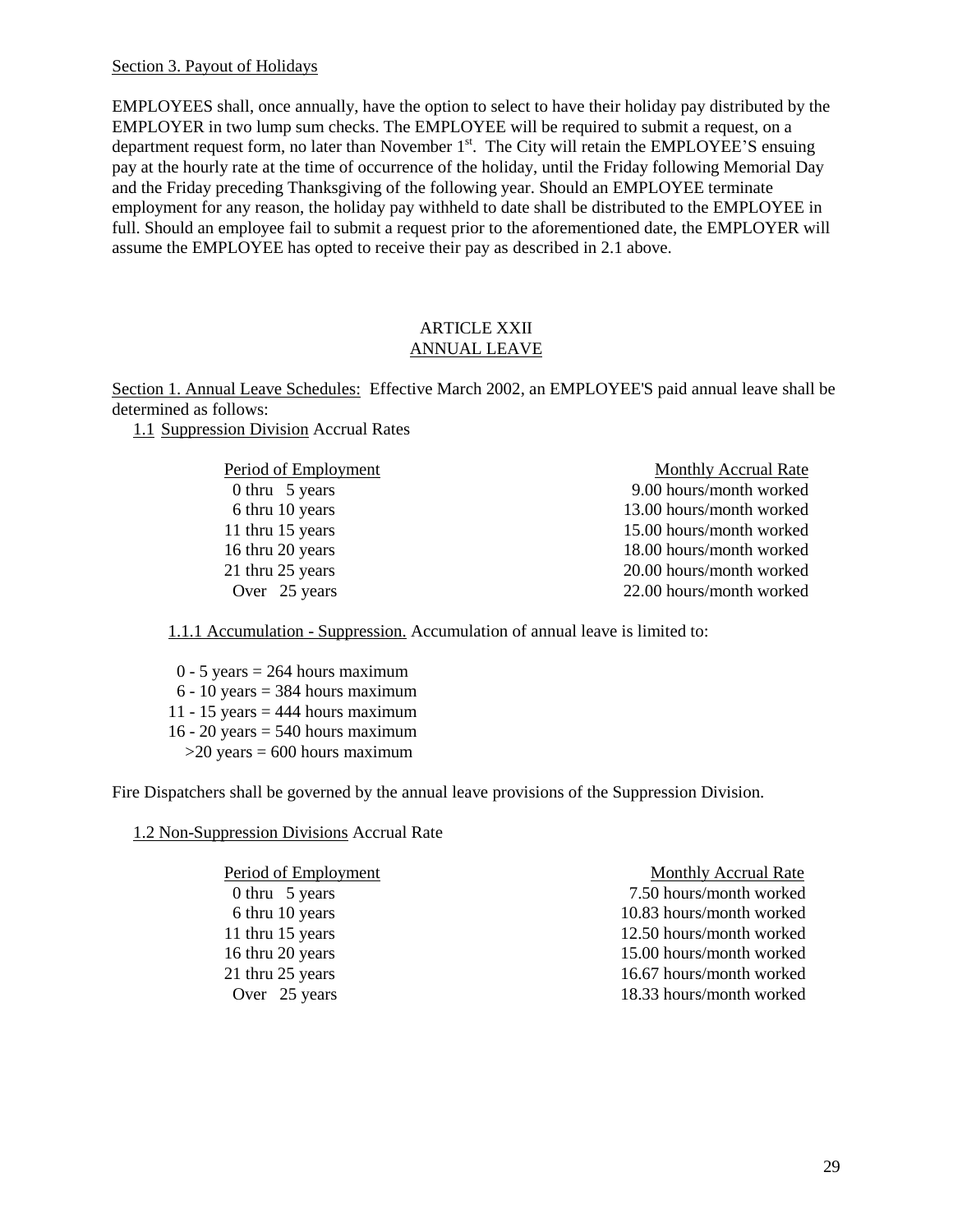Section 3. Payout of Holidays

EMPLOYEES shall, once annually, have the option to select to have their holiday pay distributed by the EMPLOYER in two lump sum checks. The EMPLOYEE will be required to submit a request, on a department request form, no later than November 1st. The City will retain the EMPLOYEE'S ensuing pay at the hourly rate at the time of occurrence of the holiday, until the Friday following Memorial Day and the Friday preceding Thanksgiving of the following year. Should an EMPLOYEE terminate employment for any reason, the holiday pay withheld to date shall be distributed to the EMPLOYEE in full. Should an employee fail to submit a request prior to the aforementioned date, the EMPLOYER will assume the EMPLOYEE has opted to receive their pay as described in 2.1 above.

## ARTICLE XXII
## ANNUAL LEAVE

Section 1. Annual Leave Schedules: Effective March 2002, an EMPLOYEE'S paid annual leave shall be determined as follows:

1.1 Suppression Division Accrual Rates

| Period of Employment | Monthly Accrual Rate |
|---|---|
| 0 thru 5 years | 9.00 hours/month worked |
| 6 thru 10 years | 13.00 hours/month worked |
| 11 thru 15 years | 15.00 hours/month worked |
| 16 thru 20 years | 18.00 hours/month worked |
| 21 thru 25 years | 20.00 hours/month worked |
| Over 25 years | 22.00 hours/month worked |

1.1.1 Accumulation - Suppression. Accumulation of annual leave is limited to:

0 - 5 years = 264 hours maximum
6 - 10 years = 384 hours maximum
11 - 15 years = 444 hours maximum
16 - 20 years = 540 hours maximum
>20 years = 600 hours maximum

Fire Dispatchers shall be governed by the annual leave provisions of the Suppression Division.

1.2 Non-Suppression Divisions Accrual Rate

| Period of Employment | Monthly Accrual Rate |
|---|---|
| 0 thru 5 years | 7.50 hours/month worked |
| 6 thru 10 years | 10.83 hours/month worked |
| 11 thru 15 years | 12.50 hours/month worked |
| 16 thru 20 years | 15.00 hours/month worked |
| 21 thru 25 years | 16.67 hours/month worked |
| Over 25 years | 18.33 hours/month worked |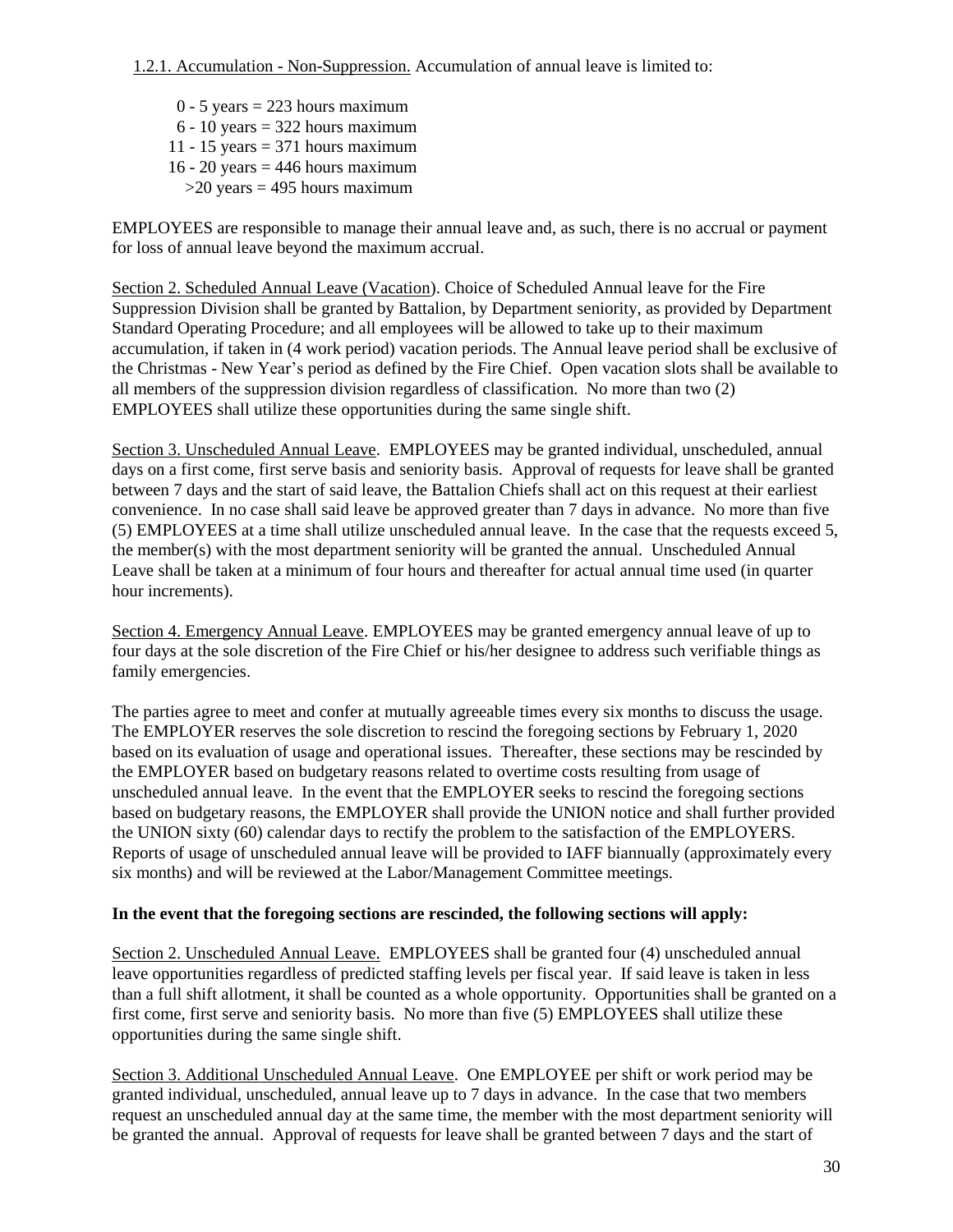1.2.1. Accumulation - Non-Suppression. Accumulation of annual leave is limited to:

0 - 5 years = 223 hours maximum
6 - 10 years = 322 hours maximum
11 - 15 years = 371 hours maximum
16 - 20 years = 446 hours maximum
>20 years = 495 hours maximum

EMPLOYEES are responsible to manage their annual leave and, as such, there is no accrual or payment for loss of annual leave beyond the maximum accrual.

Section 2. Scheduled Annual Leave (Vacation). Choice of Scheduled Annual leave for the Fire Suppression Division shall be granted by Battalion, by Department seniority, as provided by Department Standard Operating Procedure; and all employees will be allowed to take up to their maximum accumulation, if taken in (4 work period) vacation periods. The Annual leave period shall be exclusive of the Christmas - New Year's period as defined by the Fire Chief. Open vacation slots shall be available to all members of the suppression division regardless of classification. No more than two (2) EMPLOYEES shall utilize these opportunities during the same single shift.

Section 3. Unscheduled Annual Leave. EMPLOYEES may be granted individual, unscheduled, annual days on a first come, first serve basis and seniority basis. Approval of requests for leave shall be granted between 7 days and the start of said leave, the Battalion Chiefs shall act on this request at their earliest convenience. In no case shall said leave be approved greater than 7 days in advance. No more than five (5) EMPLOYEES at a time shall utilize unscheduled annual leave. In the case that the requests exceed 5, the member(s) with the most department seniority will be granted the annual. Unscheduled Annual Leave shall be taken at a minimum of four hours and thereafter for actual annual time used (in quarter hour increments).

Section 4. Emergency Annual Leave. EMPLOYEES may be granted emergency annual leave of up to four days at the sole discretion of the Fire Chief or his/her designee to address such verifiable things as family emergencies.

The parties agree to meet and confer at mutually agreeable times every six months to discuss the usage. The EMPLOYER reserves the sole discretion to rescind the foregoing sections by February 1, 2020 based on its evaluation of usage and operational issues. Thereafter, these sections may be rescinded by the EMPLOYER based on budgetary reasons related to overtime costs resulting from usage of unscheduled annual leave. In the event that the EMPLOYER seeks to rescind the foregoing sections based on budgetary reasons, the EMPLOYER shall provide the UNION notice and shall further provided the UNION sixty (60) calendar days to rectify the problem to the satisfaction of the EMPLOYERS. Reports of usage of unscheduled annual leave will be provided to IAFF biannually (approximately every six months) and will be reviewed at the Labor/Management Committee meetings.

**In the event that the foregoing sections are rescinded, the following sections will apply:**

Section 2. Unscheduled Annual Leave. EMPLOYEES shall be granted four (4) unscheduled annual leave opportunities regardless of predicted staffing levels per fiscal year. If said leave is taken in less than a full shift allotment, it shall be counted as a whole opportunity. Opportunities shall be granted on a first come, first serve and seniority basis. No more than five (5) EMPLOYEES shall utilize these opportunities during the same single shift.

Section 3. Additional Unscheduled Annual Leave. One EMPLOYEE per shift or work period may be granted individual, unscheduled, annual leave up to 7 days in advance. In the case that two members request an unscheduled annual day at the same time, the member with the most department seniority will be granted the annual. Approval of requests for leave shall be granted between 7 days and the start of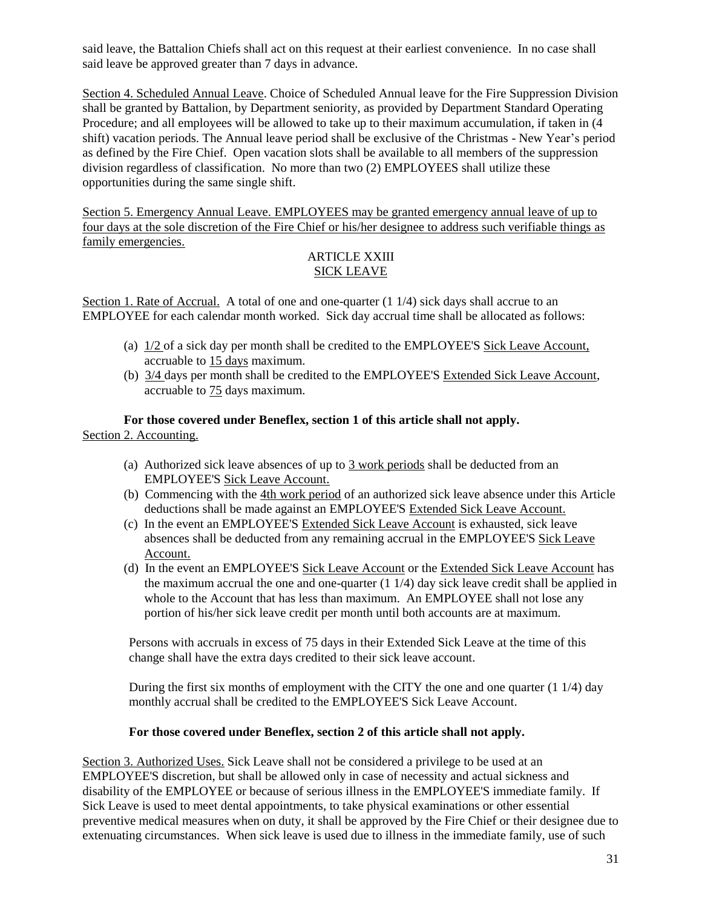said leave, the Battalion Chiefs shall act on this request at their earliest convenience. In no case shall said leave be approved greater than 7 days in advance.

Section 4. Scheduled Annual Leave. Choice of Scheduled Annual leave for the Fire Suppression Division shall be granted by Battalion, by Department seniority, as provided by Department Standard Operating Procedure; and all employees will be allowed to take up to their maximum accumulation, if taken in (4 shift) vacation periods. The Annual leave period shall be exclusive of the Christmas - New Year's period as defined by the Fire Chief. Open vacation slots shall be available to all members of the suppression division regardless of classification. No more than two (2) EMPLOYEES shall utilize these opportunities during the same single shift.

Section 5. Emergency Annual Leave. EMPLOYEES may be granted emergency annual leave of up to four days at the sole discretion of the Fire Chief or his/her designee to address such verifiable things as family emergencies.

## ARTICLE XXIII
## SICK LEAVE

Section 1. Rate of Accrual. A total of one and one-quarter (1 1/4) sick days shall accrue to an EMPLOYEE for each calendar month worked. Sick day accrual time shall be allocated as follows:

(a) 1/2 of a sick day per month shall be credited to the EMPLOYEE'S Sick Leave Account, accruable to 15 days maximum.
(b) 3/4 days per month shall be credited to the EMPLOYEE'S Extended Sick Leave Account, accruable to 75 days maximum.

**For those covered under Beneflex, section 1 of this article shall not apply.**

Section 2. Accounting.

(a) Authorized sick leave absences of up to 3 work periods shall be deducted from an EMPLOYEE'S Sick Leave Account.
(b) Commencing with the 4th work period of an authorized sick leave absence under this Article deductions shall be made against an EMPLOYEE'S Extended Sick Leave Account.
(c) In the event an EMPLOYEE'S Extended Sick Leave Account is exhausted, sick leave absences shall be deducted from any remaining accrual in the EMPLOYEE'S Sick Leave Account.
(d) In the event an EMPLOYEE'S Sick Leave Account or the Extended Sick Leave Account has the maximum accrual the one and one-quarter (1 1/4) day sick leave credit shall be applied in whole to the Account that has less than maximum. An EMPLOYEE shall not lose any portion of his/her sick leave credit per month until both accounts are at maximum.

Persons with accruals in excess of 75 days in their Extended Sick Leave at the time of this change shall have the extra days credited to their sick leave account.

During the first six months of employment with the CITY the one and one quarter (1 1/4) day monthly accrual shall be credited to the EMPLOYEE'S Sick Leave Account.

**For those covered under Beneflex, section 2 of this article shall not apply.**

Section 3. Authorized Uses. Sick Leave shall not be considered a privilege to be used at an EMPLOYEE'S discretion, but shall be allowed only in case of necessity and actual sickness and disability of the EMPLOYEE or because of serious illness in the EMPLOYEE'S immediate family. If Sick Leave is used to meet dental appointments, to take physical examinations or other essential preventive medical measures when on duty, it shall be approved by the Fire Chief or their designee due to extenuating circumstances. When sick leave is used due to illness in the immediate family, use of such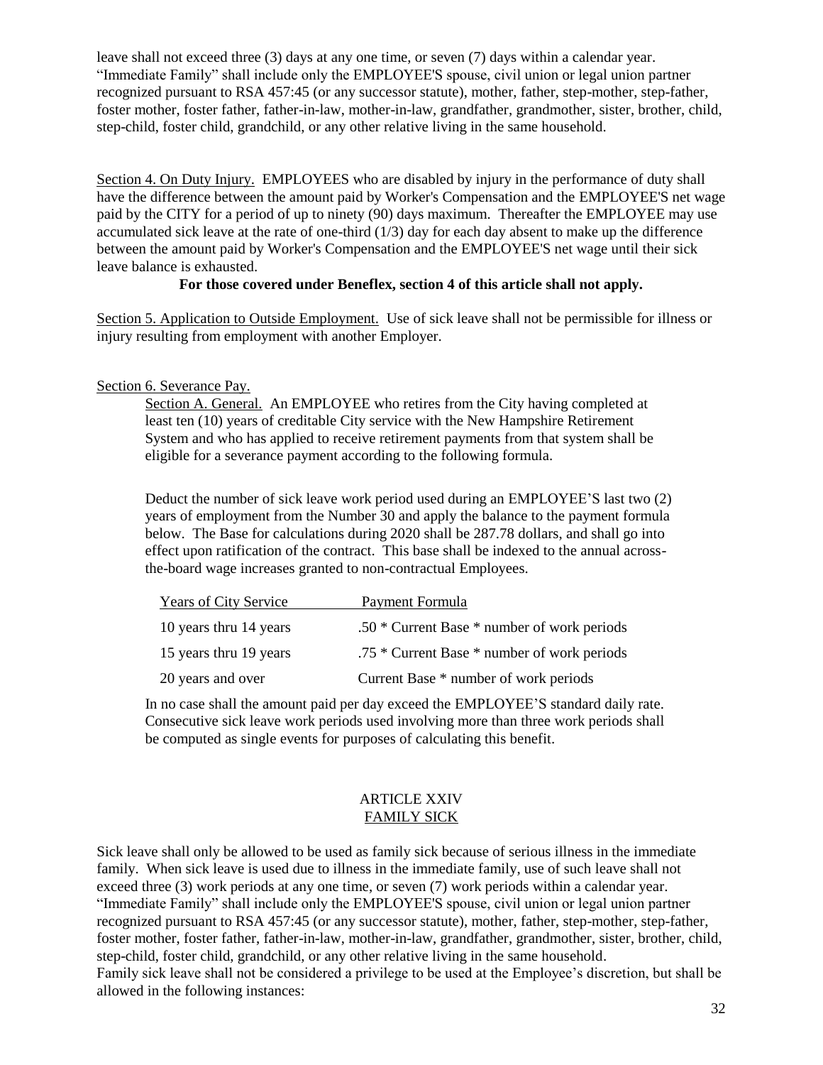leave shall not exceed three (3) days at any one time, or seven (7) days within a calendar year. "Immediate Family" shall include only the EMPLOYEE'S spouse, civil union or legal union partner recognized pursuant to RSA 457:45 (or any successor statute), mother, father, step-mother, step-father, foster mother, foster father, father-in-law, mother-in-law, grandfather, grandmother, sister, brother, child, step-child, foster child, grandchild, or any other relative living in the same household.

Section 4. On Duty Injury. EMPLOYEES who are disabled by injury in the performance of duty shall have the difference between the amount paid by Worker's Compensation and the EMPLOYEE'S net wage paid by the CITY for a period of up to ninety (90) days maximum. Thereafter the EMPLOYEE may use accumulated sick leave at the rate of one-third (1/3) day for each day absent to make up the difference between the amount paid by Worker's Compensation and the EMPLOYEE'S net wage until their sick leave balance is exhausted.

**For those covered under Beneflex, section 4 of this article shall not apply.**

Section 5. Application to Outside Employment. Use of sick leave shall not be permissible for illness or injury resulting from employment with another Employer.

Section 6. Severance Pay.

Section A. General. An EMPLOYEE who retires from the City having completed at least ten (10) years of creditable City service with the New Hampshire Retirement System and who has applied to receive retirement payments from that system shall be eligible for a severance payment according to the following formula.

Deduct the number of sick leave work period used during an EMPLOYEE'S last two (2) years of employment from the Number 30 and apply the balance to the payment formula below. The Base for calculations during 2020 shall be 287.78 dollars, and shall go into effect upon ratification of the contract. This base shall be indexed to the annual across-the-board wage increases granted to non-contractual Employees.

| Years of City Service | Payment Formula |
|---|---|
| 10 years thru 14 years | .50 * Current Base * number of work periods |
| 15 years thru 19 years | .75 * Current Base * number of work periods |
| 20 years and over | Current Base * number of work periods |

In no case shall the amount paid per day exceed the EMPLOYEE'S standard daily rate. Consecutive sick leave work periods used involving more than three work periods shall be computed as single events for purposes of calculating this benefit.

## ARTICLE XXIV
## FAMILY SICK

Sick leave shall only be allowed to be used as family sick because of serious illness in the immediate family. When sick leave is used due to illness in the immediate family, use of such leave shall not exceed three (3) work periods at any one time, or seven (7) work periods within a calendar year. "Immediate Family" shall include only the EMPLOYEE'S spouse, civil union or legal union partner recognized pursuant to RSA 457:45 (or any successor statute), mother, father, step-mother, step-father, foster mother, foster father, father-in-law, mother-in-law, grandfather, grandmother, sister, brother, child, step-child, foster child, grandchild, or any other relative living in the same household.
Family sick leave shall not be considered a privilege to be used at the Employee's discretion, but shall be allowed in the following instances: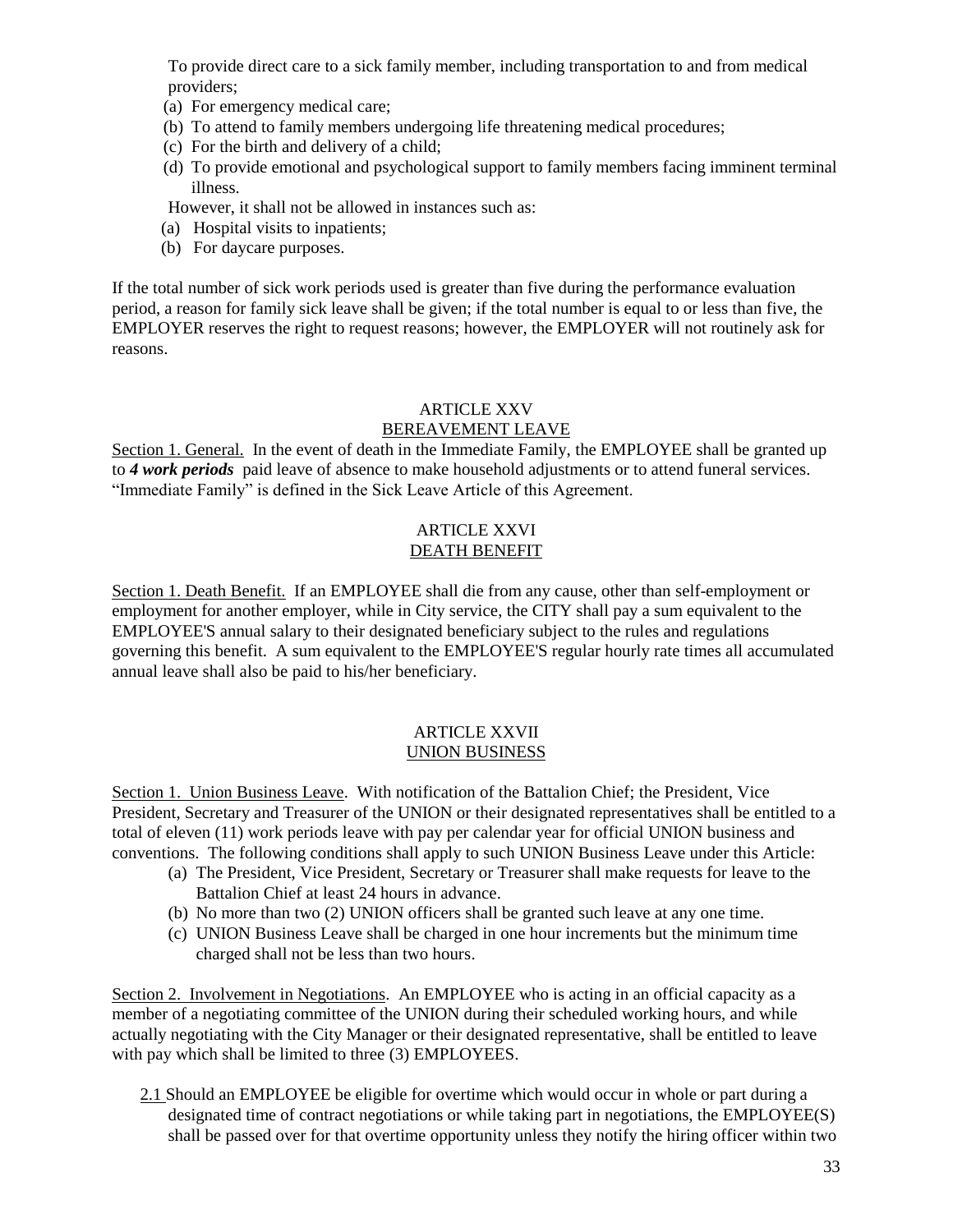To provide direct care to a sick family member, including transportation to and from medical providers;

(a) For emergency medical care;
(b) To attend to family members undergoing life threatening medical procedures;
(c) For the birth and delivery of a child;
(d) To provide emotional and psychological support to family members facing imminent terminal illness.

However, it shall not be allowed in instances such as:

(a) Hospital visits to inpatients;
(b) For daycare purposes.

If the total number of sick work periods used is greater than five during the performance evaluation period, a reason for family sick leave shall be given; if the total number is equal to or less than five, the EMPLOYER reserves the right to request reasons; however, the EMPLOYER will not routinely ask for reasons.

## ARTICLE XXV
## BEREAVEMENT LEAVE

Section 1. General. In the event of death in the Immediate Family, the EMPLOYEE shall be granted up to ***4 work periods*** paid leave of absence to make household adjustments or to attend funeral services. "Immediate Family" is defined in the Sick Leave Article of this Agreement.

## ARTICLE XXVI
## DEATH BENEFIT

Section 1. Death Benefit. If an EMPLOYEE shall die from any cause, other than self-employment or employment for another employer, while in City service, the CITY shall pay a sum equivalent to the EMPLOYEE'S annual salary to their designated beneficiary subject to the rules and regulations governing this benefit. A sum equivalent to the EMPLOYEE'S regular hourly rate times all accumulated annual leave shall also be paid to his/her beneficiary.

## ARTICLE XXVII
## UNION BUSINESS

Section 1. Union Business Leave. With notification of the Battalion Chief; the President, Vice President, Secretary and Treasurer of the UNION or their designated representatives shall be entitled to a total of eleven (11) work periods leave with pay per calendar year for official UNION business and conventions. The following conditions shall apply to such UNION Business Leave under this Article:

(a) The President, Vice President, Secretary or Treasurer shall make requests for leave to the Battalion Chief at least 24 hours in advance.
(b) No more than two (2) UNION officers shall be granted such leave at any one time.
(c) UNION Business Leave shall be charged in one hour increments but the minimum time charged shall not be less than two hours.

Section 2. Involvement in Negotiations. An EMPLOYEE who is acting in an official capacity as a member of a negotiating committee of the UNION during their scheduled working hours, and while actually negotiating with the City Manager or their designated representative, shall be entitled to leave with pay which shall be limited to three (3) EMPLOYEES.

2.1 Should an EMPLOYEE be eligible for overtime which would occur in whole or part during a designated time of contract negotiations or while taking part in negotiations, the EMPLOYEE(S) shall be passed over for that overtime opportunity unless they notify the hiring officer within two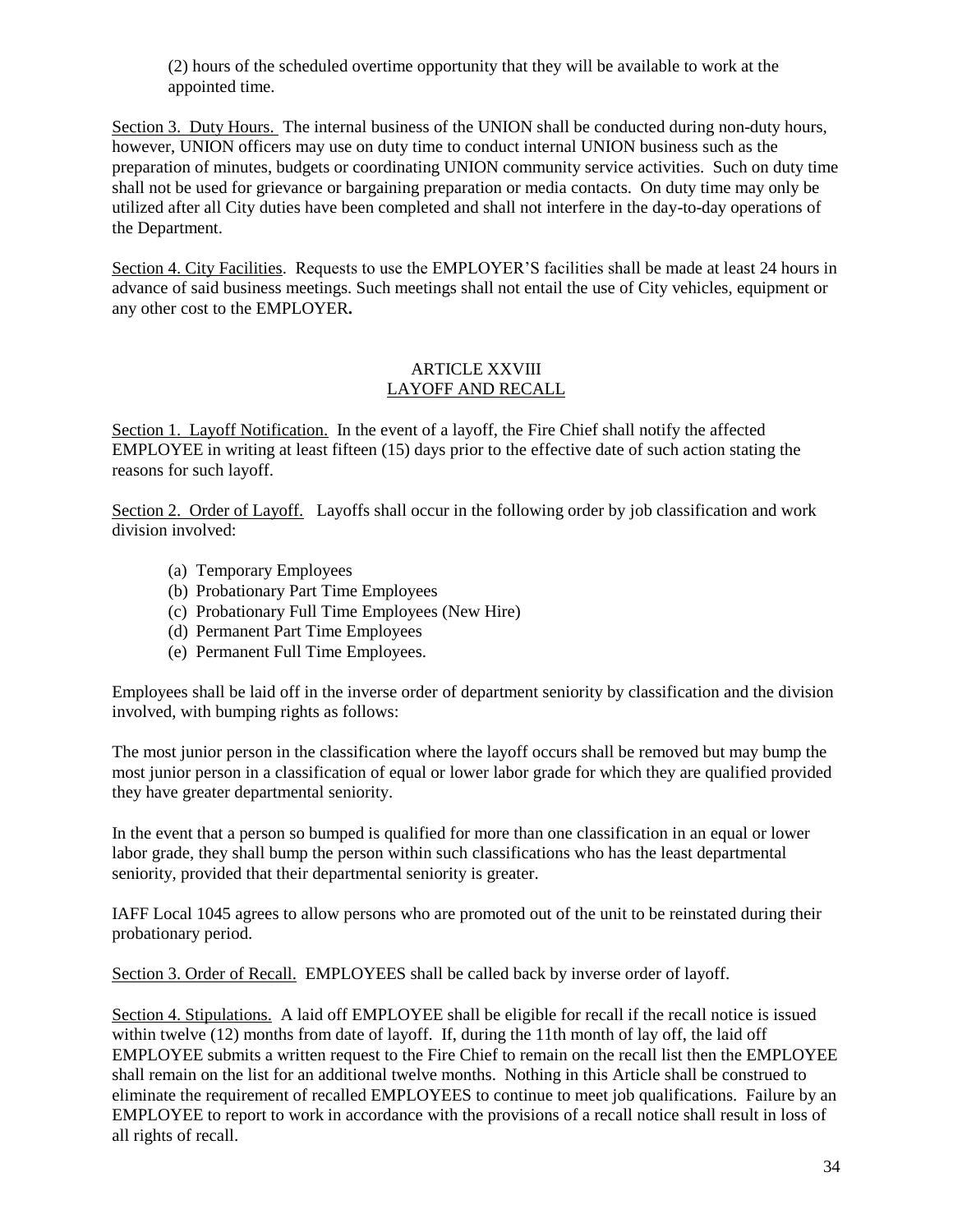(2) hours of the scheduled overtime opportunity that they will be available to work at the appointed time.

Section 3. Duty Hours. The internal business of the UNION shall be conducted during non-duty hours, however, UNION officers may use on duty time to conduct internal UNION business such as the preparation of minutes, budgets or coordinating UNION community service activities. Such on duty time shall not be used for grievance or bargaining preparation or media contacts. On duty time may only be utilized after all City duties have been completed and shall not interfere in the day-to-day operations of the Department.

Section 4. City Facilities. Requests to use the EMPLOYER'S facilities shall be made at least 24 hours in advance of said business meetings. Such meetings shall not entail the use of City vehicles, equipment or any other cost to the EMPLOYER**.**

## ARTICLE XXVIII
## LAYOFF AND RECALL

Section 1. Layoff Notification. In the event of a layoff, the Fire Chief shall notify the affected EMPLOYEE in writing at least fifteen (15) days prior to the effective date of such action stating the reasons for such layoff.

Section 2. Order of Layoff. Layoffs shall occur in the following order by job classification and work division involved:

(a) Temporary Employees
(b) Probationary Part Time Employees
(c) Probationary Full Time Employees (New Hire)
(d) Permanent Part Time Employees
(e) Permanent Full Time Employees.

Employees shall be laid off in the inverse order of department seniority by classification and the division involved, with bumping rights as follows:

The most junior person in the classification where the layoff occurs shall be removed but may bump the most junior person in a classification of equal or lower labor grade for which they are qualified provided they have greater departmental seniority.

In the event that a person so bumped is qualified for more than one classification in an equal or lower labor grade, they shall bump the person within such classifications who has the least departmental seniority, provided that their departmental seniority is greater.

IAFF Local 1045 agrees to allow persons who are promoted out of the unit to be reinstated during their probationary period.

Section 3. Order of Recall. EMPLOYEES shall be called back by inverse order of layoff.

Section 4. Stipulations. A laid off EMPLOYEE shall be eligible for recall if the recall notice is issued within twelve (12) months from date of layoff. If, during the 11th month of lay off, the laid off EMPLOYEE submits a written request to the Fire Chief to remain on the recall list then the EMPLOYEE shall remain on the list for an additional twelve months. Nothing in this Article shall be construed to eliminate the requirement of recalled EMPLOYEES to continue to meet job qualifications. Failure by an EMPLOYEE to report to work in accordance with the provisions of a recall notice shall result in loss of all rights of recall.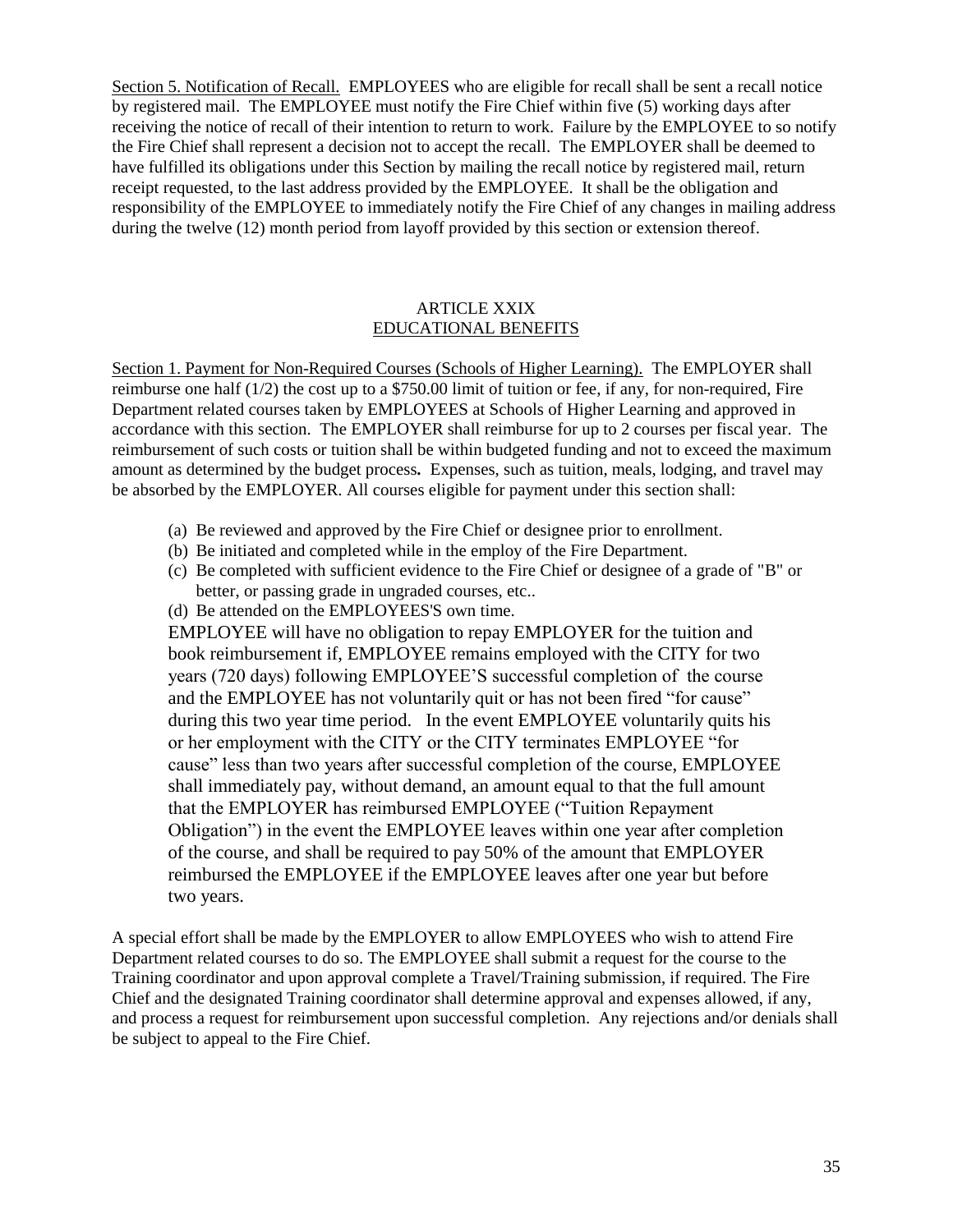Section 5. Notification of Recall. EMPLOYEES who are eligible for recall shall be sent a recall notice by registered mail. The EMPLOYEE must notify the Fire Chief within five (5) working days after receiving the notice of recall of their intention to return to work. Failure by the EMPLOYEE to so notify the Fire Chief shall represent a decision not to accept the recall. The EMPLOYER shall be deemed to have fulfilled its obligations under this Section by mailing the recall notice by registered mail, return receipt requested, to the last address provided by the EMPLOYEE. It shall be the obligation and responsibility of the EMPLOYEE to immediately notify the Fire Chief of any changes in mailing address during the twelve (12) month period from layoff provided by this section or extension thereof.

## ARTICLE XXIX
## EDUCATIONAL BENEFITS

Section 1. Payment for Non-Required Courses (Schools of Higher Learning). The EMPLOYER shall reimburse one half (1/2) the cost up to a $750.00 limit of tuition or fee, if any, for non-required, Fire Department related courses taken by EMPLOYEES at Schools of Higher Learning and approved in accordance with this section. The EMPLOYER shall reimburse for up to 2 courses per fiscal year. The reimbursement of such costs or tuition shall be within budgeted funding and not to exceed the maximum amount as determined by the budget process**.** Expenses, such as tuition, meals, lodging, and travel may be absorbed by the EMPLOYER. All courses eligible for payment under this section shall:

(a) Be reviewed and approved by the Fire Chief or designee prior to enrollment.
(b) Be initiated and completed while in the employ of the Fire Department.
(c) Be completed with sufficient evidence to the Fire Chief or designee of a grade of "B" or better, or passing grade in ungraded courses, etc..
(d) Be attended on the EMPLOYEES'S own time.

EMPLOYEE will have no obligation to repay EMPLOYER for the tuition and book reimbursement if, EMPLOYEE remains employed with the CITY for two years (720 days) following EMPLOYEE'S successful completion of the course and the EMPLOYEE has not voluntarily quit or has not been fired "for cause" during this two year time period. In the event EMPLOYEE voluntarily quits his or her employment with the CITY or the CITY terminates EMPLOYEE "for cause" less than two years after successful completion of the course, EMPLOYEE shall immediately pay, without demand, an amount equal to that the full amount that the EMPLOYER has reimbursed EMPLOYEE ("Tuition Repayment Obligation") in the event the EMPLOYEE leaves within one year after completion of the course, and shall be required to pay 50% of the amount that EMPLOYER reimbursed the EMPLOYEE if the EMPLOYEE leaves after one year but before two years.

A special effort shall be made by the EMPLOYER to allow EMPLOYEES who wish to attend Fire Department related courses to do so. The EMPLOYEE shall submit a request for the course to the Training coordinator and upon approval complete a Travel/Training submission, if required. The Fire Chief and the designated Training coordinator shall determine approval and expenses allowed, if any, and process a request for reimbursement upon successful completion. Any rejections and/or denials shall be subject to appeal to the Fire Chief.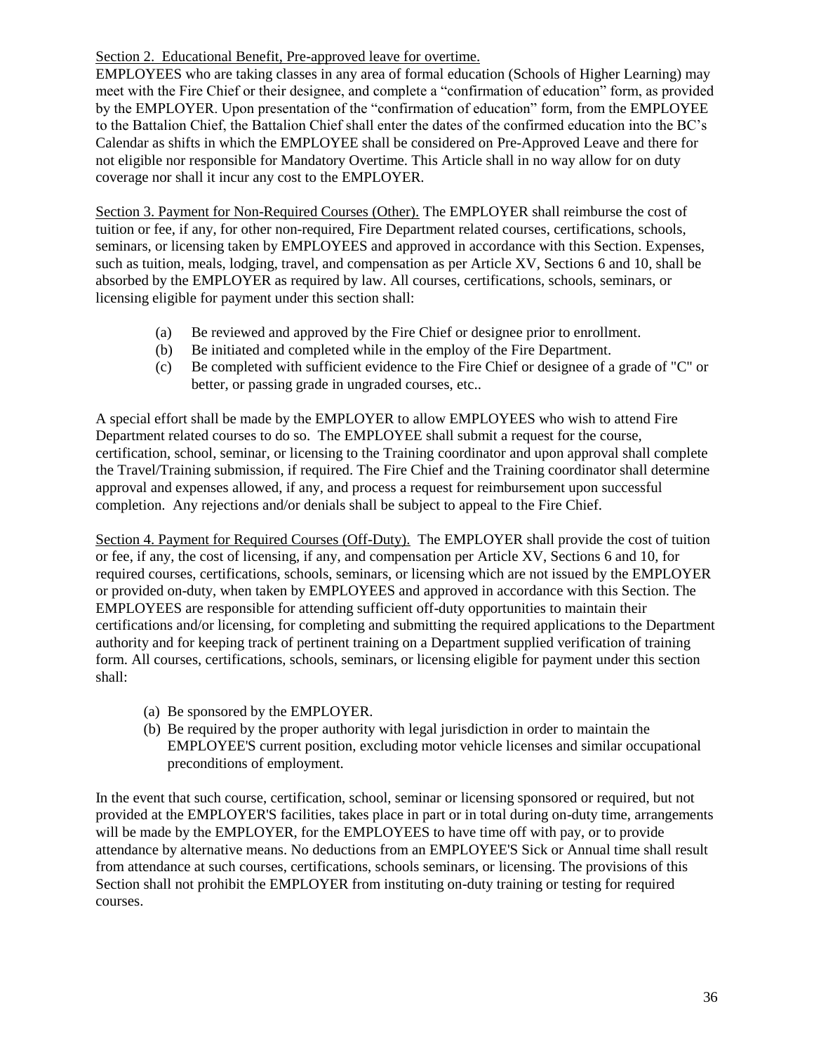Section 2. Educational Benefit, Pre-approved leave for overtime.

EMPLOYEES who are taking classes in any area of formal education (Schools of Higher Learning) may meet with the Fire Chief or their designee, and complete a "confirmation of education" form, as provided by the EMPLOYER. Upon presentation of the "confirmation of education" form, from the EMPLOYEE to the Battalion Chief, the Battalion Chief shall enter the dates of the confirmed education into the BC's Calendar as shifts in which the EMPLOYEE shall be considered on Pre-Approved Leave and there for not eligible nor responsible for Mandatory Overtime. This Article shall in no way allow for on duty coverage nor shall it incur any cost to the EMPLOYER.

Section 3. Payment for Non-Required Courses (Other). The EMPLOYER shall reimburse the cost of tuition or fee, if any, for other non-required, Fire Department related courses, certifications, schools, seminars, or licensing taken by EMPLOYEES and approved in accordance with this Section. Expenses, such as tuition, meals, lodging, travel, and compensation as per Article XV, Sections 6 and 10, shall be absorbed by the EMPLOYER as required by law. All courses, certifications, schools, seminars, or licensing eligible for payment under this section shall:

(a) Be reviewed and approved by the Fire Chief or designee prior to enrollment.
(b) Be initiated and completed while in the employ of the Fire Department.
(c) Be completed with sufficient evidence to the Fire Chief or designee of a grade of "C" or better, or passing grade in ungraded courses, etc..

A special effort shall be made by the EMPLOYER to allow EMPLOYEES who wish to attend Fire Department related courses to do so. The EMPLOYEE shall submit a request for the course, certification, school, seminar, or licensing to the Training coordinator and upon approval shall complete the Travel/Training submission, if required. The Fire Chief and the Training coordinator shall determine approval and expenses allowed, if any, and process a request for reimbursement upon successful completion. Any rejections and/or denials shall be subject to appeal to the Fire Chief.

Section 4. Payment for Required Courses (Off-Duty). The EMPLOYER shall provide the cost of tuition or fee, if any, the cost of licensing, if any, and compensation per Article XV, Sections 6 and 10, for required courses, certifications, schools, seminars, or licensing which are not issued by the EMPLOYER or provided on-duty, when taken by EMPLOYEES and approved in accordance with this Section. The EMPLOYEES are responsible for attending sufficient off-duty opportunities to maintain their certifications and/or licensing, for completing and submitting the required applications to the Department authority and for keeping track of pertinent training on a Department supplied verification of training form. All courses, certifications, schools, seminars, or licensing eligible for payment under this section shall:

(a) Be sponsored by the EMPLOYER.
(b) Be required by the proper authority with legal jurisdiction in order to maintain the EMPLOYEE'S current position, excluding motor vehicle licenses and similar occupational preconditions of employment.

In the event that such course, certification, school, seminar or licensing sponsored or required, but not provided at the EMPLOYER'S facilities, takes place in part or in total during on-duty time, arrangements will be made by the EMPLOYER, for the EMPLOYEES to have time off with pay, or to provide attendance by alternative means. No deductions from an EMPLOYEE'S Sick or Annual time shall result from attendance at such courses, certifications, schools seminars, or licensing. The provisions of this Section shall not prohibit the EMPLOYER from instituting on-duty training or testing for required courses.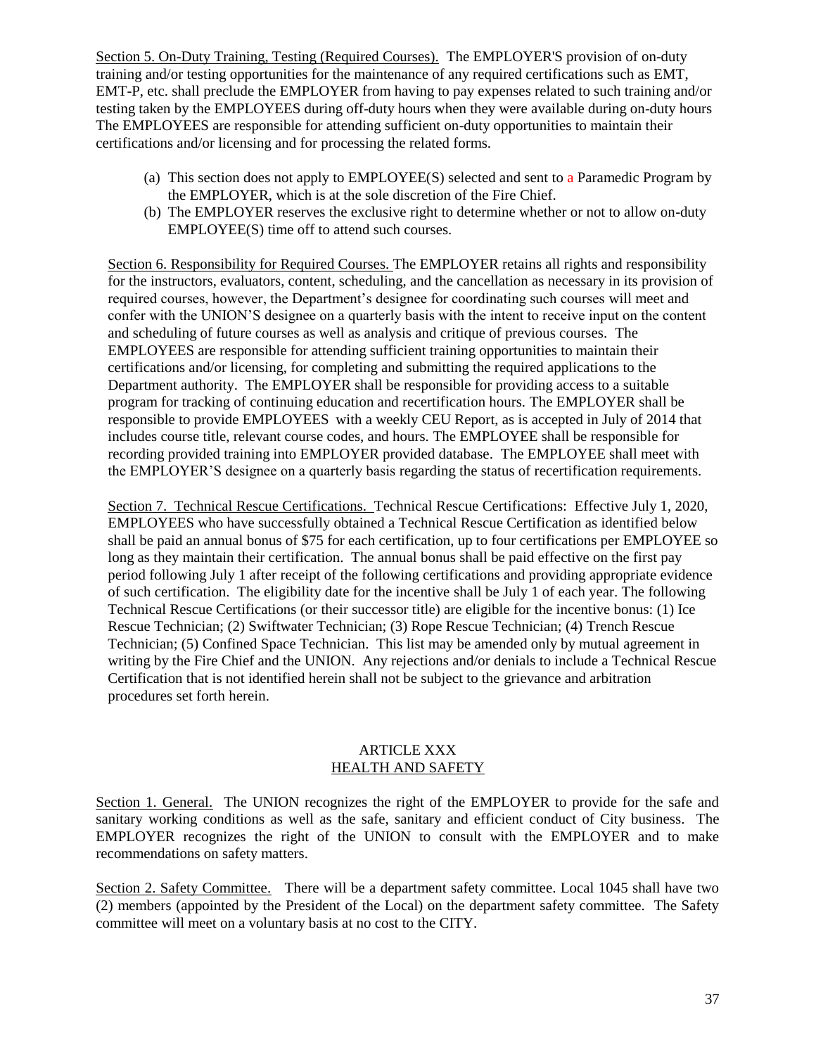<u>Section 5. On-Duty Training, Testing (Required Courses).</u> The EMPLOYER'S provision of on-duty training and/or testing opportunities for the maintenance of any required certifications such as EMT, EMT-P, etc. shall preclude the EMPLOYER from having to pay expenses related to such training and/or testing taken by the EMPLOYEES during off-duty hours when they were available during on-duty hours The EMPLOYEES are responsible for attending sufficient on-duty opportunities to maintain their certifications and/or licensing and for processing the related forms.

(a) This section does not apply to EMPLOYEE(S) selected and sent to a Paramedic Program by the EMPLOYER, which is at the sole discretion of the Fire Chief.

(b) The EMPLOYER reserves the exclusive right to determine whether or not to allow on-duty EMPLOYEE(S) time off to attend such courses.

<u>Section 6. Responsibility for Required Courses.</u> The EMPLOYER retains all rights and responsibility for the instructors, evaluators, content, scheduling, and the cancellation as necessary in its provision of required courses, however, the Department's designee for coordinating such courses will meet and confer with the UNION'S designee on a quarterly basis with the intent to receive input on the content and scheduling of future courses as well as analysis and critique of previous courses. The EMPLOYEES are responsible for attending sufficient training opportunities to maintain their certifications and/or licensing, for completing and submitting the required applications to the Department authority. The EMPLOYER shall be responsible for providing access to a suitable program for tracking of continuing education and recertification hours. The EMPLOYER shall be responsible to provide EMPLOYEES with a weekly CEU Report, as is accepted in July of 2014 that includes course title, relevant course codes, and hours. The EMPLOYEE shall be responsible for recording provided training into EMPLOYER provided database. The EMPLOYEE shall meet with the EMPLOYER'S designee on a quarterly basis regarding the status of recertification requirements.

<u>Section 7. Technical Rescue Certifications.</u> Technical Rescue Certifications: Effective July 1, 2020, EMPLOYEES who have successfully obtained a Technical Rescue Certification as identified below shall be paid an annual bonus of $75 for each certification, up to four certifications per EMPLOYEE so long as they maintain their certification. The annual bonus shall be paid effective on the first pay period following July 1 after receipt of the following certifications and providing appropriate evidence of such certification. The eligibility date for the incentive shall be July 1 of each year. The following Technical Rescue Certifications (or their successor title) are eligible for the incentive bonus: (1) Ice Rescue Technician; (2) Swiftwater Technician; (3) Rope Rescue Technician; (4) Trench Rescue Technician; (5) Confined Space Technician. This list may be amended only by mutual agreement in writing by the Fire Chief and the UNION. Any rejections and/or denials to include a Technical Rescue Certification that is not identified herein shall not be subject to the grievance and arbitration procedures set forth herein.

## ARTICLE XXX
## HEALTH AND SAFETY

<u>Section 1. General.</u> The UNION recognizes the right of the EMPLOYER to provide for the safe and sanitary working conditions as well as the safe, sanitary and efficient conduct of City business. The EMPLOYER recognizes the right of the UNION to consult with the EMPLOYER and to make recommendations on safety matters.

<u>Section 2. Safety Committee.</u> There will be a department safety committee. Local 1045 shall have two (2) members (appointed by the President of the Local) on the department safety committee. The Safety committee will meet on a voluntary basis at no cost to the CITY.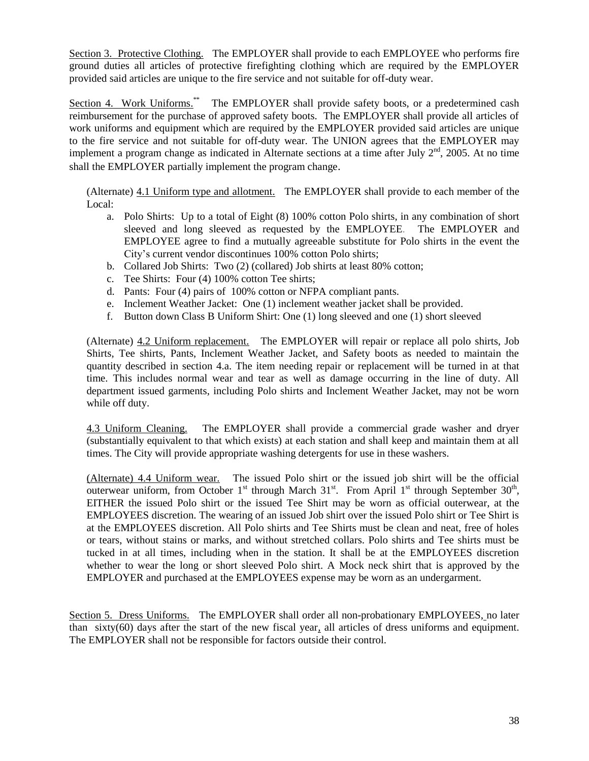Section 3. Protective Clothing. The EMPLOYER shall provide to each EMPLOYEE who performs fire ground duties all articles of protective firefighting clothing which are required by the EMPLOYER provided said articles are unique to the fire service and not suitable for off-duty wear.

Section 4. Work Uniforms.** The EMPLOYER shall provide safety boots, or a predetermined cash reimbursement for the purchase of approved safety boots. The EMPLOYER shall provide all articles of work uniforms and equipment which are required by the EMPLOYER provided said articles are unique to the fire service and not suitable for off-duty wear. The UNION agrees that the EMPLOYER may implement a program change as indicated in Alternate sections at a time after July 2nd, 2005. At no time shall the EMPLOYER partially implement the program change.

(Alternate) 4.1 Uniform type and allotment. The EMPLOYER shall provide to each member of the Local:

a. Polo Shirts: Up to a total of Eight (8) 100% cotton Polo shirts, in any combination of short sleeved and long sleeved as requested by the EMPLOYEE. The EMPLOYER and EMPLOYEE agree to find a mutually agreeable substitute for Polo shirts in the event the City's current vendor discontinues 100% cotton Polo shirts;
b. Collared Job Shirts: Two (2) (collared) Job shirts at least 80% cotton;
c. Tee Shirts: Four (4) 100% cotton Tee shirts;
d. Pants: Four (4) pairs of 100% cotton or NFPA compliant pants.
e. Inclement Weather Jacket: One (1) inclement weather jacket shall be provided.
f. Button down Class B Uniform Shirt: One (1) long sleeved and one (1) short sleeved

(Alternate) 4.2 Uniform replacement. The EMPLOYER will repair or replace all polo shirts, Job Shirts, Tee shirts, Pants, Inclement Weather Jacket, and Safety boots as needed to maintain the quantity described in section 4.a. The item needing repair or replacement will be turned in at that time. This includes normal wear and tear as well as damage occurring in the line of duty. All department issued garments, including Polo shirts and Inclement Weather Jacket, may not be worn while off duty.

4.3 Uniform Cleaning. The EMPLOYER shall provide a commercial grade washer and dryer (substantially equivalent to that which exists) at each station and shall keep and maintain them at all times. The City will provide appropriate washing detergents for use in these washers.

(Alternate) 4.4 Uniform wear. The issued Polo shirt or the issued job shirt will be the official outerwear uniform, from October 1st through March 31st. From April 1st through September 30th, EITHER the issued Polo shirt or the issued Tee Shirt may be worn as official outerwear, at the EMPLOYEES discretion. The wearing of an issued Job shirt over the issued Polo shirt or Tee Shirt is at the EMPLOYEES discretion. All Polo shirts and Tee Shirts must be clean and neat, free of holes or tears, without stains or marks, and without stretched collars. Polo shirts and Tee shirts must be tucked in at all times, including when in the station. It shall be at the EMPLOYEES discretion whether to wear the long or short sleeved Polo shirt. A Mock neck shirt that is approved by the EMPLOYER and purchased at the EMPLOYEES expense may be worn as an undergarment.

Section 5. Dress Uniforms. The EMPLOYER shall order all non-probationary EMPLOYEES, no later than sixty(60) days after the start of the new fiscal year, all articles of dress uniforms and equipment. The EMPLOYER shall not be responsible for factors outside their control.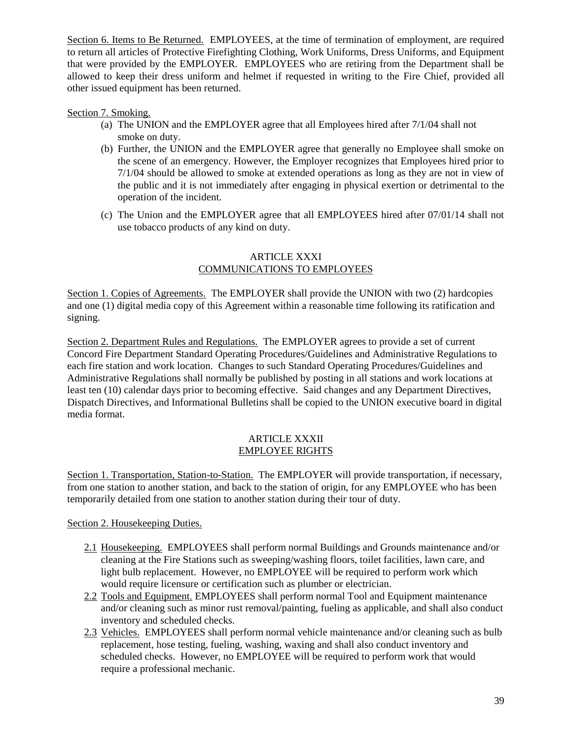Section 6. Items to Be Returned. EMPLOYEES, at the time of termination of employment, are required to return all articles of Protective Firefighting Clothing, Work Uniforms, Dress Uniforms, and Equipment that were provided by the EMPLOYER. EMPLOYEES who are retiring from the Department shall be allowed to keep their dress uniform and helmet if requested in writing to the Fire Chief, provided all other issued equipment has been returned.

Section 7. Smoking.

(a) The UNION and the EMPLOYER agree that all Employees hired after 7/1/04 shall not smoke on duty.

(b) Further, the UNION and the EMPLOYER agree that generally no Employee shall smoke on the scene of an emergency. However, the Employer recognizes that Employees hired prior to 7/1/04 should be allowed to smoke at extended operations as long as they are not in view of the public and it is not immediately after engaging in physical exertion or detrimental to the operation of the incident.

(c) The Union and the EMPLOYER agree that all EMPLOYEES hired after 07/01/14 shall not use tobacco products of any kind on duty.

## ARTICLE XXXI
## COMMUNICATIONS TO EMPLOYEES

Section 1. Copies of Agreements. The EMPLOYER shall provide the UNION with two (2) hardcopies and one (1) digital media copy of this Agreement within a reasonable time following its ratification and signing.

Section 2. Department Rules and Regulations. The EMPLOYER agrees to provide a set of current Concord Fire Department Standard Operating Procedures/Guidelines and Administrative Regulations to each fire station and work location. Changes to such Standard Operating Procedures/Guidelines and Administrative Regulations shall normally be published by posting in all stations and work locations at least ten (10) calendar days prior to becoming effective. Said changes and any Department Directives, Dispatch Directives, and Informational Bulletins shall be copied to the UNION executive board in digital media format.

## ARTICLE XXXII
## EMPLOYEE RIGHTS

Section 1. Transportation, Station-to-Station. The EMPLOYER will provide transportation, if necessary, from one station to another station, and back to the station of origin, for any EMPLOYEE who has been temporarily detailed from one station to another station during their tour of duty.

Section 2. Housekeeping Duties.

2.1 Housekeeping. EMPLOYEES shall perform normal Buildings and Grounds maintenance and/or cleaning at the Fire Stations such as sweeping/washing floors, toilet facilities, lawn care, and light bulb replacement. However, no EMPLOYEE will be required to perform work which would require licensure or certification such as plumber or electrician.

2.2 Tools and Equipment. EMPLOYEES shall perform normal Tool and Equipment maintenance and/or cleaning such as minor rust removal/painting, fueling as applicable, and shall also conduct inventory and scheduled checks.

2.3 Vehicles. EMPLOYEES shall perform normal vehicle maintenance and/or cleaning such as bulb replacement, hose testing, fueling, washing, waxing and shall also conduct inventory and scheduled checks. However, no EMPLOYEE will be required to perform work that would require a professional mechanic.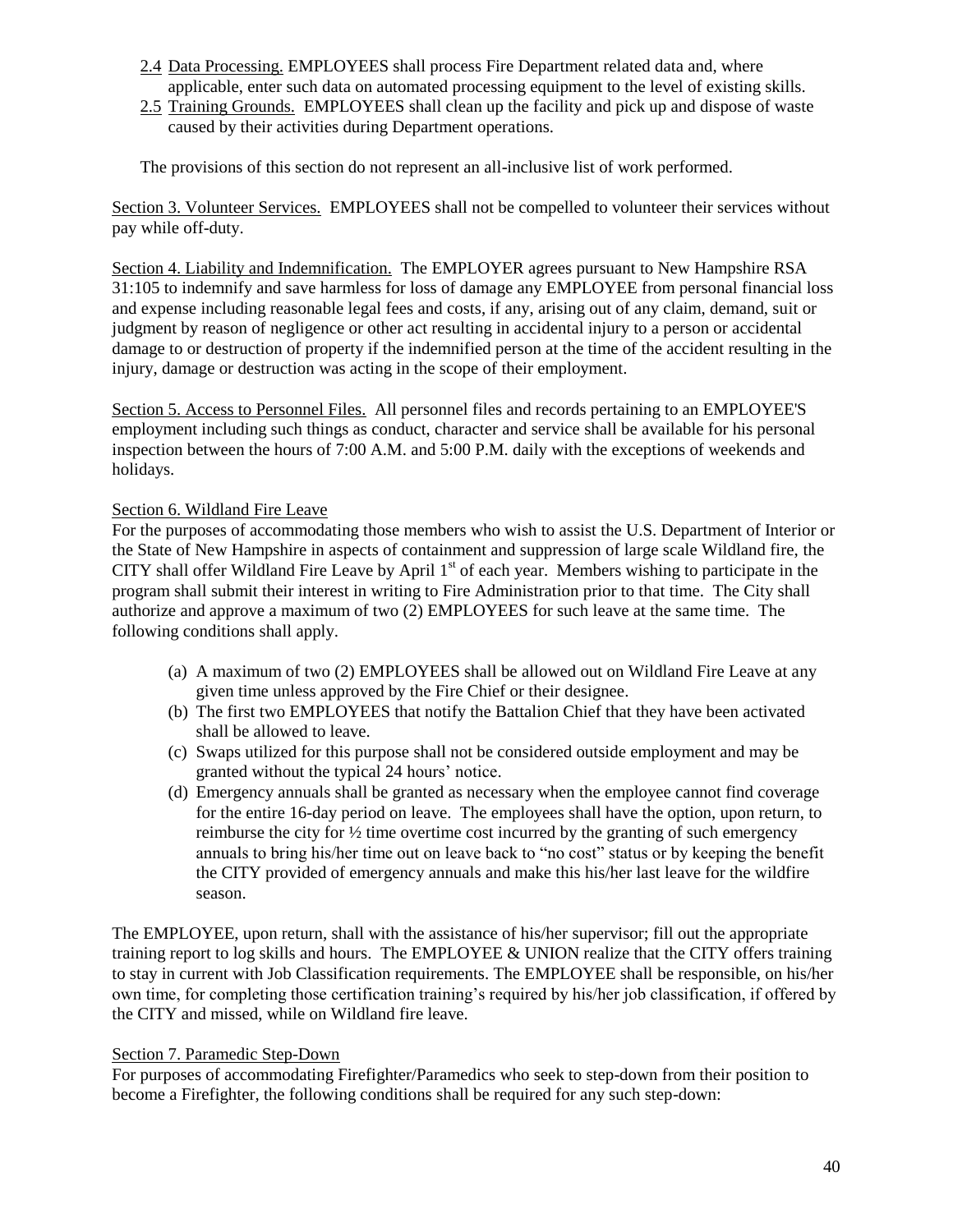2.4 Data Processing. EMPLOYEES shall process Fire Department related data and, where applicable, enter such data on automated processing equipment to the level of existing skills.

2.5 Training Grounds. EMPLOYEES shall clean up the facility and pick up and dispose of waste caused by their activities during Department operations.

The provisions of this section do not represent an all-inclusive list of work performed.

Section 3. Volunteer Services. EMPLOYEES shall not be compelled to volunteer their services without pay while off-duty.

Section 4. Liability and Indemnification. The EMPLOYER agrees pursuant to New Hampshire RSA 31:105 to indemnify and save harmless for loss of damage any EMPLOYEE from personal financial loss and expense including reasonable legal fees and costs, if any, arising out of any claim, demand, suit or judgment by reason of negligence or other act resulting in accidental injury to a person or accidental damage to or destruction of property if the indemnified person at the time of the accident resulting in the injury, damage or destruction was acting in the scope of their employment.

Section 5. Access to Personnel Files. All personnel files and records pertaining to an EMPLOYEE'S employment including such things as conduct, character and service shall be available for his personal inspection between the hours of 7:00 A.M. and 5:00 P.M. daily with the exceptions of weekends and holidays.

Section 6. Wildland Fire Leave

For the purposes of accommodating those members who wish to assist the U.S. Department of Interior or the State of New Hampshire in aspects of containment and suppression of large scale Wildland fire, the CITY shall offer Wildland Fire Leave by April 1st of each year. Members wishing to participate in the program shall submit their interest in writing to Fire Administration prior to that time. The City shall authorize and approve a maximum of two (2) EMPLOYEES for such leave at the same time. The following conditions shall apply.

(a) A maximum of two (2) EMPLOYEES shall be allowed out on Wildland Fire Leave at any given time unless approved by the Fire Chief or their designee.
(b) The first two EMPLOYEES that notify the Battalion Chief that they have been activated shall be allowed to leave.
(c) Swaps utilized for this purpose shall not be considered outside employment and may be granted without the typical 24 hours' notice.
(d) Emergency annuals shall be granted as necessary when the employee cannot find coverage for the entire 16-day period on leave. The employees shall have the option, upon return, to reimburse the city for ½ time overtime cost incurred by the granting of such emergency annuals to bring his/her time out on leave back to "no cost" status or by keeping the benefit the CITY provided of emergency annuals and make this his/her last leave for the wildfire season.

The EMPLOYEE, upon return, shall with the assistance of his/her supervisor; fill out the appropriate training report to log skills and hours. The EMPLOYEE & UNION realize that the CITY offers training to stay in current with Job Classification requirements. The EMPLOYEE shall be responsible, on his/her own time, for completing those certification training's required by his/her job classification, if offered by the CITY and missed, while on Wildland fire leave.

Section 7. Paramedic Step-Down

For purposes of accommodating Firefighter/Paramedics who seek to step-down from their position to become a Firefighter, the following conditions shall be required for any such step-down: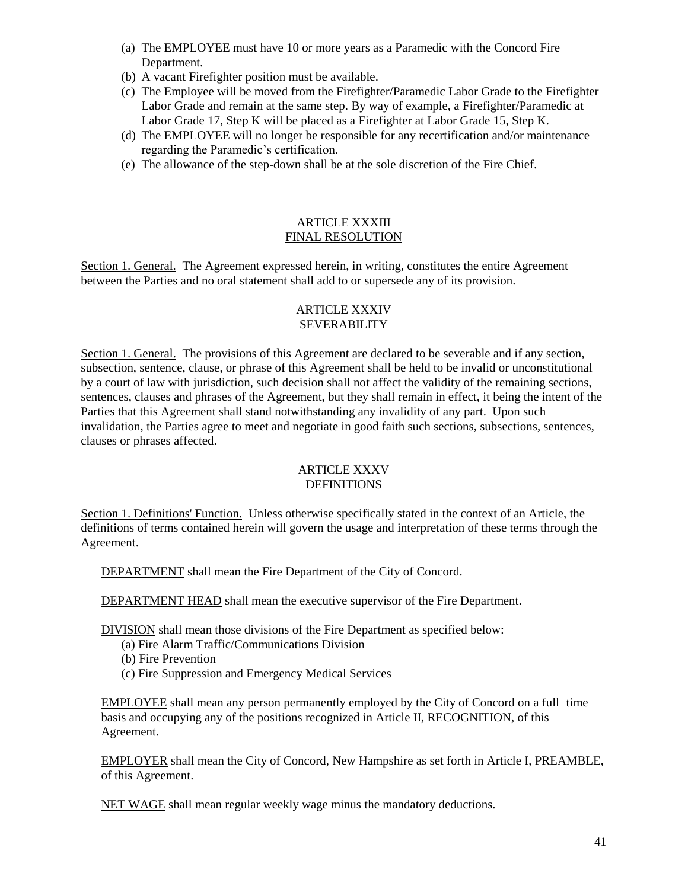(a) The EMPLOYEE must have 10 or more years as a Paramedic with the Concord Fire Department.
(b) A vacant Firefighter position must be available.
(c) The Employee will be moved from the Firefighter/Paramedic Labor Grade to the Firefighter Labor Grade and remain at the same step. By way of example, a Firefighter/Paramedic at Labor Grade 17, Step K will be placed as a Firefighter at Labor Grade 15, Step K.
(d) The EMPLOYEE will no longer be responsible for any recertification and/or maintenance regarding the Paramedic's certification.
(e) The allowance of the step-down shall be at the sole discretion of the Fire Chief.

## ARTICLE XXXIII
## FINAL RESOLUTION

Section 1. General. The Agreement expressed herein, in writing, constitutes the entire Agreement between the Parties and no oral statement shall add to or supersede any of its provision.

## ARTICLE XXXIV
## SEVERABILITY

Section 1. General. The provisions of this Agreement are declared to be severable and if any section, subsection, sentence, clause, or phrase of this Agreement shall be held to be invalid or unconstitutional by a court of law with jurisdiction, such decision shall not affect the validity of the remaining sections, sentences, clauses and phrases of the Agreement, but they shall remain in effect, it being the intent of the Parties that this Agreement shall stand notwithstanding any invalidity of any part. Upon such invalidation, the Parties agree to meet and negotiate in good faith such sections, subsections, sentences, clauses or phrases affected.

## ARTICLE XXXV
## DEFINITIONS

Section 1. Definitions' Function. Unless otherwise specifically stated in the context of an Article, the definitions of terms contained herein will govern the usage and interpretation of these terms through the Agreement.

DEPARTMENT shall mean the Fire Department of the City of Concord.

DEPARTMENT HEAD shall mean the executive supervisor of the Fire Department.

DIVISION shall mean those divisions of the Fire Department as specified below:
(a) Fire Alarm Traffic/Communications Division
(b) Fire Prevention
(c) Fire Suppression and Emergency Medical Services

EMPLOYEE shall mean any person permanently employed by the City of Concord on a full time basis and occupying any of the positions recognized in Article II, RECOGNITION, of this Agreement.

EMPLOYER shall mean the City of Concord, New Hampshire as set forth in Article I, PREAMBLE, of this Agreement.

NET WAGE shall mean regular weekly wage minus the mandatory deductions.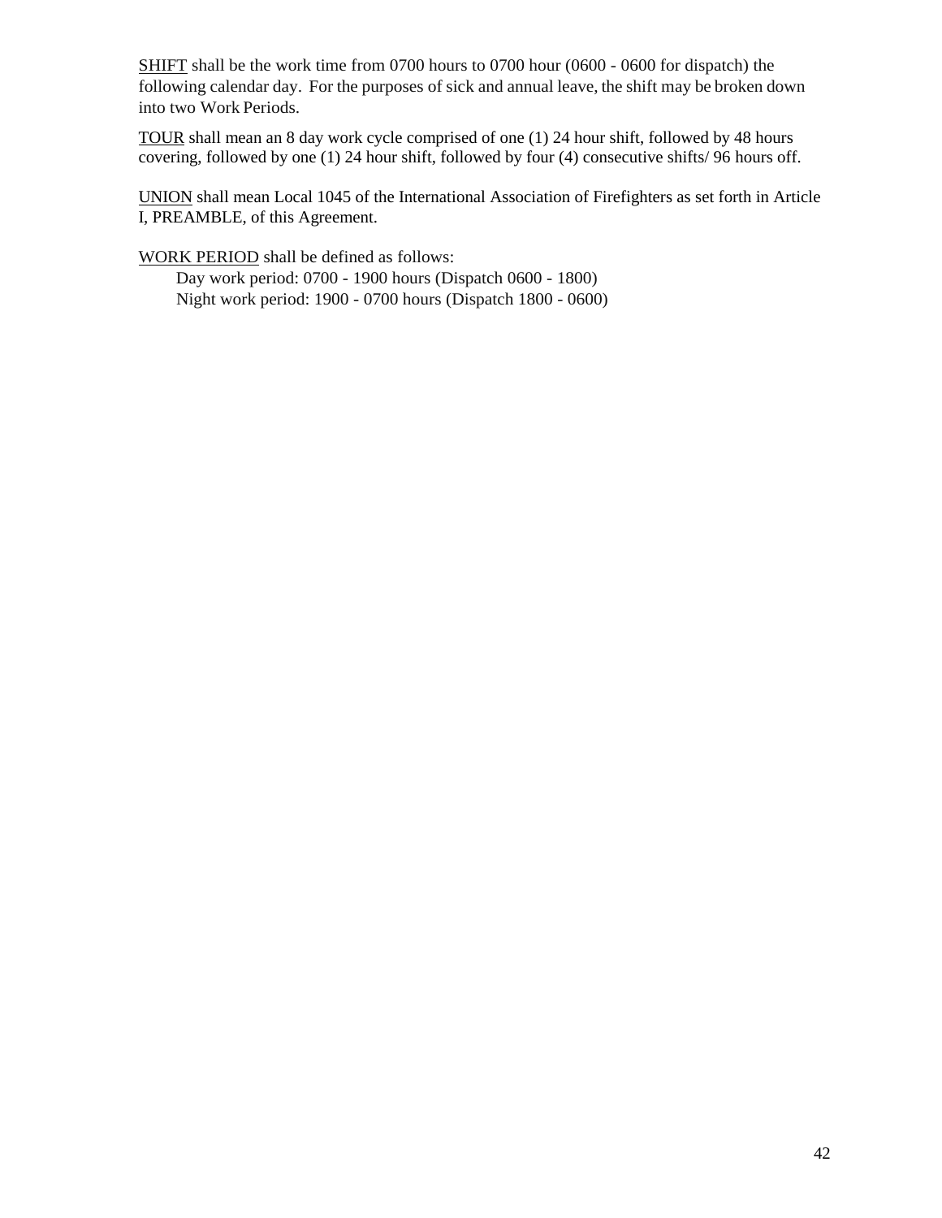<u>SHIFT</u> shall be the work time from 0700 hours to 0700 hour (0600 - 0600 for dispatch) the following calendar day. For the purposes of sick and annual leave, the shift may be broken down into two Work Periods.

<u>TOUR</u> shall mean an 8 day work cycle comprised of one (1) 24 hour shift, followed by 48 hours covering, followed by one (1) 24 hour shift, followed by four (4) consecutive shifts/ 96 hours off.

<u>UNION</u> shall mean Local 1045 of the International Association of Firefighters as set forth in Article I, PREAMBLE, of this Agreement.

<u>WORK PERIOD</u> shall be defined as follows:

Day work period: 0700 - 1900 hours (Dispatch 0600 - 1800)
Night work period: 1900 - 0700 hours (Dispatch 1800 - 0600)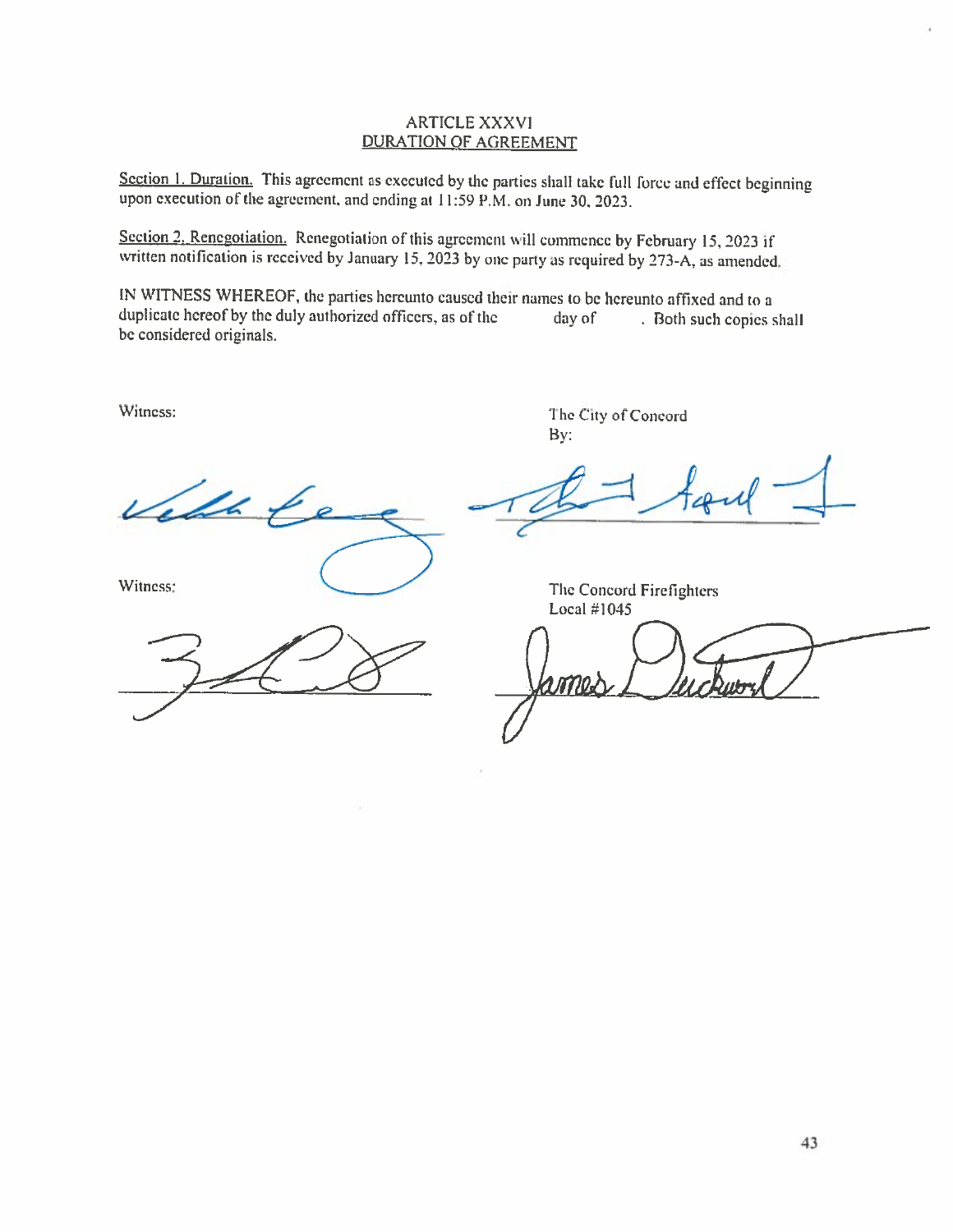## ARTICLE XXXVI
## DURATION OF AGREEMENT

Section 1. Duration. This agreement as executed by the parties shall take full force and effect beginning upon execution of the agreement, and ending at 11:59 P.M. on June 30, 2023.

Section 2. Renegotiation. Renegotiation of this agreement will commence by February 15, 2023 if written notification is received by January 15, 2023 by one party as required by 273-A, as amended.

IN WITNESS WHEREOF, the parties hereunto caused their names to be hereunto affixed and to a duplicate hereof by the duly authorized officers, as of the        day of        . Both such copies shall be considered originals.

Witness:

The City of Concord
By:

Witness:

The Concord Firefighters
Local #1045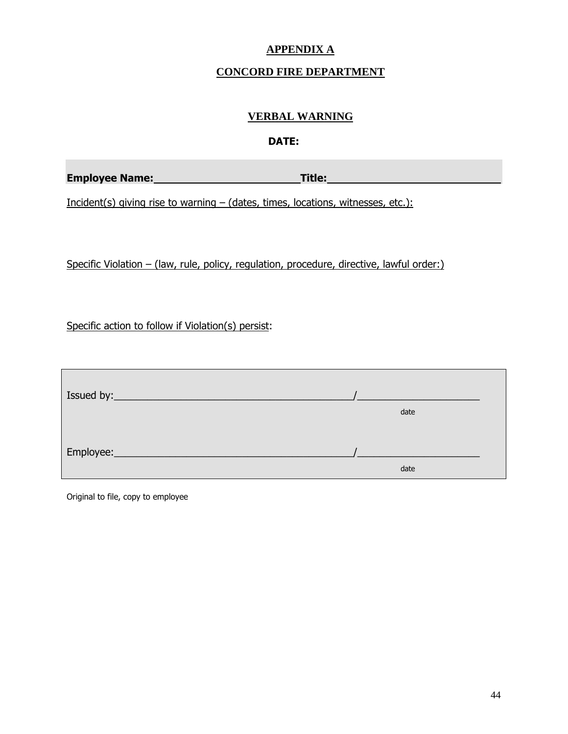## APPENDIX A

## CONCORD FIRE DEPARTMENT

### VERBAL WARNING

**DATE:**

**Employee Name:________________________Title:____________________________**

Incident(s) giving rise to warning – (dates, times, locations, witnesses, etc.):

Specific Violation – (law, rule, policy, regulation, procedure, directive, lawful order:)

Specific action to follow if Violation(s) persist:

Issued by:____________________________________________/______________________
date

Employee:____________________________________________/______________________
date

Original to file, copy to employee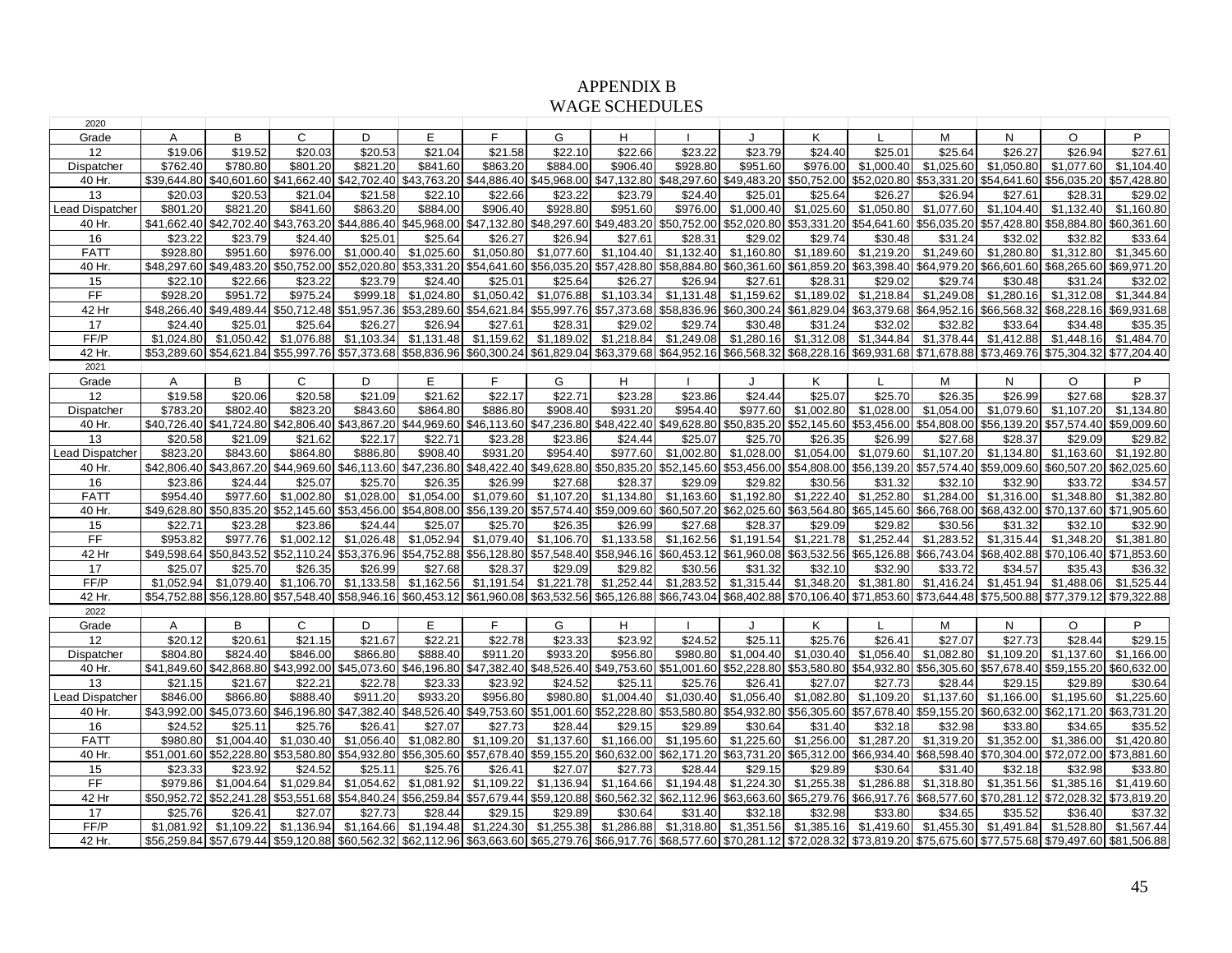# APPENDIX B
## WAGE SCHEDULES

| 2020 | | | | | | | | | | | | | | | | |
|---|---|---|---|---|---|---|---|---|---|---|---|---|---|---|---|---|
| Grade | A | B | C | D | E | F | G | H | I | J | K | L | M | N | O | P |
| 12 | $19.06 | $19.52 | $20.03 | $20.53 | $21.04 | $21.58 | $22.10 | $22.66 | $23.22 | $23.79 | $24.40 | $25.01 | $25.64 | $26.27 | $26.94 | $27.61 |
| Dispatcher | $762.40 | $780.80 | $801.20 | $821.20 | $841.60 | $863.20 | $884.00 | $906.40 | $928.80 | $951.60 | $976.00 | $1,000.40 | $1,025.60 | $1,050.80 | $1,077.60 | $1,104.40 |
| 40 Hr. | $39,644.80 | $40,601.60 | $41,662.40 | $42,702.40 | $43,763.20 | $44,886.40 | $45,968.00 | $47,132.80 | $48,297.60 | $49,483.20 | $50,752.00 | $52,020.80 | $53,331.20 | $54,641.60 | $56,035.20 | $57,428.80 |
| 13 | $20.03 | $20.53 | $21.04 | $21.58 | $22.10 | $22.66 | $23.22 | $23.79 | $24.40 | $25.01 | $25.64 | $26.27 | $26.94 | $27.61 | $28.31 | $29.02 |
| Lead Dispatcher | $801.20 | $821.20 | $841.60 | $863.20 | $884.00 | $906.40 | $928.80 | $951.60 | $976.00 | $1,000.40 | $1,025.60 | $1,050.80 | $1,077.60 | $1,104.40 | $1,132.40 | $1,160.80 |
| 40 Hr. | $41,662.40 | $42,702.40 | $43,763.20 | $44,886.40 | $45,968.00 | $47,132.80 | $48,297.60 | $49,483.20 | $50,752.00 | $52,020.80 | $53,331.20 | $54,641.60 | $56,035.20 | $57,428.80 | $58,884.80 | $60,361.60 |
| 16 | $23.22 | $23.79 | $24.40 | $25.01 | $25.64 | $26.27 | $26.94 | $27.61 | $28.31 | $29.02 | $29.74 | $30.48 | $31.24 | $32.02 | $32.82 | $33.64 |
| FATT | $928.80 | $951.60 | $976.00 | $1,000.40 | $1,025.60 | $1,050.80 | $1,077.60 | $1,104.40 | $1,132.40 | $1,160.80 | $1,189.60 | $1,219.20 | $1,249.60 | $1,280.80 | $1,312.80 | $1,345.60 |
| 40 Hr. | $48,297.60 | $49,483.20 | $50,752.00 | $52,020.80 | $53,331.20 | $54,641.60 | $56,035.20 | $57,428.80 | $58,884.80 | $60,361.60 | $61,859.20 | $63,398.40 | $64,979.20 | $66,601.60 | $68,265.60 | $69,971.20 |
| 15 | $22.10 | $22.66 | $23.22 | $23.79 | $24.40 | $25.01 | $25.64 | $26.27 | $26.94 | $27.61 | $28.31 | $29.02 | $29.74 | $30.48 | $31.24 | $32.02 |
| FF | $928.20 | $951.72 | $975.24 | $999.18 | $1,024.80 | $1,050.42 | $1,076.88 | $1,103.34 | $1,131.48 | $1,159.62 | $1,189.02 | $1,218.84 | $1,249.08 | $1,280.16 | $1,312.08 | $1,344.84 |
| 42 Hr | $48,266.40 | $49,489.44 | $50,712.48 | $51,957.36 | $53,289.60 | $54,621.84 | $55,997.76 | $57,373.68 | $58,836.96 | $60,300.24 | $61,829.04 | $63,379.68 | $64,952.16 | $66,568.32 | $68,228.16 | $69,931.68 |
| 17 | $24.40 | $25.01 | $25.64 | $26.27 | $26.94 | $27.61 | $28.31 | $29.02 | $29.74 | $30.48 | $31.24 | $32.02 | $32.82 | $33.64 | $34.48 | $35.35 |
| FF/P | $1,024.80 | $1,050.42 | $1,076.88 | $1,103.34 | $1,131.48 | $1,159.62 | $1,189.02 | $1,218.84 | $1,249.08 | $1,280.16 | $1,312.08 | $1,344.84 | $1,378.44 | $1,412.88 | $1,448.16 | $1,484.70 |
| 42 Hr. | $53,289.60 | $54,621.84 | $55,997.76 | $57,373.68 | $58,836.96 | $60,300.24 | $61,829.04 | $63,379.68 | $64,952.16 | $66,568.32 | $68,228.16 | $69,931.68 | $71,678.88 | $73,469.76 | $75,304.32 | $77,204.40 |
| 2021 | | | | | | | | | | | | | | | | |
| Grade | A | B | C | D | E | F | G | H | I | J | K | L | M | N | O | P |
| 12 | $19.58 | $20.06 | $20.58 | $21.09 | $21.62 | $22.17 | $22.71 | $23.28 | $23.86 | $24.44 | $25.07 | $25.70 | $26.35 | $26.99 | $27.68 | $28.37 |
| Dispatcher | $783.20 | $802.40 | $823.20 | $843.60 | $864.80 | $886.80 | $908.40 | $931.20 | $954.40 | $977.60 | $1,002.80 | $1,028.00 | $1,054.00 | $1,079.60 | $1,107.20 | $1,134.80 |
| 40 Hr. | $40,726.40 | $41,724.80 | $42,806.40 | $43,867.20 | $44,969.60 | $46,113.60 | $47,236.80 | $48,422.40 | $49,628.80 | $50,835.20 | $52,145.60 | $53,456.00 | $54,808.00 | $56,139.20 | $57,574.40 | $59,009.60 |
| 13 | $20.58 | $21.09 | $21.62 | $22.17 | $22.71 | $23.28 | $23.86 | $24.44 | $25.07 | $25.70 | $26.35 | $26.99 | $27.68 | $28.37 | $29.09 | $29.82 |
| Lead Dispatcher | $823.20 | $843.60 | $864.80 | $886.80 | $908.40 | $931.20 | $954.40 | $977.60 | $1,002.80 | $1,028.00 | $1,054.00 | $1,079.60 | $1,107.20 | $1,134.80 | $1,163.60 | $1,192.80 |
| 40 Hr. | $42,806.40 | $43,867.20 | $44,969.60 | $46,113.60 | $47,236.80 | $48,422.40 | $49,628.80 | $50,835.20 | $52,145.60 | $53,456.00 | $54,808.00 | $56,139.20 | $57,574.40 | $59,009.60 | $60,507.20 | $62,025.60 |
| 16 | $23.86 | $24.44 | $25.07 | $25.70 | $26.35 | $26.99 | $27.68 | $28.37 | $29.09 | $29.82 | $30.56 | $31.32 | $32.10 | $32.90 | $33.72 | $34.57 |
| FATT | $954.40 | $977.60 | $1,002.80 | $1,028.00 | $1,054.00 | $1,079.60 | $1,107.20 | $1,134.80 | $1,163.60 | $1,192.80 | $1,222.40 | $1,252.80 | $1,284.00 | $1,316.00 | $1,348.80 | $1,382.80 |
| 40 Hr. | $49,628.80 | $50,835.20 | $52,145.60 | $53,456.00 | $54,808.00 | $56,139.20 | $57,574.40 | $59,009.60 | $60,507.20 | $62,025.60 | $63,564.80 | $65,145.60 | $66,768.00 | $68,432.00 | $70,137.60 | $71,905.60 |
| 15 | $22.71 | $23.28 | $23.86 | $24.44 | $25.07 | $25.70 | $26.35 | $26.99 | $27.68 | $28.37 | $29.09 | $29.82 | $30.56 | $31.32 | $32.10 | $32.90 |
| FF | $953.82 | $977.76 | $1,002.12 | $1,026.48 | $1,052.94 | $1,079.40 | $1,106.70 | $1,133.58 | $1,162.56 | $1,191.54 | $1,221.78 | $1,252.44 | $1,283.52 | $1,315.44 | $1,348.20 | $1,381.80 |
| 42 Hr | $49,598.64 | $50,843.52 | $52,110.24 | $53,376.96 | $54,752.88 | $56,128.80 | $57,548.40 | $58,946.16 | $60,453.12 | $61,960.08 | $63,532.56 | $65,126.88 | $66,743.04 | $68,402.88 | $70,106.40 | $71,853.60 |
| 17 | $25.07 | $25.70 | $26.35 | $26.99 | $27.68 | $28.37 | $29.09 | $29.82 | $30.56 | $31.32 | $32.10 | $32.90 | $33.72 | $34.57 | $35.43 | $36.32 |
| FF/P | $1,052.94 | $1,079.40 | $1,106.70 | $1,133.58 | $1,162.56 | $1,191.54 | $1,221.78 | $1,252.44 | $1,283.52 | $1,315.44 | $1,348.20 | $1,381.80 | $1,416.24 | $1,451.94 | $1,488.06 | $1,525.44 |
| 42 Hr. | $54,752.88 | $56,128.80 | $57,548.40 | $58,946.16 | $60,453.12 | $61,960.08 | $63,532.56 | $65,126.88 | $66,743.04 | $68,402.88 | $70,106.40 | $71,853.60 | $73,644.48 | $75,500.88 | $77,379.12 | $79,322.88 |
| 2022 | | | | | | | | | | | | | | | | |
| Grade | A | B | C | D | E | F | G | H | I | J | K | L | M | N | O | P |
| 12 | $20.12 | $20.61 | $21.15 | $21.67 | $22.21 | $22.78 | $23.33 | $23.92 | $24.52 | $25.11 | $25.76 | $26.41 | $27.07 | $27.73 | $28.44 | $29.15 |
| Dispatcher | $804.80 | $824.40 | $846.00 | $866.80 | $888.40 | $911.20 | $933.20 | $956.80 | $980.80 | $1,004.40 | $1,030.40 | $1,056.40 | $1,082.80 | $1,109.20 | $1,137.60 | $1,166.00 |
| 40 Hr. | $41,849.60 | $42,868.80 | $43,992.00 | $45,073.60 | $46,196.80 | $47,382.40 | $48,526.40 | $49,753.60 | $51,001.60 | $52,228.80 | $53,580.80 | $54,932.80 | $56,305.60 | $57,678.40 | $59,155.20 | $60,632.00 |
| 13 | $21.15 | $21.67 | $22.21 | $22.78 | $23.33 | $23.92 | $24.52 | $25.11 | $25.76 | $26.41 | $27.07 | $27.73 | $28.44 | $29.15 | $29.89 | $30.64 |
| Lead Dispatcher | $846.00 | $866.80 | $888.40 | $911.20 | $933.20 | $956.80 | $980.80 | $1,004.40 | $1,030.40 | $1,056.40 | $1,082.80 | $1,109.20 | $1,137.60 | $1,166.00 | $1,195.60 | $1,225.60 |
| 40 Hr. | $43,992.00 | $45,073.60 | $46,196.80 | $47,382.40 | $48,526.40 | $49,753.60 | $51,001.60 | $52,228.80 | $53,580.80 | $54,932.80 | $56,305.60 | $57,678.40 | $59,155.20 | $60,632.00 | $62,171.20 | $63,731.20 |
| 16 | $24.52 | $25.11 | $25.76 | $26.41 | $27.07 | $27.73 | $28.44 | $29.15 | $29.89 | $30.64 | $31.40 | $32.18 | $32.98 | $33.80 | $34.65 | $35.52 |
| FATT | $980.80 | $1,004.40 | $1,030.40 | $1,056.40 | $1,082.80 | $1,109.20 | $1,137.60 | $1,166.00 | $1,195.60 | $1,225.60 | $1,256.00 | $1,287.20 | $1,319.20 | $1,352.00 | $1,386.00 | $1,420.80 |
| 40 Hr. | $51,001.60 | $52,228.80 | $53,580.80 | $54,932.80 | $56,305.60 | $57,678.40 | $59,155.20 | $60,632.00 | $62,171.20 | $63,731.20 | $65,312.00 | $66,934.40 | $68,598.40 | $70,304.00 | $72,072.00 | $73,881.60 |
| 15 | $23.33 | $23.92 | $24.52 | $25.11 | $25.76 | $26.41 | $27.07 | $27.73 | $28.44 | $29.15 | $29.89 | $30.64 | $31.40 | $32.18 | $32.98 | $33.80 |
| FF | $979.86 | $1,004.64 | $1,029.84 | $1,054.62 | $1,081.92 | $1,109.22 | $1,136.94 | $1,164.66 | $1,194.48 | $1,224.30 | $1,255.38 | $1,286.88 | $1,318.80 | $1,351.56 | $1,385.16 | $1,419.60 |
| 42 Hr | $50,952.72 | $52,241.28 | $53,551.68 | $54,840.24 | $56,259.84 | $57,679.44 | $59,120.88 | $60,562.32 | $62,112.96 | $63,663.60 | $65,279.76 | $66,917.76 | $68,577.60 | $70,281.12 | $72,028.32 | $73,819.20 |
| 17 | $25.76 | $26.41 | $27.07 | $27.73 | $28.44 | $29.15 | $29.89 | $30.64 | $31.40 | $32.18 | $33.80 | $33.80 | $34.65 | $35.52 | $36.40 | $37.32 |
| FF/P | $1,081.92 | $1,109.22 | $1,136.94 | $1,164.66 | $1,194.48 | $1,224.30 | $1,255.38 | $1,286.88 | $1,318.80 | $1,351.56 | $1,385.16 | $1,419.60 | $1,455.30 | $1,491.84 | $1,528.80 | $1,567.44 |
| 42 Hr. | $56,259.84 | $57,679.44 | $59,120.88 | $60,562.32 | $62,112.96 | $63,663.60 | $65,279.76 | $66,917.76 | $68,577.60 | $70,281.12 | $72,028.32 | $73,819.20 | $75,675.60 | $77,575.68 | $79,497.60 | $81,506.88 |